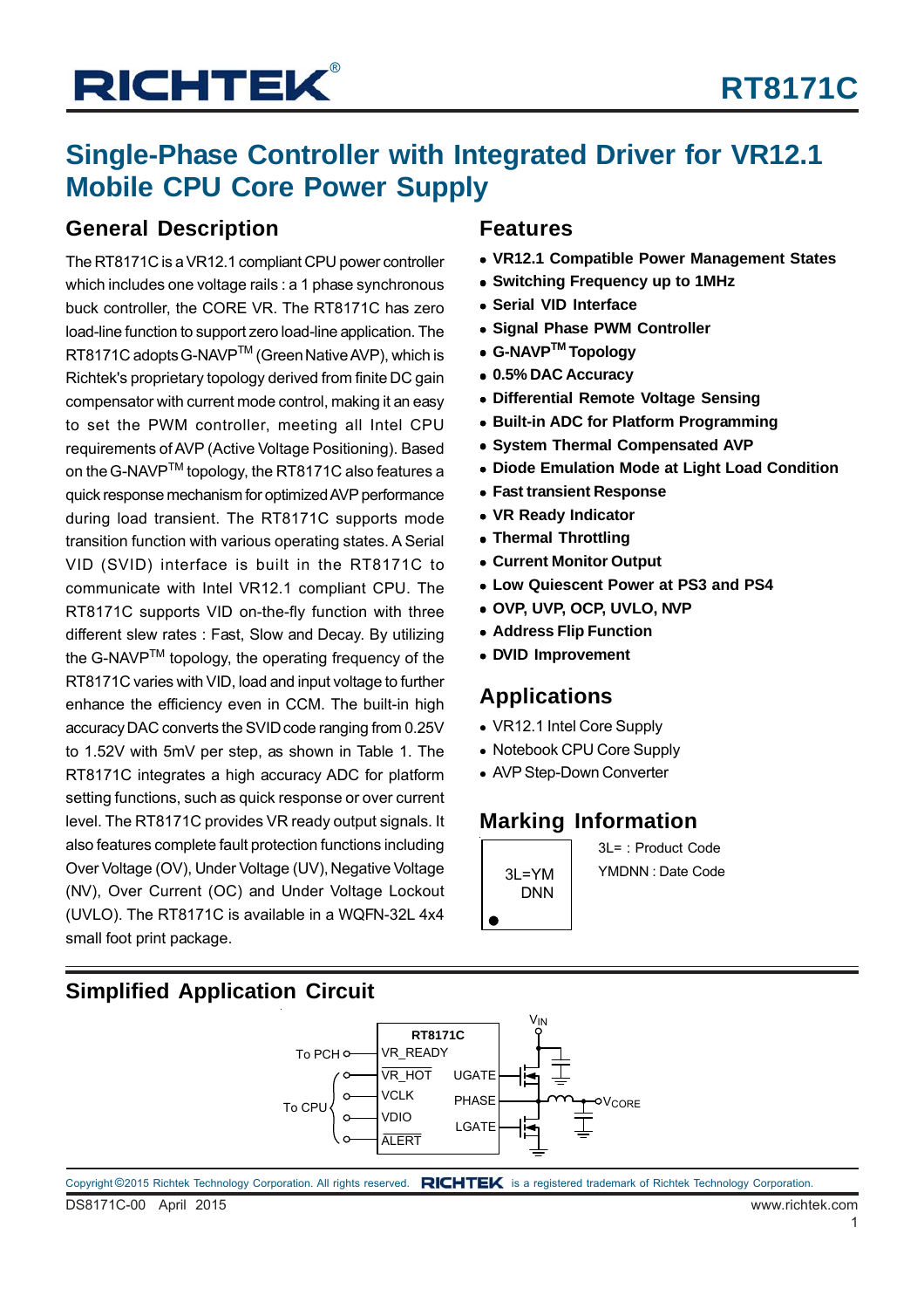# RT8171C

# Single-Phase Controller with Integrated Driver for VR12.1 Mobile CPU Core Power Supply

## General Description

The RT8171C is a VR12.1 compliant CPU power controller which includes one voltage rails : a 1 phase synchronous buck controller, the CORE VR. The RT8171C has zero load-line function to support zero load-line application. The RT8171C adopts G-NAVP$^{TM}$ (Green Native AVP), which is Richtek's proprietary topology derived from finite DC gain compensator with current mode control, making it an easy to set the PWM controller, meeting all Intel CPU requirements of AVP (Active Voltage Positioning). Based on the G-NAVP$^{TM}$ topology, the RT8171C also features a quick response mechanism for optimized AVP performance during load transient. The RT8171C supports mode transition function with various operating states. A Serial VID (SVID) interface is built in the RT8171C to communicate with Intel VR12.1 compliant CPU. The RT8171C supports VID on-the-fly function with three different slew rates : Fast, Slow and Decay. By utilizing the G-NAVP$^{TM}$ topology, the operating frequency of the RT8171C varies with VID, load and input voltage to further enhance the efficiency even in CCM. The built-in high accuracy DAC converts the SVID code ranging from 0.25V to 1.52V with 5mV per step, as shown in Table 1. The RT8171C integrates a high accuracy ADC for platform setting functions, such as quick response or over current level. The RT8171C provides VR ready output signals. It also features complete fault protection functions including Over Voltage (OV), Under Voltage (UV), Negative Voltage (NV), Over Current (OC) and Under Voltage Lockout (UVLO). The RT8171C is available in a WQFN-32L 4x4 small foot print package.

## Features

- **VR12.1 Compatible Power Management States**
- **Switching Frequency up to 1MHz**
- **Serial VID Interface**
- **Signal Phase PWM Controller**
- **G-NAVP$^{TM}$ Topology**
- **0.5% DAC Accuracy**
- **Differential Remote Voltage Sensing**
- **Built-in ADC for Platform Programming**
- **System Thermal Compensated AVP**
- **Diode Emulation Mode at Light Load Condition**
- **Fast transient Response**
- **VR Ready Indicator**
- **Thermal Throttling**
- **Current Monitor Output**
- **Low Quiescent Power at PS3 and PS4**
- **OVP, UVP, OCP, UVLO, NVP**
- **Address Flip Function**
- **DVID Improvement**

## Applications

- VR12.1 Intel Core Supply
- Notebook CPU Core Supply
- AVP Step-Down Converter

## Marking Information

3L=YM
DNN

3L= : Product Code
YMDNN : Date Code

## Simplified Application Circuit

RT8171C: To PCH — VR_READY; To CPU — VR_HOT, VCLK, VDIO, ALERT; UGATE, PHASE, LGATE; $V_{IN}$; $V_{CORE}$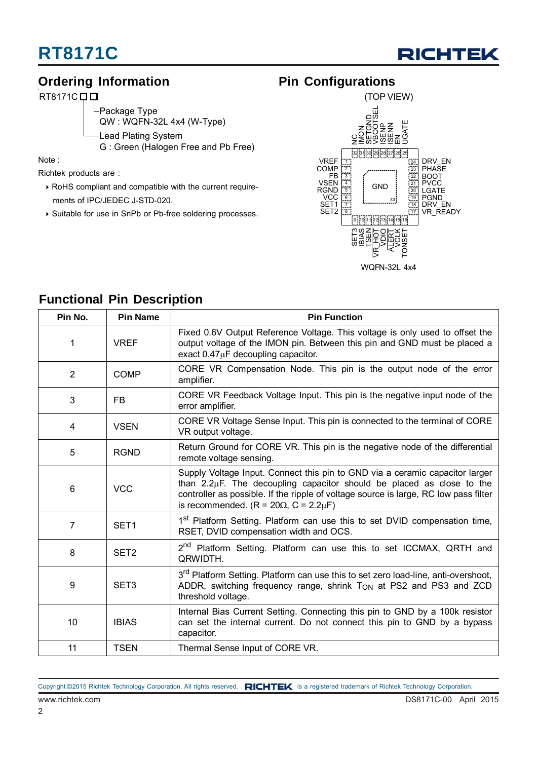## Ordering Information

RT8171C ☐☐

- Package Type
  QW : WQFN-32L 4x4 (W-Type)
- Lead Plating System
  G : Green (Halogen Free and Pb Free)

Note :

Richtek products are :

- RoHS compliant and compatible with the current requirements of IPC/JEDEC J-STD-020.
- Suitable for use in SnPb or Pb-free soldering processes.

## Pin Configurations

(TOP VIEW)

Top (pins 32–25): NC, IMON, SETGND, VBOOTSEL, ISENP, ISENN, EN, UGATE

Left (pins 1–8): VREF, COMP, FB, VSEN, RGND, VCC, SET1, SET2

Right (pins 24–17): DRV_EN, PHASE, BOOT, PVCC, LGATE, PGND, DRV_EN, VR_READY

Bottom (pins 9–16): SET3, IBIAS, TSEN, VR_HOT, VDIO, ALERT, VCLK, TONSET

Center: GND (33)

WQFN-32L 4x4

## Functional Pin Description

| Pin No. | Pin Name | Pin Function |
|---|---|---|
| 1 | VREF | Fixed 0.6V Output Reference Voltage. This voltage is only used to offset the output voltage of the IMON pin. Between this pin and GND must be placed a exact 0.47μF decoupling capacitor. |
| 2 | COMP | CORE VR Compensation Node. This pin is the output node of the error amplifier. |
| 3 | FB | CORE VR Feedback Voltage Input. This pin is the negative input node of the error amplifier. |
| 4 | VSEN | CORE VR Voltage Sense Input. This pin is connected to the terminal of CORE VR output voltage. |
| 5 | RGND | Return Ground for CORE VR. This pin is the negative node of the differential remote voltage sensing. |
| 6 | VCC | Supply Voltage Input. Connect this pin to GND via a ceramic capacitor larger than 2.2μF. The decoupling capacitor should be placed as close to the controller as possible. If the ripple of voltage source is large, RC low pass filter is recommended. (R = 20Ω, C = 2.2μF) |
| 7 | SET1 | 1st Platform Setting. Platform can use this to set DVID compensation time, RSET, DVID compensation width and OCS. |
| 8 | SET2 | 2nd Platform Setting. Platform can use this to set ICCMAX, QRTH and QRWIDTH. |
| 9 | SET3 | 3rd Platform Setting. Platform can use this to set zero load-line, anti-overshoot, ADDR, switching frequency range, shrink $T_{ON}$ at PS2 and PS3 and ZCD threshold voltage. |
| 10 | IBIAS | Internal Bias Current Setting. Connecting this pin to GND by a 100k resistor can set the internal current. Do not connect this pin to GND by a bypass capacitor. |
| 11 | TSEN | Thermal Sense Input of CORE VR. |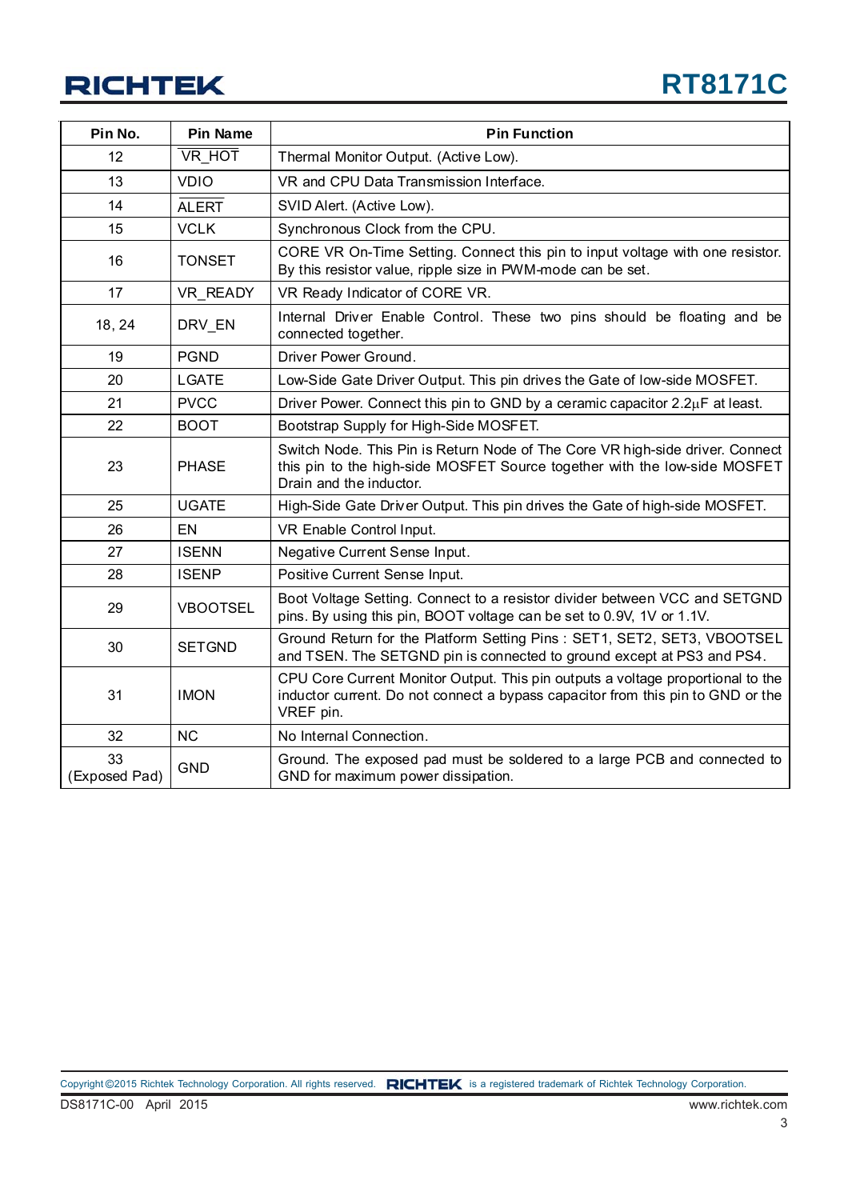| Pin No. | Pin Name | Pin Function |
|---|---|---|
| 12 | $\overline{\text{VR\_HOT}}$ | Thermal Monitor Output. (Active Low). |
| 13 | VDIO | VR and CPU Data Transmission Interface. |
| 14 | $\overline{\text{ALERT}}$ | SVID Alert. (Active Low). |
| 15 | VCLK | Synchronous Clock from the CPU. |
| 16 | TONSET | CORE VR On-Time Setting. Connect this pin to input voltage with one resistor. By this resistor value, ripple size in PWM-mode can be set. |
| 17 | VR_READY | VR Ready Indicator of CORE VR. |
| 18, 24 | DRV_EN | Internal Driver Enable Control. These two pins should be floating and be connected together. |
| 19 | PGND | Driver Power Ground. |
| 20 | LGATE | Low-Side Gate Driver Output. This pin drives the Gate of low-side MOSFET. |
| 21 | PVCC | Driver Power. Connect this pin to GND by a ceramic capacitor 2.2μF at least. |
| 22 | BOOT | Bootstrap Supply for High-Side MOSFET. |
| 23 | PHASE | Switch Node. This Pin is Return Node of The Core VR high-side driver. Connect this pin to the high-side MOSFET Source together with the low-side MOSFET Drain and the inductor. |
| 25 | UGATE | High-Side Gate Driver Output. This pin drives the Gate of high-side MOSFET. |
| 26 | EN | VR Enable Control Input. |
| 27 | ISENN | Negative Current Sense Input. |
| 28 | ISENP | Positive Current Sense Input. |
| 29 | VBOOTSEL | Boot Voltage Setting. Connect to a resistor divider between VCC and SETGND pins. By using this pin, BOOT voltage can be set to 0.9V, 1V or 1.1V. |
| 30 | SETGND | Ground Return for the Platform Setting Pins : SET1, SET2, SET3, VBOOTSEL and TSEN. The SETGND pin is connected to ground except at PS3 and PS4. |
| 31 | IMON | CPU Core Current Monitor Output. This pin outputs a voltage proportional to the inductor current. Do not connect a bypass capacitor from this pin to GND or the VREF pin. |
| 32 | NC | No Internal Connection. |
| 33 (Exposed Pad) | GND | Ground. The exposed pad must be soldered to a large PCB and connected to GND for maximum power dissipation. |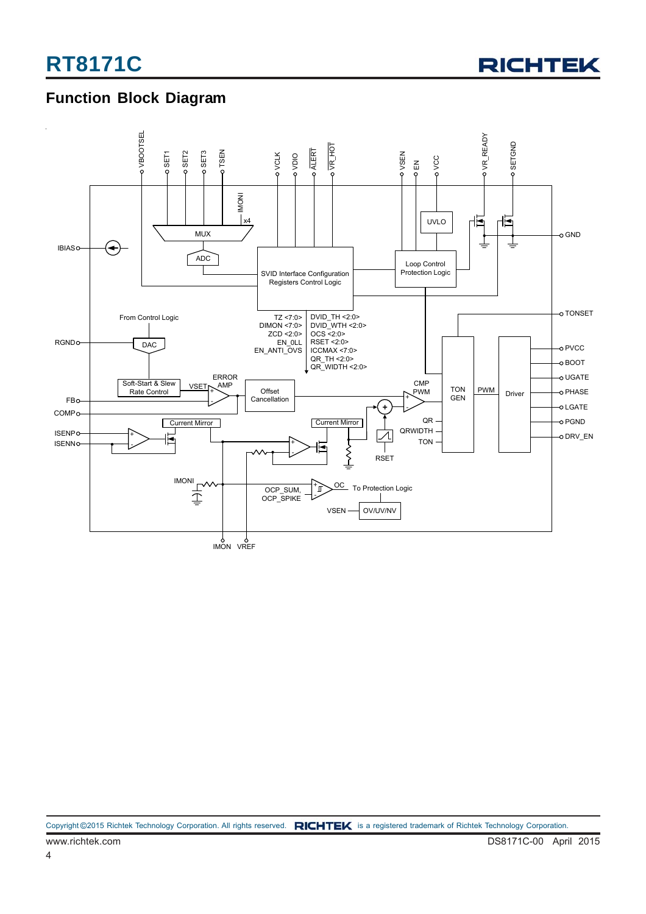## Function Block Diagram

VBOOTSEL SET1 SET2 SET3 TSEN VCLK VDIO ALERT VR_HOT VSEN EN VCC VR_READY SETGND

IMONI
x4
MUX
ADC
UVLO
GND
IBIAS
SVID Interface Configuration Registers Control Logic
Loop Control Protection Logic
TONSET
From Control Logic
RGND
DAC
TZ <7:0>
DIMON <7:0>
ZCD <2:0>
EN_0LL
EN_ANTI_OVS
DVID_TH <2:0>
DVID_WTH <2:0>
OCS <2:0>
RSET <2:0>
ICCMAX <7:0>
QR_TH <2:0>
QR_WIDTH <2:0>
PVCC
BOOT
UGATE
PHASE
LGATE
PGND
DRV_EN
Soft-Start & Slew Rate Control
VSET
ERROR AMP
Offset Cancellation
CMP PWM
TON GEN
PWM
Driver
FB
COMP
ISENP
ISENN
Current Mirror
Current Mirror
QR
QRWIDTH
TON
RSET
IMONI
OCP_SUM, OCP_SPIKE
OC
To Protection Logic
VSEN
OV/UV/NV
IMON VREF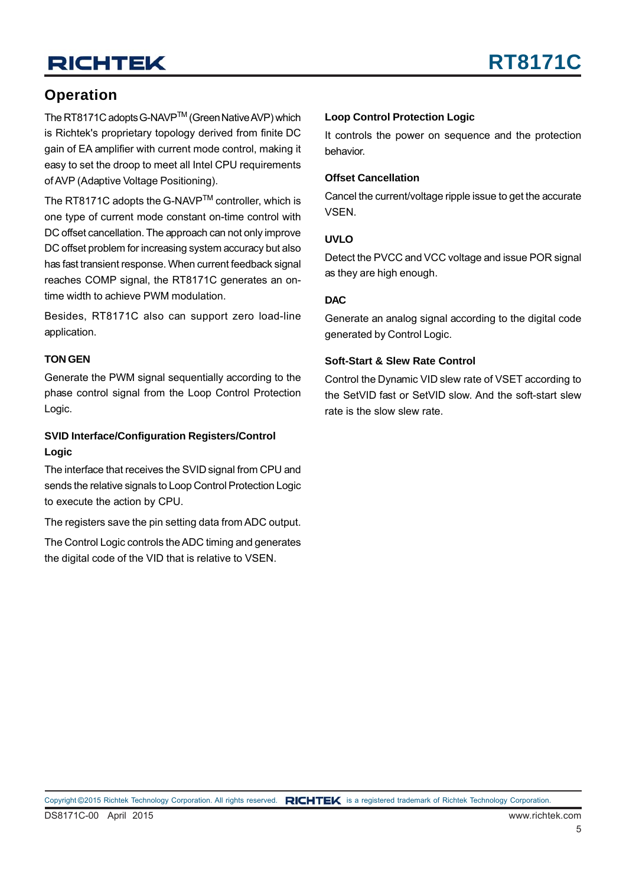## Operation

The RT8171C adopts G-NAVP™ (Green Native AVP) which is Richtek's proprietary topology derived from finite DC gain of EA amplifier with current mode control, making it easy to set the droop to meet all Intel CPU requirements of AVP (Adaptive Voltage Positioning).

The RT8171C adopts the G-NAVP™ controller, which is one type of current mode constant on-time control with DC offset cancellation. The approach can not only improve DC offset problem for increasing system accuracy but also has fast transient response. When current feedback signal reaches COMP signal, the RT8171C generates an on-time width to achieve PWM modulation.

Besides, RT8171C also can support zero load-line application.

### TON GEN

Generate the PWM signal sequentially according to the phase control signal from the Loop Control Protection Logic.

### SVID Interface/Configuration Registers/Control Logic

The interface that receives the SVID signal from CPU and sends the relative signals to Loop Control Protection Logic to execute the action by CPU.

The registers save the pin setting data from ADC output.

The Control Logic controls the ADC timing and generates the digital code of the VID that is relative to VSEN.

### Loop Control Protection Logic

It controls the power on sequence and the protection behavior.

### Offset Cancellation

Cancel the current/voltage ripple issue to get the accurate VSEN.

### UVLO

Detect the PVCC and VCC voltage and issue POR signal as they are high enough.

### DAC

Generate an analog signal according to the digital code generated by Control Logic.

### Soft-Start & Slew Rate Control

Control the Dynamic VID slew rate of VSET according to the SetVID fast or SetVID slow. And the soft-start slew rate is the slow slew rate.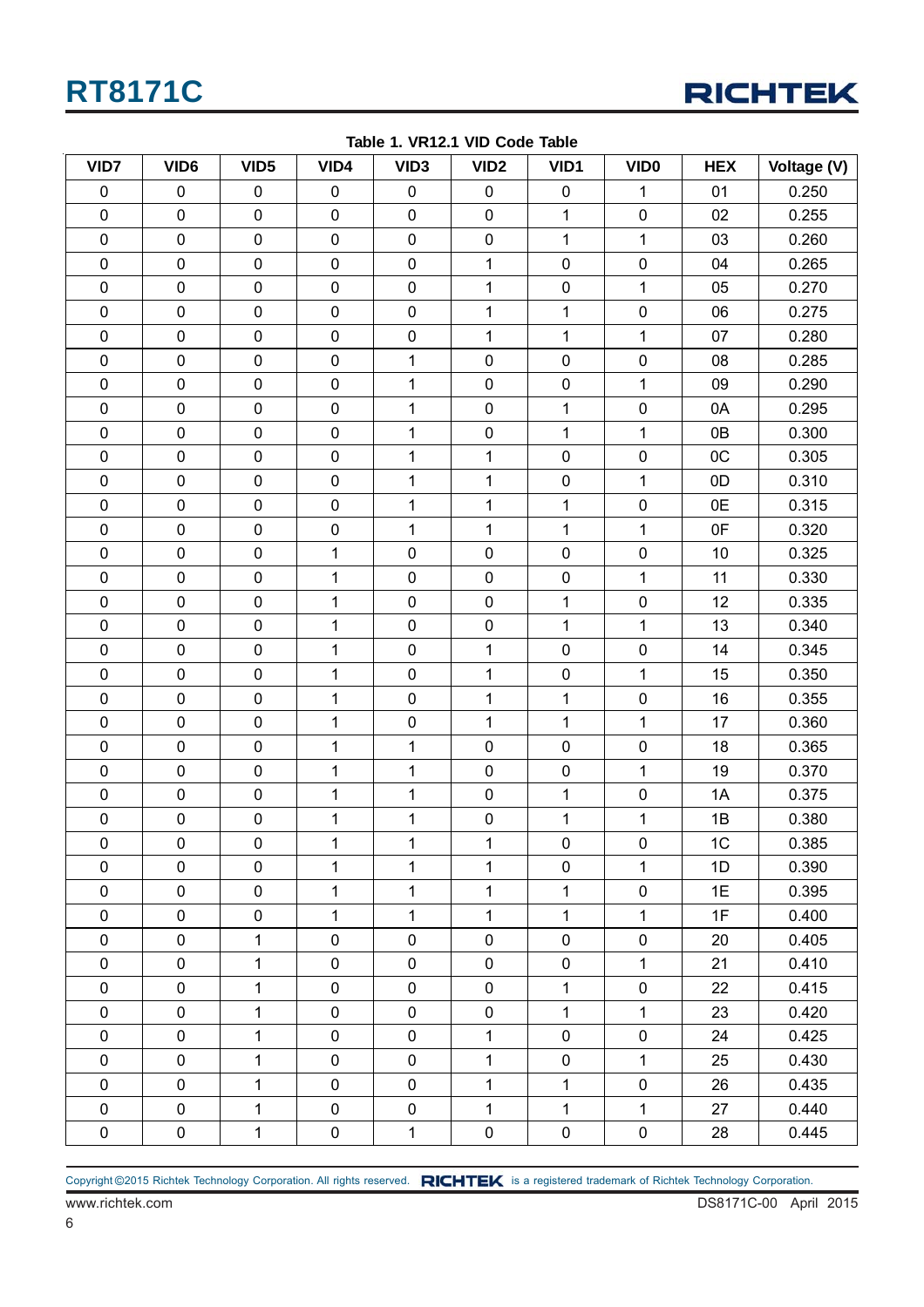**Table 1. VR12.1 VID Code Table**

| VID7 | VID6 | VID5 | VID4 | VID3 | VID2 | VID1 | VID0 | HEX | Voltage (V) |
|---|---|---|---|---|---|---|---|---|---|
| 0 | 0 | 0 | 0 | 0 | 0 | 0 | 1 | 01 | 0.250 |
| 0 | 0 | 0 | 0 | 0 | 0 | 1 | 0 | 02 | 0.255 |
| 0 | 0 | 0 | 0 | 0 | 0 | 1 | 1 | 03 | 0.260 |
| 0 | 0 | 0 | 0 | 0 | 1 | 0 | 0 | 04 | 0.265 |
| 0 | 0 | 0 | 0 | 0 | 1 | 0 | 1 | 05 | 0.270 |
| 0 | 0 | 0 | 0 | 0 | 1 | 1 | 0 | 06 | 0.275 |
| 0 | 0 | 0 | 0 | 0 | 1 | 1 | 1 | 07 | 0.280 |
| 0 | 0 | 0 | 0 | 1 | 0 | 0 | 0 | 08 | 0.285 |
| 0 | 0 | 0 | 0 | 1 | 0 | 0 | 1 | 09 | 0.290 |
| 0 | 0 | 0 | 0 | 1 | 0 | 1 | 0 | 0A | 0.295 |
| 0 | 0 | 0 | 0 | 1 | 0 | 1 | 1 | 0B | 0.300 |
| 0 | 0 | 0 | 0 | 1 | 1 | 0 | 0 | 0C | 0.305 |
| 0 | 0 | 0 | 0 | 1 | 1 | 0 | 1 | 0D | 0.310 |
| 0 | 0 | 0 | 0 | 1 | 1 | 1 | 0 | 0E | 0.315 |
| 0 | 0 | 0 | 0 | 1 | 1 | 1 | 1 | 0F | 0.320 |
| 0 | 0 | 0 | 1 | 0 | 0 | 0 | 0 | 10 | 0.325 |
| 0 | 0 | 0 | 1 | 0 | 0 | 0 | 1 | 11 | 0.330 |
| 0 | 0 | 0 | 1 | 0 | 0 | 1 | 0 | 12 | 0.335 |
| 0 | 0 | 0 | 1 | 0 | 0 | 1 | 1 | 13 | 0.340 |
| 0 | 0 | 0 | 1 | 0 | 1 | 0 | 0 | 14 | 0.345 |
| 0 | 0 | 0 | 1 | 0 | 1 | 0 | 1 | 15 | 0.350 |
| 0 | 0 | 0 | 1 | 0 | 1 | 1 | 0 | 16 | 0.355 |
| 0 | 0 | 0 | 1 | 0 | 1 | 1 | 1 | 17 | 0.360 |
| 0 | 0 | 0 | 1 | 1 | 0 | 0 | 0 | 18 | 0.365 |
| 0 | 0 | 0 | 1 | 1 | 0 | 0 | 1 | 19 | 0.370 |
| 0 | 0 | 0 | 1 | 1 | 0 | 1 | 0 | 1A | 0.375 |
| 0 | 0 | 0 | 1 | 1 | 0 | 1 | 1 | 1B | 0.380 |
| 0 | 0 | 0 | 1 | 1 | 1 | 0 | 0 | 1C | 0.385 |
| 0 | 0 | 0 | 1 | 1 | 1 | 0 | 1 | 1D | 0.390 |
| 0 | 0 | 0 | 1 | 1 | 1 | 1 | 0 | 1E | 0.395 |
| 0 | 0 | 0 | 1 | 1 | 1 | 1 | 1 | 1F | 0.400 |
| 0 | 0 | 1 | 0 | 0 | 0 | 0 | 0 | 20 | 0.405 |
| 0 | 0 | 1 | 0 | 0 | 0 | 0 | 1 | 21 | 0.410 |
| 0 | 0 | 1 | 0 | 0 | 0 | 1 | 0 | 22 | 0.415 |
| 0 | 0 | 1 | 0 | 0 | 0 | 1 | 1 | 23 | 0.420 |
| 0 | 0 | 1 | 0 | 0 | 1 | 0 | 0 | 24 | 0.425 |
| 0 | 0 | 1 | 0 | 0 | 1 | 0 | 1 | 25 | 0.430 |
| 0 | 0 | 1 | 0 | 0 | 1 | 1 | 0 | 26 | 0.435 |
| 0 | 0 | 1 | 0 | 0 | 1 | 1 | 1 | 27 | 0.440 |
| 0 | 0 | 1 | 0 | 1 | 0 | 0 | 0 | 28 | 0.445 |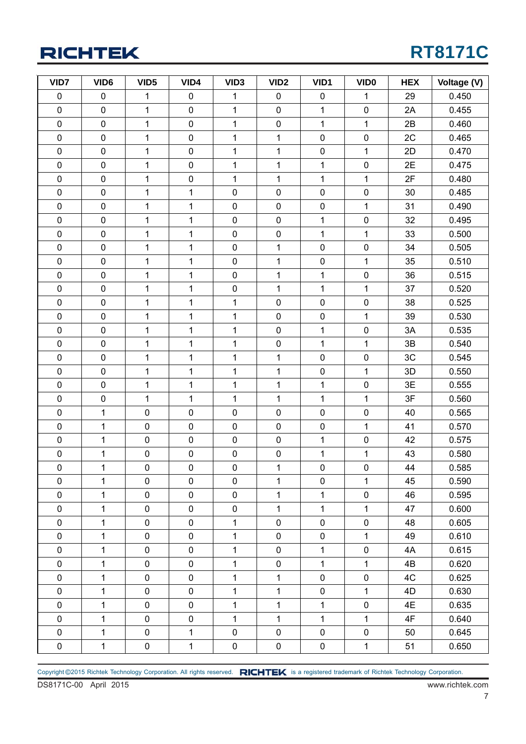| VID7 | VID6 | VID5 | VID4 | VID3 | VID2 | VID1 | VID0 | HEX | Voltage (V) |
|---|---|---|---|---|---|---|---|---|---|
| 0 | 0 | 1 | 0 | 1 | 0 | 0 | 1 | 29 | 0.450 |
| 0 | 0 | 1 | 0 | 1 | 0 | 1 | 0 | 2A | 0.455 |
| 0 | 0 | 1 | 0 | 1 | 0 | 1 | 1 | 2B | 0.460 |
| 0 | 0 | 1 | 0 | 1 | 1 | 0 | 0 | 2C | 0.465 |
| 0 | 0 | 1 | 0 | 1 | 1 | 0 | 1 | 2D | 0.470 |
| 0 | 0 | 1 | 0 | 1 | 1 | 1 | 0 | 2E | 0.475 |
| 0 | 0 | 1 | 0 | 1 | 1 | 1 | 1 | 2F | 0.480 |
| 0 | 0 | 1 | 1 | 0 | 0 | 0 | 0 | 30 | 0.485 |
| 0 | 0 | 1 | 1 | 0 | 0 | 0 | 1 | 31 | 0.490 |
| 0 | 0 | 1 | 1 | 0 | 0 | 1 | 0 | 32 | 0.495 |
| 0 | 0 | 1 | 1 | 0 | 0 | 1 | 1 | 33 | 0.500 |
| 0 | 0 | 1 | 1 | 0 | 1 | 0 | 0 | 34 | 0.505 |
| 0 | 0 | 1 | 1 | 0 | 1 | 0 | 1 | 35 | 0.510 |
| 0 | 0 | 1 | 1 | 0 | 1 | 1 | 0 | 36 | 0.515 |
| 0 | 0 | 1 | 1 | 0 | 1 | 1 | 1 | 37 | 0.520 |
| 0 | 0 | 1 | 1 | 1 | 0 | 0 | 0 | 38 | 0.525 |
| 0 | 0 | 1 | 1 | 1 | 0 | 0 | 1 | 39 | 0.530 |
| 0 | 0 | 1 | 1 | 1 | 0 | 1 | 0 | 3A | 0.535 |
| 0 | 0 | 1 | 1 | 1 | 0 | 1 | 1 | 3B | 0.540 |
| 0 | 0 | 1 | 1 | 1 | 1 | 0 | 0 | 3C | 0.545 |
| 0 | 0 | 1 | 1 | 1 | 1 | 0 | 1 | 3D | 0.550 |
| 0 | 0 | 1 | 1 | 1 | 1 | 1 | 0 | 3E | 0.555 |
| 0 | 0 | 1 | 1 | 1 | 1 | 1 | 1 | 3F | 0.560 |
| 0 | 1 | 0 | 0 | 0 | 0 | 0 | 0 | 40 | 0.565 |
| 0 | 1 | 0 | 0 | 0 | 0 | 0 | 1 | 41 | 0.570 |
| 0 | 1 | 0 | 0 | 0 | 0 | 1 | 0 | 42 | 0.575 |
| 0 | 1 | 0 | 0 | 0 | 0 | 1 | 1 | 43 | 0.580 |
| 0 | 1 | 0 | 0 | 0 | 1 | 0 | 0 | 44 | 0.585 |
| 0 | 1 | 0 | 0 | 0 | 1 | 0 | 1 | 45 | 0.590 |
| 0 | 1 | 0 | 0 | 0 | 1 | 1 | 0 | 46 | 0.595 |
| 0 | 1 | 0 | 0 | 0 | 1 | 1 | 1 | 47 | 0.600 |
| 0 | 1 | 0 | 0 | 1 | 0 | 0 | 0 | 48 | 0.605 |
| 0 | 1 | 0 | 0 | 1 | 0 | 0 | 1 | 49 | 0.610 |
| 0 | 1 | 0 | 0 | 1 | 0 | 1 | 0 | 4A | 0.615 |
| 0 | 1 | 0 | 0 | 1 | 0 | 1 | 1 | 4B | 0.620 |
| 0 | 1 | 0 | 0 | 1 | 1 | 0 | 0 | 4C | 0.625 |
| 0 | 1 | 0 | 0 | 1 | 1 | 0 | 1 | 4D | 0.630 |
| 0 | 1 | 0 | 0 | 1 | 1 | 1 | 0 | 4E | 0.635 |
| 0 | 1 | 0 | 0 | 1 | 1 | 1 | 1 | 4F | 0.640 |
| 0 | 1 | 0 | 1 | 0 | 0 | 0 | 0 | 50 | 0.645 |
| 0 | 1 | 0 | 1 | 0 | 0 | 0 | 1 | 51 | 0.650 |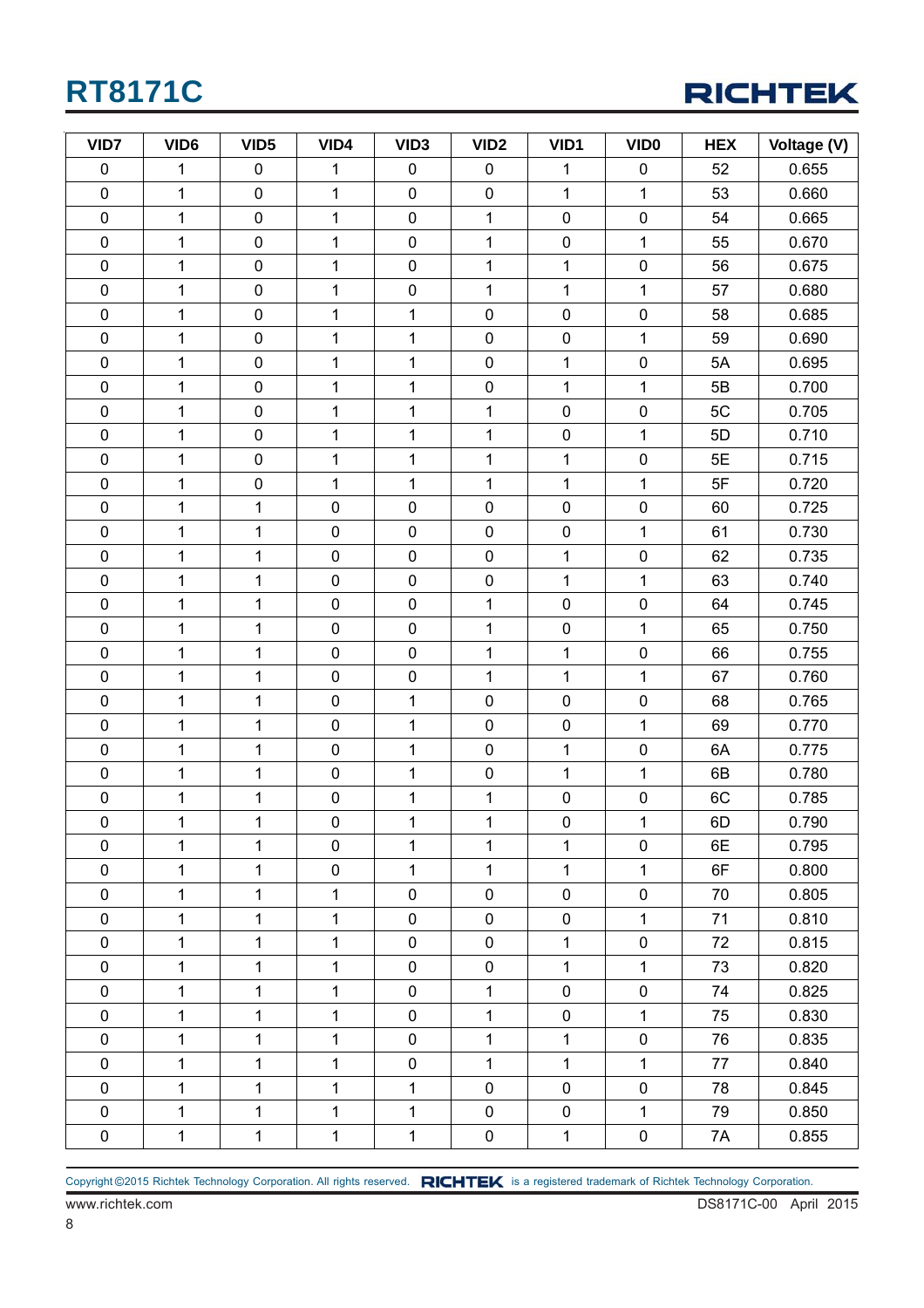| VID7 | VID6 | VID5 | VID4 | VID3 | VID2 | VID1 | VID0 | HEX | Voltage (V) |
|---|---|---|---|---|---|---|---|---|---|
| 0 | 1 | 0 | 1 | 0 | 0 | 1 | 0 | 52 | 0.655 |
| 0 | 1 | 0 | 1 | 0 | 0 | 1 | 1 | 53 | 0.660 |
| 0 | 1 | 0 | 1 | 0 | 1 | 0 | 0 | 54 | 0.665 |
| 0 | 1 | 0 | 1 | 0 | 1 | 0 | 1 | 55 | 0.670 |
| 0 | 1 | 0 | 1 | 0 | 1 | 1 | 0 | 56 | 0.675 |
| 0 | 1 | 0 | 1 | 0 | 1 | 1 | 1 | 57 | 0.680 |
| 0 | 1 | 0 | 1 | 1 | 0 | 0 | 0 | 58 | 0.685 |
| 0 | 1 | 0 | 1 | 1 | 0 | 0 | 1 | 59 | 0.690 |
| 0 | 1 | 0 | 1 | 1 | 0 | 1 | 0 | 5A | 0.695 |
| 0 | 1 | 0 | 1 | 1 | 0 | 1 | 1 | 5B | 0.700 |
| 0 | 1 | 0 | 1 | 1 | 1 | 0 | 0 | 5C | 0.705 |
| 0 | 1 | 0 | 1 | 1 | 1 | 0 | 1 | 5D | 0.710 |
| 0 | 1 | 0 | 1 | 1 | 1 | 1 | 0 | 5E | 0.715 |
| 0 | 1 | 0 | 1 | 1 | 1 | 1 | 1 | 5F | 0.720 |
| 0 | 1 | 1 | 0 | 0 | 0 | 0 | 0 | 60 | 0.725 |
| 0 | 1 | 1 | 0 | 0 | 0 | 0 | 1 | 61 | 0.730 |
| 0 | 1 | 1 | 0 | 0 | 0 | 1 | 0 | 62 | 0.735 |
| 0 | 1 | 1 | 0 | 0 | 0 | 1 | 1 | 63 | 0.740 |
| 0 | 1 | 1 | 0 | 0 | 1 | 0 | 0 | 64 | 0.745 |
| 0 | 1 | 1 | 0 | 0 | 1 | 0 | 1 | 65 | 0.750 |
| 0 | 1 | 1 | 0 | 0 | 1 | 1 | 0 | 66 | 0.755 |
| 0 | 1 | 1 | 0 | 0 | 1 | 1 | 1 | 67 | 0.760 |
| 0 | 1 | 1 | 0 | 1 | 0 | 0 | 0 | 68 | 0.765 |
| 0 | 1 | 1 | 0 | 1 | 0 | 0 | 1 | 69 | 0.770 |
| 0 | 1 | 1 | 0 | 1 | 0 | 1 | 0 | 6A | 0.775 |
| 0 | 1 | 1 | 0 | 1 | 0 | 1 | 1 | 6B | 0.780 |
| 0 | 1 | 1 | 0 | 1 | 1 | 0 | 0 | 6C | 0.785 |
| 0 | 1 | 1 | 0 | 1 | 1 | 0 | 1 | 6D | 0.790 |
| 0 | 1 | 1 | 0 | 1 | 1 | 1 | 0 | 6E | 0.795 |
| 0 | 1 | 1 | 0 | 1 | 1 | 1 | 1 | 6F | 0.800 |
| 0 | 1 | 1 | 1 | 0 | 0 | 0 | 0 | 70 | 0.805 |
| 0 | 1 | 1 | 1 | 0 | 0 | 0 | 1 | 71 | 0.810 |
| 0 | 1 | 1 | 1 | 0 | 0 | 1 | 0 | 72 | 0.815 |
| 0 | 1 | 1 | 1 | 0 | 0 | 1 | 1 | 73 | 0.820 |
| 0 | 1 | 1 | 1 | 0 | 1 | 0 | 0 | 74 | 0.825 |
| 0 | 1 | 1 | 1 | 0 | 1 | 0 | 1 | 75 | 0.830 |
| 0 | 1 | 1 | 1 | 0 | 1 | 1 | 0 | 76 | 0.835 |
| 0 | 1 | 1 | 1 | 0 | 1 | 1 | 1 | 77 | 0.840 |
| 0 | 1 | 1 | 1 | 1 | 0 | 0 | 0 | 78 | 0.845 |
| 0 | 1 | 1 | 1 | 1 | 0 | 0 | 1 | 79 | 0.850 |
| 0 | 1 | 1 | 1 | 1 | 0 | 1 | 0 | 7A | 0.855 |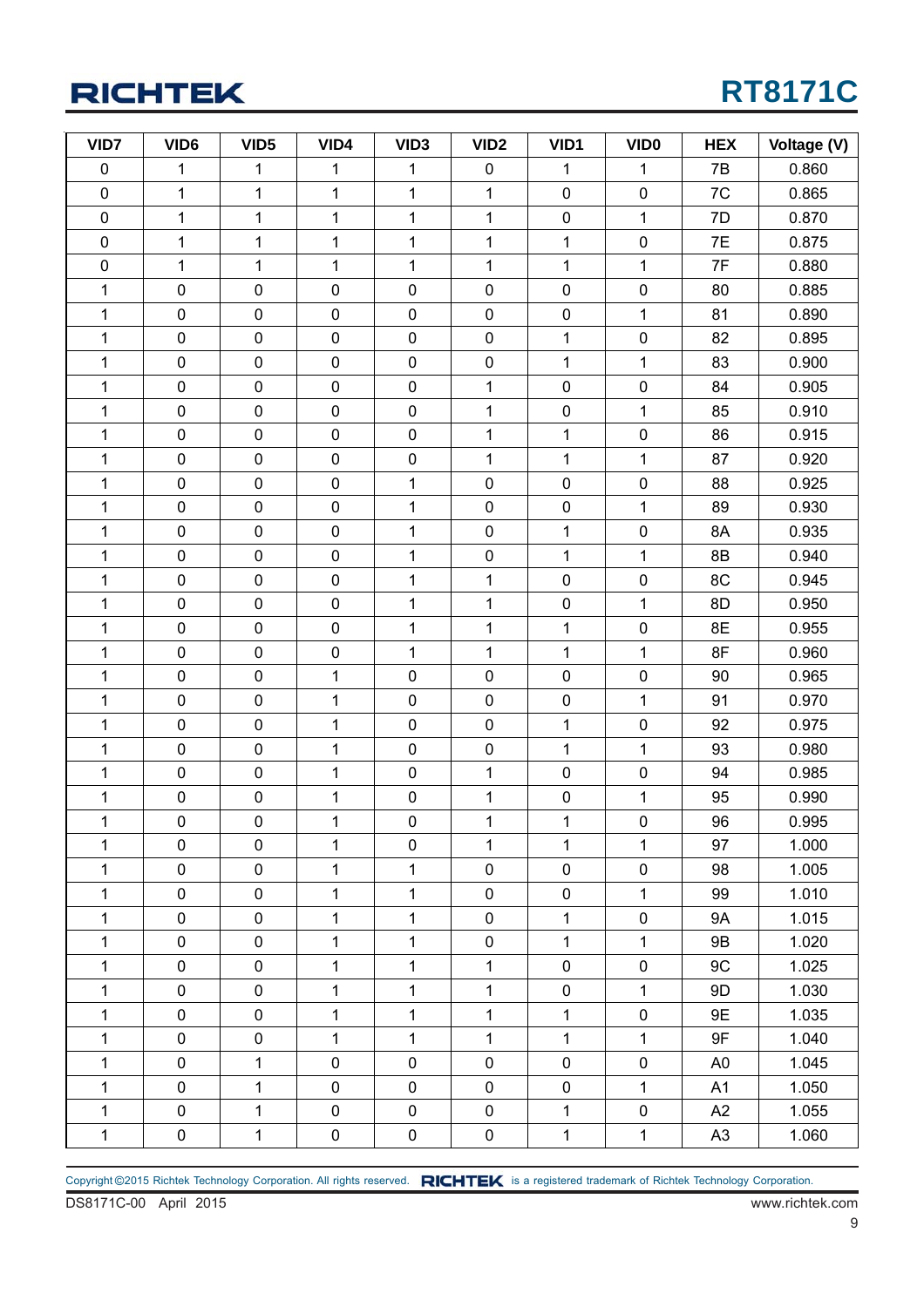| VID7 | VID6 | VID5 | VID4 | VID3 | VID2 | VID1 | VID0 | HEX | Voltage (V) |
|---|---|---|---|---|---|---|---|---|---|
| 0 | 1 | 1 | 1 | 1 | 0 | 1 | 1 | 7B | 0.860 |
| 0 | 1 | 1 | 1 | 1 | 1 | 0 | 0 | 7C | 0.865 |
| 0 | 1 | 1 | 1 | 1 | 1 | 0 | 1 | 7D | 0.870 |
| 0 | 1 | 1 | 1 | 1 | 1 | 1 | 0 | 7E | 0.875 |
| 0 | 1 | 1 | 1 | 1 | 1 | 1 | 1 | 7F | 0.880 |
| 1 | 0 | 0 | 0 | 0 | 0 | 0 | 0 | 80 | 0.885 |
| 1 | 0 | 0 | 0 | 0 | 0 | 0 | 1 | 81 | 0.890 |
| 1 | 0 | 0 | 0 | 0 | 0 | 1 | 0 | 82 | 0.895 |
| 1 | 0 | 0 | 0 | 0 | 0 | 1 | 1 | 83 | 0.900 |
| 1 | 0 | 0 | 0 | 0 | 1 | 0 | 0 | 84 | 0.905 |
| 1 | 0 | 0 | 0 | 0 | 1 | 0 | 1 | 85 | 0.910 |
| 1 | 0 | 0 | 0 | 0 | 1 | 1 | 0 | 86 | 0.915 |
| 1 | 0 | 0 | 0 | 0 | 1 | 1 | 1 | 87 | 0.920 |
| 1 | 0 | 0 | 0 | 1 | 0 | 0 | 0 | 88 | 0.925 |
| 1 | 0 | 0 | 0 | 1 | 0 | 0 | 1 | 89 | 0.930 |
| 1 | 0 | 0 | 0 | 1 | 0 | 1 | 0 | 8A | 0.935 |
| 1 | 0 | 0 | 0 | 1 | 0 | 1 | 1 | 8B | 0.940 |
| 1 | 0 | 0 | 0 | 1 | 1 | 0 | 0 | 8C | 0.945 |
| 1 | 0 | 0 | 0 | 1 | 1 | 0 | 1 | 8D | 0.950 |
| 1 | 0 | 0 | 0 | 1 | 1 | 1 | 0 | 8E | 0.955 |
| 1 | 0 | 0 | 0 | 1 | 1 | 1 | 1 | 8F | 0.960 |
| 1 | 0 | 0 | 1 | 0 | 0 | 0 | 0 | 90 | 0.965 |
| 1 | 0 | 0 | 1 | 0 | 0 | 0 | 1 | 91 | 0.970 |
| 1 | 0 | 0 | 1 | 0 | 0 | 1 | 0 | 92 | 0.975 |
| 1 | 0 | 0 | 1 | 0 | 0 | 1 | 1 | 93 | 0.980 |
| 1 | 0 | 0 | 1 | 0 | 1 | 0 | 0 | 94 | 0.985 |
| 1 | 0 | 0 | 1 | 0 | 1 | 0 | 1 | 95 | 0.990 |
| 1 | 0 | 0 | 1 | 0 | 1 | 1 | 0 | 96 | 0.995 |
| 1 | 0 | 0 | 1 | 0 | 1 | 1 | 1 | 97 | 1.000 |
| 1 | 0 | 0 | 1 | 1 | 0 | 0 | 0 | 98 | 1.005 |
| 1 | 0 | 0 | 1 | 1 | 0 | 0 | 1 | 99 | 1.010 |
| 1 | 0 | 0 | 1 | 1 | 0 | 1 | 0 | 9A | 1.015 |
| 1 | 0 | 0 | 1 | 1 | 0 | 1 | 1 | 9B | 1.020 |
| 1 | 0 | 0 | 1 | 1 | 1 | 0 | 0 | 9C | 1.025 |
| 1 | 0 | 0 | 1 | 1 | 1 | 0 | 1 | 9D | 1.030 |
| 1 | 0 | 0 | 1 | 1 | 1 | 1 | 0 | 9E | 1.035 |
| 1 | 0 | 0 | 1 | 1 | 1 | 1 | 1 | 9F | 1.040 |
| 1 | 0 | 1 | 0 | 0 | 0 | 0 | 0 | A0 | 1.045 |
| 1 | 0 | 1 | 0 | 0 | 0 | 0 | 1 | A1 | 1.050 |
| 1 | 0 | 1 | 0 | 0 | 0 | 1 | 0 | A2 | 1.055 |
| 1 | 0 | 1 | 0 | 0 | 0 | 1 | 1 | A3 | 1.060 |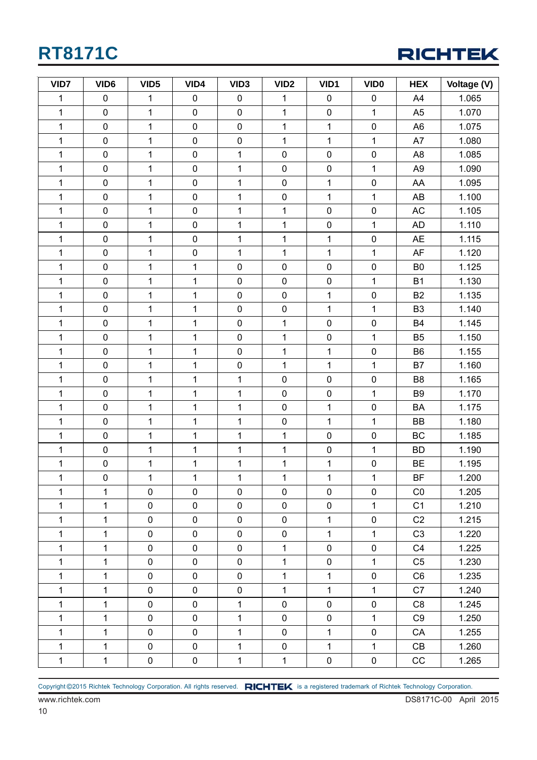| VID7 | VID6 | VID5 | VID4 | VID3 | VID2 | VID1 | VID0 | HEX | Voltage (V) |
|---|---|---|---|---|---|---|---|---|---|
| 1 | 0 | 1 | 0 | 0 | 1 | 0 | 0 | A4 | 1.065 |
| 1 | 0 | 1 | 0 | 0 | 1 | 0 | 1 | A5 | 1.070 |
| 1 | 0 | 1 | 0 | 0 | 1 | 1 | 0 | A6 | 1.075 |
| 1 | 0 | 1 | 0 | 0 | 1 | 1 | 1 | A7 | 1.080 |
| 1 | 0 | 1 | 0 | 1 | 0 | 0 | 0 | A8 | 1.085 |
| 1 | 0 | 1 | 0 | 1 | 0 | 0 | 1 | A9 | 1.090 |
| 1 | 0 | 1 | 0 | 1 | 0 | 1 | 0 | AA | 1.095 |
| 1 | 0 | 1 | 0 | 1 | 0 | 1 | 1 | AB | 1.100 |
| 1 | 0 | 1 | 0 | 1 | 1 | 0 | 0 | AC | 1.105 |
| 1 | 0 | 1 | 0 | 1 | 1 | 0 | 1 | AD | 1.110 |
| 1 | 0 | 1 | 0 | 1 | 1 | 1 | 0 | AE | 1.115 |
| 1 | 0 | 1 | 0 | 1 | 1 | 1 | 1 | AF | 1.120 |
| 1 | 0 | 1 | 1 | 0 | 0 | 0 | 0 | B0 | 1.125 |
| 1 | 0 | 1 | 1 | 0 | 0 | 0 | 1 | B1 | 1.130 |
| 1 | 0 | 1 | 1 | 0 | 0 | 1 | 0 | B2 | 1.135 |
| 1 | 0 | 1 | 1 | 0 | 0 | 1 | 1 | B3 | 1.140 |
| 1 | 0 | 1 | 1 | 0 | 1 | 0 | 0 | B4 | 1.145 |
| 1 | 0 | 1 | 1 | 0 | 1 | 0 | 1 | B5 | 1.150 |
| 1 | 0 | 1 | 1 | 0 | 1 | 1 | 0 | B6 | 1.155 |
| 1 | 0 | 1 | 1 | 0 | 1 | 1 | 1 | B7 | 1.160 |
| 1 | 0 | 1 | 1 | 1 | 0 | 0 | 0 | B8 | 1.165 |
| 1 | 0 | 1 | 1 | 1 | 0 | 0 | 1 | B9 | 1.170 |
| 1 | 0 | 1 | 1 | 1 | 0 | 1 | 0 | BA | 1.175 |
| 1 | 0 | 1 | 1 | 1 | 0 | 1 | 1 | BB | 1.180 |
| 1 | 0 | 1 | 1 | 1 | 1 | 0 | 0 | BC | 1.185 |
| 1 | 0 | 1 | 1 | 1 | 1 | 0 | 1 | BD | 1.190 |
| 1 | 0 | 1 | 1 | 1 | 1 | 1 | 0 | BE | 1.195 |
| 1 | 0 | 1 | 1 | 1 | 1 | 1 | 1 | BF | 1.200 |
| 1 | 1 | 0 | 0 | 0 | 0 | 0 | 0 | C0 | 1.205 |
| 1 | 1 | 0 | 0 | 0 | 0 | 0 | 1 | C1 | 1.210 |
| 1 | 1 | 0 | 0 | 0 | 0 | 1 | 0 | C2 | 1.215 |
| 1 | 1 | 0 | 0 | 0 | 0 | 1 | 1 | C3 | 1.220 |
| 1 | 1 | 0 | 0 | 0 | 1 | 0 | 0 | C4 | 1.225 |
| 1 | 1 | 0 | 0 | 0 | 1 | 0 | 1 | C5 | 1.230 |
| 1 | 1 | 0 | 0 | 0 | 1 | 1 | 0 | C6 | 1.235 |
| 1 | 1 | 0 | 0 | 0 | 1 | 1 | 1 | C7 | 1.240 |
| 1 | 1 | 0 | 0 | 1 | 0 | 0 | 0 | C8 | 1.245 |
| 1 | 1 | 0 | 0 | 1 | 0 | 0 | 1 | C9 | 1.250 |
| 1 | 1 | 0 | 0 | 1 | 0 | 1 | 0 | CA | 1.255 |
| 1 | 1 | 0 | 0 | 1 | 0 | 1 | 1 | CB | 1.260 |
| 1 | 1 | 0 | 0 | 1 | 1 | 0 | 0 | CC | 1.265 |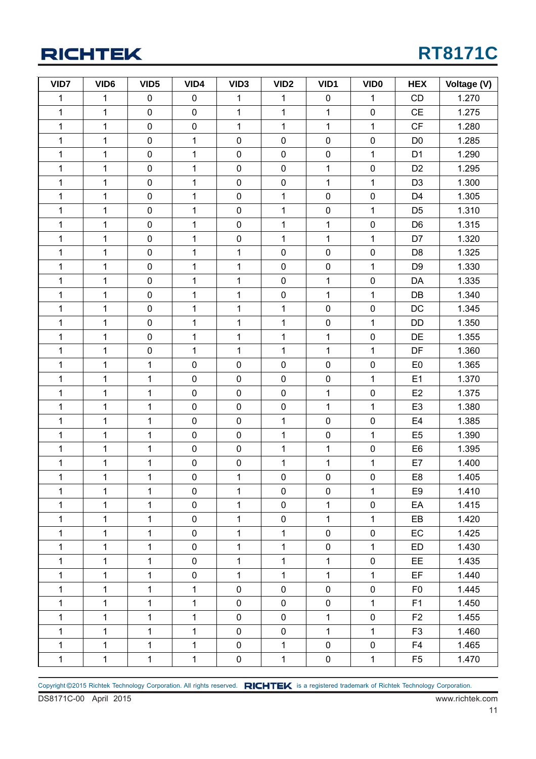| VID7 | VID6 | VID5 | VID4 | VID3 | VID2 | VID1 | VID0 | HEX | Voltage (V) |
|---|---|---|---|---|---|---|---|---|---|
| 1 | 1 | 0 | 0 | 1 | 1 | 0 | 1 | CD | 1.270 |
| 1 | 1 | 0 | 0 | 1 | 1 | 1 | 0 | CE | 1.275 |
| 1 | 1 | 0 | 0 | 1 | 1 | 1 | 1 | CF | 1.280 |
| 1 | 1 | 0 | 1 | 0 | 0 | 0 | 0 | D0 | 1.285 |
| 1 | 1 | 0 | 1 | 0 | 0 | 0 | 1 | D1 | 1.290 |
| 1 | 1 | 0 | 1 | 0 | 0 | 1 | 0 | D2 | 1.295 |
| 1 | 1 | 0 | 1 | 0 | 0 | 1 | 1 | D3 | 1.300 |
| 1 | 1 | 0 | 1 | 0 | 1 | 0 | 0 | D4 | 1.305 |
| 1 | 1 | 0 | 1 | 0 | 1 | 0 | 1 | D5 | 1.310 |
| 1 | 1 | 0 | 1 | 0 | 1 | 1 | 0 | D6 | 1.315 |
| 1 | 1 | 0 | 1 | 0 | 1 | 1 | 1 | D7 | 1.320 |
| 1 | 1 | 0 | 1 | 1 | 0 | 0 | 0 | D8 | 1.325 |
| 1 | 1 | 0 | 1 | 1 | 0 | 0 | 1 | D9 | 1.330 |
| 1 | 1 | 0 | 1 | 1 | 0 | 1 | 0 | DA | 1.335 |
| 1 | 1 | 0 | 1 | 1 | 0 | 1 | 1 | DB | 1.340 |
| 1 | 1 | 0 | 1 | 1 | 1 | 0 | 0 | DC | 1.345 |
| 1 | 1 | 0 | 1 | 1 | 1 | 0 | 1 | DD | 1.350 |
| 1 | 1 | 0 | 1 | 1 | 1 | 1 | 0 | DE | 1.355 |
| 1 | 1 | 0 | 1 | 1 | 1 | 1 | 1 | DF | 1.360 |
| 1 | 1 | 1 | 0 | 0 | 0 | 0 | 0 | E0 | 1.365 |
| 1 | 1 | 1 | 0 | 0 | 0 | 0 | 1 | E1 | 1.370 |
| 1 | 1 | 1 | 0 | 0 | 0 | 1 | 0 | E2 | 1.375 |
| 1 | 1 | 1 | 0 | 0 | 0 | 1 | 1 | E3 | 1.380 |
| 1 | 1 | 1 | 0 | 0 | 1 | 0 | 0 | E4 | 1.385 |
| 1 | 1 | 1 | 0 | 0 | 1 | 0 | 1 | E5 | 1.390 |
| 1 | 1 | 1 | 0 | 0 | 1 | 1 | 0 | E6 | 1.395 |
| 1 | 1 | 1 | 0 | 0 | 1 | 1 | 1 | E7 | 1.400 |
| 1 | 1 | 1 | 0 | 1 | 0 | 0 | 0 | E8 | 1.405 |
| 1 | 1 | 1 | 0 | 1 | 0 | 0 | 1 | E9 | 1.410 |
| 1 | 1 | 1 | 0 | 1 | 0 | 1 | 0 | EA | 1.415 |
| 1 | 1 | 1 | 0 | 1 | 0 | 1 | 1 | EB | 1.420 |
| 1 | 1 | 1 | 0 | 1 | 1 | 0 | 0 | EC | 1.425 |
| 1 | 1 | 1 | 0 | 1 | 1 | 0 | 1 | ED | 1.430 |
| 1 | 1 | 1 | 0 | 1 | 1 | 1 | 0 | EE | 1.435 |
| 1 | 1 | 1 | 0 | 1 | 1 | 1 | 1 | EF | 1.440 |
| 1 | 1 | 1 | 1 | 0 | 0 | 0 | 0 | F0 | 1.445 |
| 1 | 1 | 1 | 1 | 0 | 0 | 0 | 1 | F1 | 1.450 |
| 1 | 1 | 1 | 1 | 0 | 0 | 1 | 0 | F2 | 1.455 |
| 1 | 1 | 1 | 1 | 0 | 0 | 1 | 1 | F3 | 1.460 |
| 1 | 1 | 1 | 1 | 0 | 1 | 0 | 0 | F4 | 1.465 |
| 1 | 1 | 1 | 1 | 0 | 1 | 0 | 1 | F5 | 1.470 |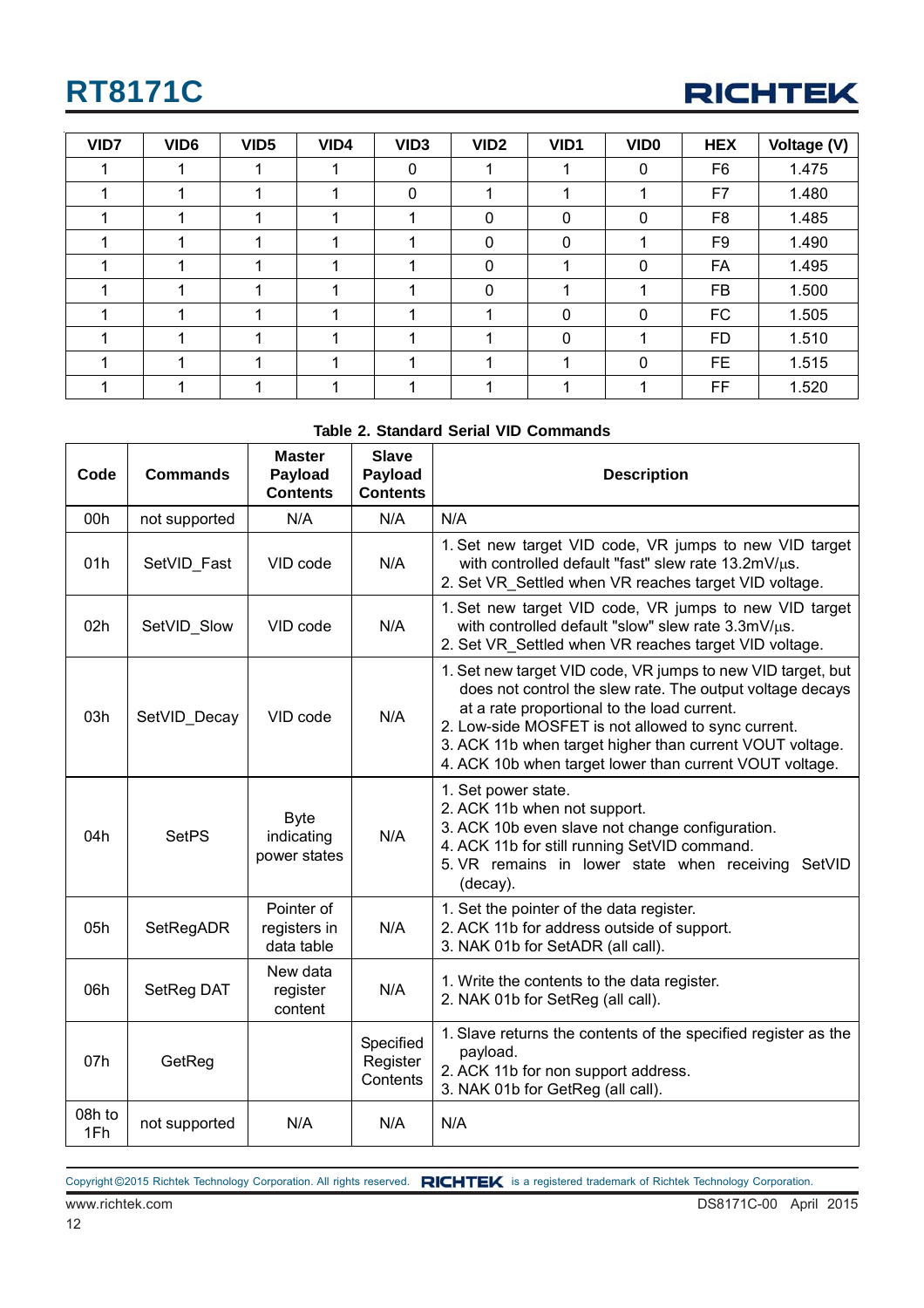| VID7 | VID6 | VID5 | VID4 | VID3 | VID2 | VID1 | VID0 | HEX | Voltage (V) |
|---|---|---|---|---|---|---|---|---|---|
| 1 | 1 | 1 | 1 | 0 | 1 | 1 | 0 | F6 | 1.475 |
| 1 | 1 | 1 | 1 | 0 | 1 | 1 | 1 | F7 | 1.480 |
| 1 | 1 | 1 | 1 | 1 | 0 | 0 | 0 | F8 | 1.485 |
| 1 | 1 | 1 | 1 | 1 | 0 | 0 | 1 | F9 | 1.490 |
| 1 | 1 | 1 | 1 | 1 | 0 | 1 | 0 | FA | 1.495 |
| 1 | 1 | 1 | 1 | 1 | 0 | 1 | 1 | FB | 1.500 |
| 1 | 1 | 1 | 1 | 1 | 1 | 0 | 0 | FC | 1.505 |
| 1 | 1 | 1 | 1 | 1 | 1 | 0 | 1 | FD | 1.510 |
| 1 | 1 | 1 | 1 | 1 | 1 | 1 | 0 | FE | 1.515 |
| 1 | 1 | 1 | 1 | 1 | 1 | 1 | 1 | FF | 1.520 |

**Table 2. Standard Serial VID Commands**

| Code | Commands | Master Payload Contents | Slave Payload Contents | Description |
|---|---|---|---|---|
| 00h | not supported | N/A | N/A | N/A |
| 01h | SetVID_Fast | VID code | N/A | 1. Set new target VID code, VR jumps to new VID target with controlled default "fast" slew rate 13.2mV/μs.<br>2. Set VR_Settled when VR reaches target VID voltage. |
| 02h | SetVID_Slow | VID code | N/A | 1. Set new target VID code, VR jumps to new VID target with controlled default "slow" slew rate 3.3mV/μs.<br>2. Set VR_Settled when VR reaches target VID voltage. |
| 03h | SetVID_Decay | VID code | N/A | 1. Set new target VID code, VR jumps to new VID target, but does not control the slew rate. The output voltage decays at a rate proportional to the load current.<br>2. Low-side MOSFET is not allowed to sync current.<br>3. ACK 11b when target higher than current VOUT voltage.<br>4. ACK 10b when target lower than current VOUT voltage. |
| 04h | SetPS | Byte indicating power states | N/A | 1. Set power state.<br>2. ACK 11b when not support.<br>3. ACK 10b even slave not change configuration.<br>4. ACK 11b for still running SetVID command.<br>5. VR remains in lower state when receiving SetVID (decay). |
| 05h | SetRegADR | Pointer of registers in data table | N/A | 1. Set the pointer of the data register.<br>2. ACK 11b for address outside of support.<br>3. NAK 01b for SetADR (all call). |
| 06h | SetReg DAT | New data register content | N/A | 1. Write the contents to the data register.<br>2. NAK 01b for SetReg (all call). |
| 07h | GetReg | | Specified Register Contents | 1. Slave returns the contents of the specified register as the payload.<br>2. ACK 11b for non support address.<br>3. NAK 01b for GetReg (all call). |
| 08h to 1Fh | not supported | N/A | N/A | N/A |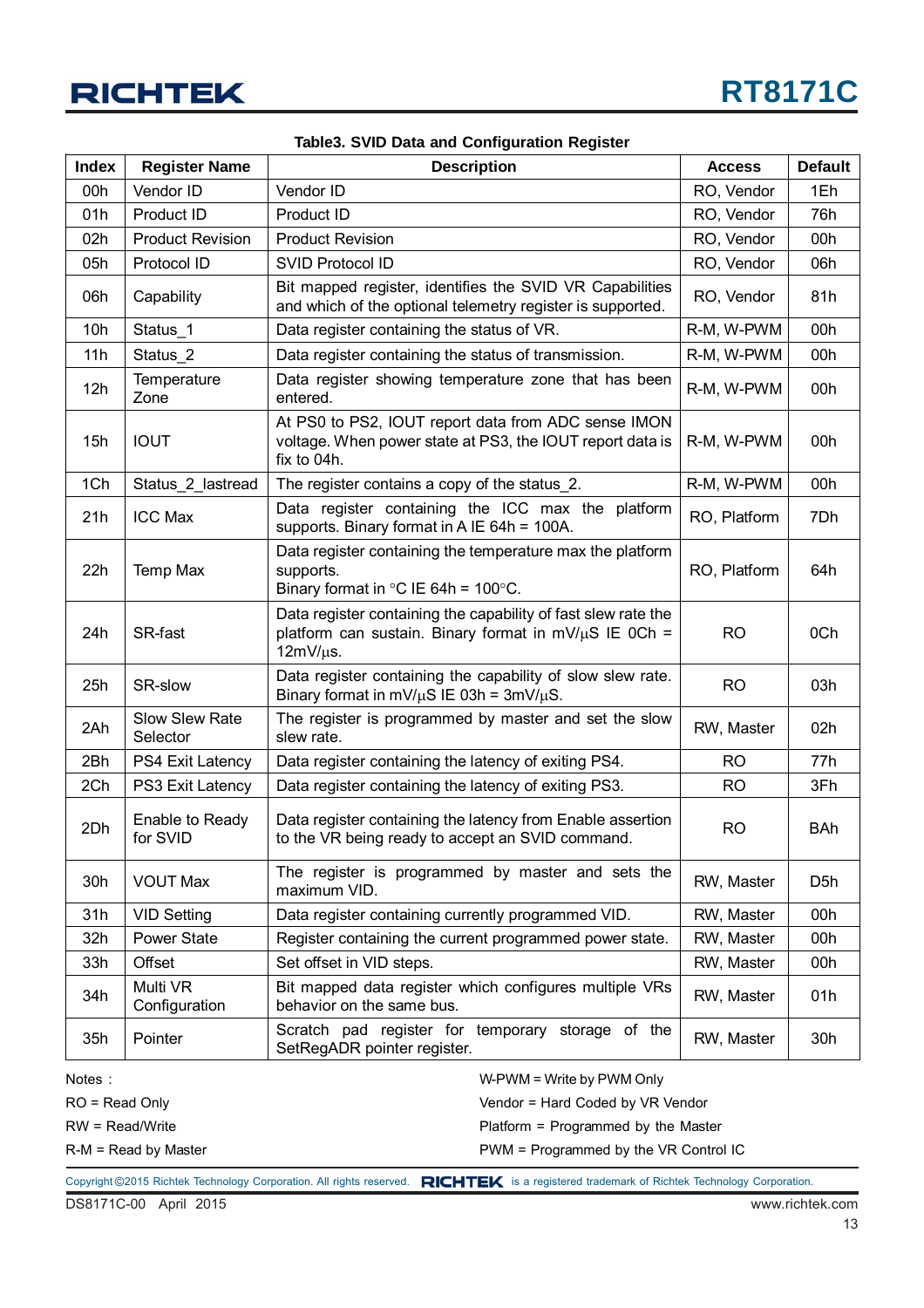**Table3. SVID Data and Configuration Register**

| Index | Register Name | Description | Access | Default |
|---|---|---|---|---|
| 00h | Vendor ID | Vendor ID | RO, Vendor | 1Eh |
| 01h | Product ID | Product ID | RO, Vendor | 76h |
| 02h | Product Revision | Product Revision | RO, Vendor | 00h |
| 05h | Protocol ID | SVID Protocol ID | RO, Vendor | 06h |
| 06h | Capability | Bit mapped register, identifies the SVID VR Capabilities and which of the optional telemetry register is supported. | RO, Vendor | 81h |
| 10h | Status_1 | Data register containing the status of VR. | R-M, W-PWM | 00h |
| 11h | Status_2 | Data register containing the status of transmission. | R-M, W-PWM | 00h |
| 12h | Temperature Zone | Data register showing temperature zone that has been entered. | R-M, W-PWM | 00h |
| 15h | IOUT | At PS0 to PS2, IOUT report data from ADC sense IMON voltage. When power state at PS3, the IOUT report data is fix to 04h. | R-M, W-PWM | 00h |
| 1Ch | Status_2_lastread | The register contains a copy of the status_2. | R-M, W-PWM | 00h |
| 21h | ICC Max | Data register containing the ICC max the platform supports. Binary format in A IE 64h = 100A. | RO, Platform | 7Dh |
| 22h | Temp Max | Data register containing the temperature max the platform supports.<br>Binary format in °C IE 64h = 100°C. | RO, Platform | 64h |
| 24h | SR-fast | Data register containing the capability of fast slew rate the platform can sustain. Binary format in mV/μS IE 0Ch = 12mV/μs. | RO | 0Ch |
| 25h | SR-slow | Data register containing the capability of slow slew rate. Binary format in mV/μS IE 03h = 3mV/μS. | RO | 03h |
| 2Ah | Slow Slew Rate Selector | The register is programmed by master and set the slow slew rate. | RW, Master | 02h |
| 2Bh | PS4 Exit Latency | Data register containing the latency of exiting PS4. | RO | 77h |
| 2Ch | PS3 Exit Latency | Data register containing the latency of exiting PS3. | RO | 3Fh |
| 2Dh | Enable to Ready for SVID | Data register containing the latency from Enable assertion to the VR being ready to accept an SVID command. | RO | BAh |
| 30h | VOUT Max | The register is programmed by master and sets the maximum VID. | RW, Master | D5h |
| 31h | VID Setting | Data register containing currently programmed VID. | RW, Master | 00h |
| 32h | Power State | Register containing the current programmed power state. | RW, Master | 00h |
| 33h | Offset | Set offset in VID steps. | RW, Master | 00h |
| 34h | Multi VR Configuration | Bit mapped data register which configures multiple VRs behavior on the same bus. | RW, Master | 01h |
| 35h | Pointer | Scratch pad register for temporary storage of the SetRegADR pointer register. | RW, Master | 30h |

Notes :

RO = Read Only

RW = Read/Write

R-M = Read by Master

W-PWM = Write by PWM Only

Vendor = Hard Coded by VR Vendor

Platform = Programmed by the Master

PWM = Programmed by the VR Control IC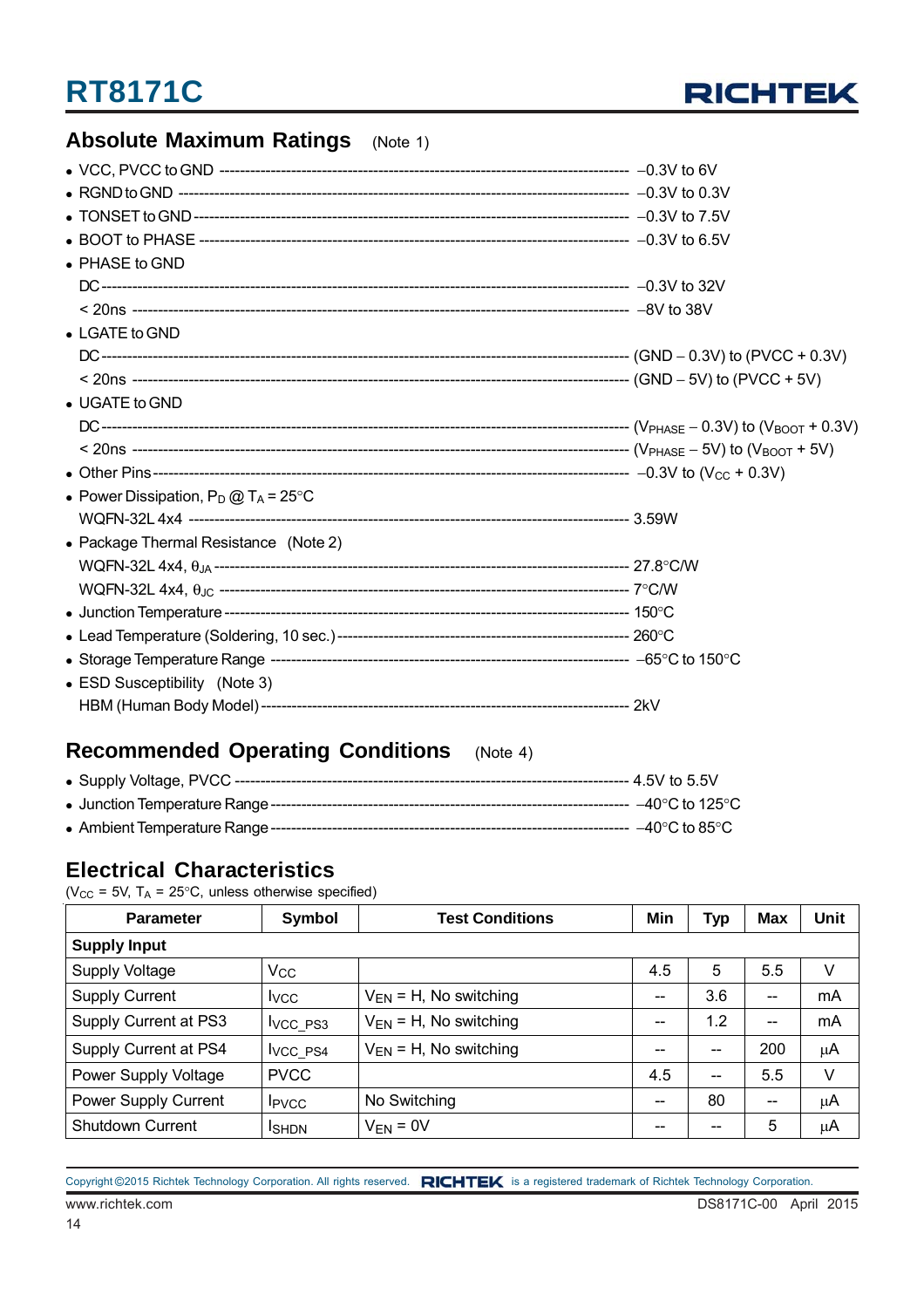## Absolute Maximum Ratings (Note 1)

- VCC, PVCC to GND ---------- −0.3V to 6V
- RGND to GND ---------- −0.3V to 0.3V
- TONSET to GND ---------- −0.3V to 7.5V
- BOOT to PHASE ---------- −0.3V to 6.5V
- PHASE to GND
  - DC ---------- −0.3V to 32V
  - < 20ns ---------- −8V to 38V
- LGATE to GND
  - DC ---------- (GND − 0.3V) to (PVCC + 0.3V)
  - < 20ns ---------- (GND − 5V) to (PVCC + 5V)
- UGATE to GND
  - DC ---------- ($V_{PHASE}$ − 0.3V) to ($V_{BOOT}$ + 0.3V)
  - < 20ns ---------- ($V_{PHASE}$ − 5V) to ($V_{BOOT}$ + 5V)
- Other Pins ---------- −0.3V to ($V_{CC}$ + 0.3V)
- Power Dissipation, $P_D$ @ $T_A$ = 25°C
  - WQFN-32L 4x4 ---------- 3.59W
- Package Thermal Resistance (Note 2)
  - WQFN-32L 4x4, $\theta_{JA}$ ---------- 27.8°C/W
  - WQFN-32L 4x4, $\theta_{JC}$ ---------- 7°C/W
- Junction Temperature ---------- 150°C
- Lead Temperature (Soldering, 10 sec.) ---------- 260°C
- Storage Temperature Range ---------- −65°C to 150°C
- ESD Susceptibility (Note 3)
  - HBM (Human Body Model) ---------- 2kV

## Recommended Operating Conditions (Note 4)

- Supply Voltage, PVCC ---------- 4.5V to 5.5V
- Junction Temperature Range ---------- −40°C to 125°C
- Ambient Temperature Range ---------- −40°C to 85°C

## Electrical Characteristics

($V_{CC}$ = 5V, $T_A$ = 25°C, unless otherwise specified)

| Parameter | Symbol | Test Conditions | Min | Typ | Max | Unit |
|---|---|---|---|---|---|---|
| **Supply Input** | | | | | | |
| Supply Voltage | $V_{CC}$ | | 4.5 | 5 | 5.5 | V |
| Supply Current | $I_{VCC}$ | $V_{EN}$ = H, No switching | -- | 3.6 | -- | mA |
| Supply Current at PS3 | $I_{VCC\_PS3}$ | $V_{EN}$ = H, No switching | -- | 1.2 | -- | mA |
| Supply Current at PS4 | $I_{VCC\_PS4}$ | $V_{EN}$ = H, No switching | -- | -- | 200 | μA |
| Power Supply Voltage | PVCC | | 4.5 | -- | 5.5 | V |
| Power Supply Current | $I_{PVCC}$ | No Switching | -- | 80 | -- | μA |
| Shutdown Current | $I_{SHDN}$ | $V_{EN}$ = 0V | -- | -- | 5 | μA |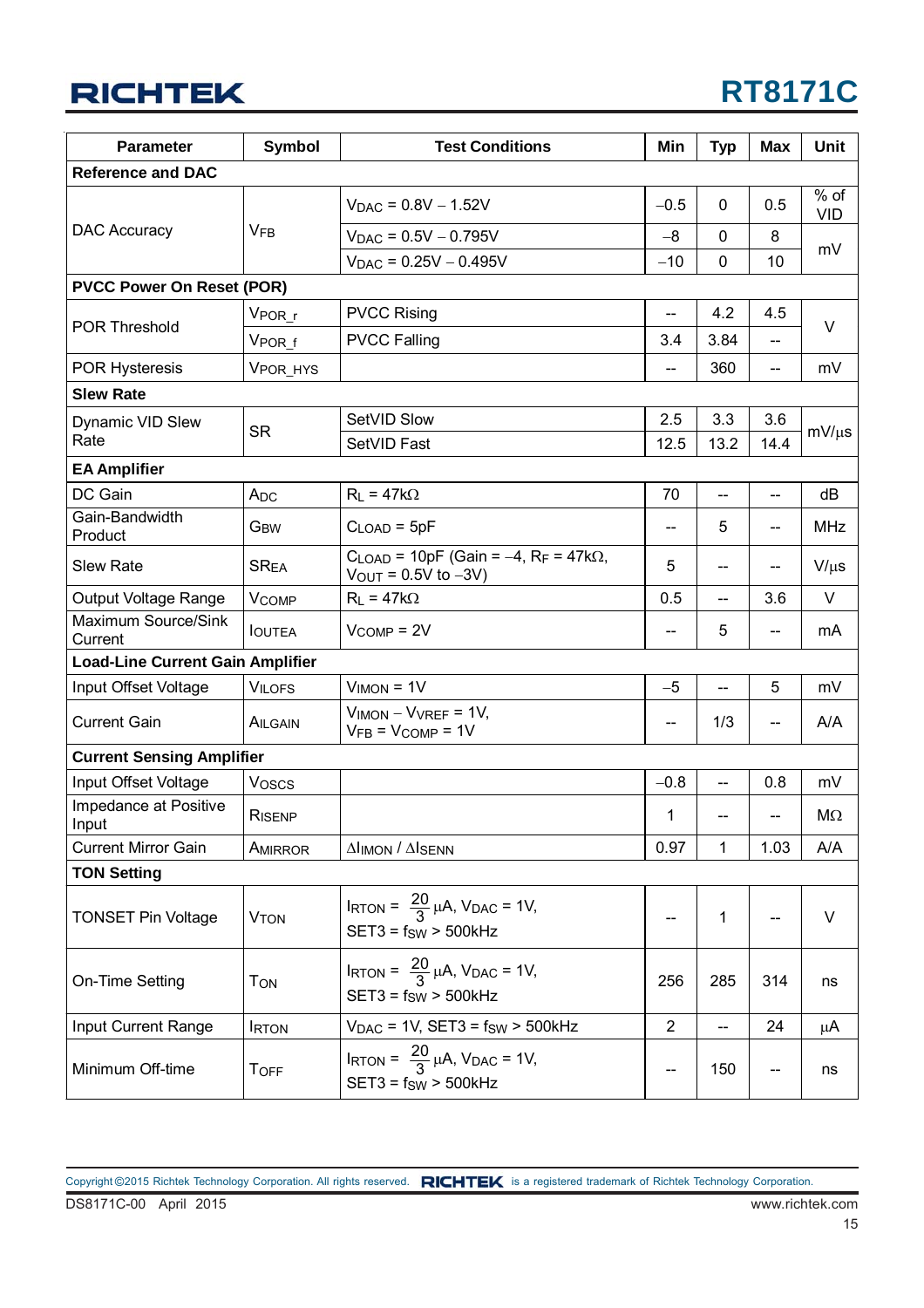| Parameter | Symbol | Test Conditions | Min | Typ | Max | Unit |
|---|---|---|---|---|---|---|
| **Reference and DAC** | | | | | | |
| DAC Accuracy | $V_{FB}$ | $V_{DAC}$ = 0.8V − 1.52V | −0.5 | 0 | 0.5 | % of VID |
| | | $V_{DAC}$ = 0.5V − 0.795V | −8 | 0 | 8 | mV |
| | | $V_{DAC}$ = 0.25V − 0.495V | −10 | 0 | 10 | mV |
| **PVCC Power On Reset (POR)** | | | | | | |
| POR Threshold | $V_{POR\_r}$ | PVCC Rising | -- | 4.2 | 4.5 | V |
| | $V_{POR\_f}$ | PVCC Falling | 3.4 | 3.84 | -- | V |
| POR Hysteresis | $V_{POR\_HYS}$ | | -- | 360 | -- | mV |
| **Slew Rate** | | | | | | |
| Dynamic VID Slew Rate | SR | SetVID Slow | 2.5 | 3.3 | 3.6 | mV/μs |
| | | SetVID Fast | 12.5 | 13.2 | 14.4 | mV/μs |
| **EA Amplifier** | | | | | | |
| DC Gain | $A_{DC}$ | $R_L$ = 47kΩ | 70 | -- | -- | dB |
| Gain-Bandwidth Product | GBW | $C_{LOAD}$ = 5pF | -- | 5 | -- | MHz |
| Slew Rate | $SR_{EA}$ | $C_{LOAD}$ = 10pF (Gain = −4, $R_F$ = 47kΩ, $V_{OUT}$ = 0.5V to −3V) | 5 | -- | -- | V/μs |
| Output Voltage Range | $V_{COMP}$ | $R_L$ = 47kΩ | 0.5 | -- | 3.6 | V |
| Maximum Source/Sink Current | $I_{OUTEA}$ | $V_{COMP}$ = 2V | -- | 5 | -- | mA |
| **Load-Line Current Gain Amplifier** | | | | | | |
| Input Offset Voltage | $V_{ILOFS}$ | $V_{IMON}$ = 1V | −5 | -- | 5 | mV |
| Current Gain | $A_{ILGAIN}$ | $V_{IMON}$ − $V_{VREF}$ = 1V, $V_{FB}$ = $V_{COMP}$ = 1V | -- | 1/3 | -- | A/A |
| **Current Sensing Amplifier** | | | | | | |
| Input Offset Voltage | $V_{OSCS}$ | | −0.8 | -- | 0.8 | mV |
| Impedance at Positive Input | $R_{ISENP}$ | | 1 | -- | -- | MΩ |
| Current Mirror Gain | $A_{MIRROR}$ | $\Delta I_{IMON}$ / $\Delta I_{SENN}$ | 0.97 | 1 | 1.03 | A/A |
| **TON Setting** | | | | | | |
| TONSET Pin Voltage | $V_{TON}$ | $I_{RTON} = \frac{20}{3}$ μA, $V_{DAC}$ = 1V, SET3 = $f_{SW}$ > 500kHz | -- | 1 | -- | V |
| On-Time Setting | $T_{ON}$ | $I_{RTON} = \frac{20}{3}$ μA, $V_{DAC}$ = 1V, SET3 = $f_{SW}$ > 500kHz | 256 | 285 | 314 | ns |
| Input Current Range | $I_{RTON}$ | $V_{DAC}$ = 1V, SET3 = $f_{SW}$ > 500kHz | 2 | -- | 24 | μA |
| Minimum Off-time | $T_{OFF}$ | $I_{RTON} = \frac{20}{3}$ μA, $V_{DAC}$ = 1V, SET3 = $f_{SW}$ > 500kHz | -- | 150 | -- | ns |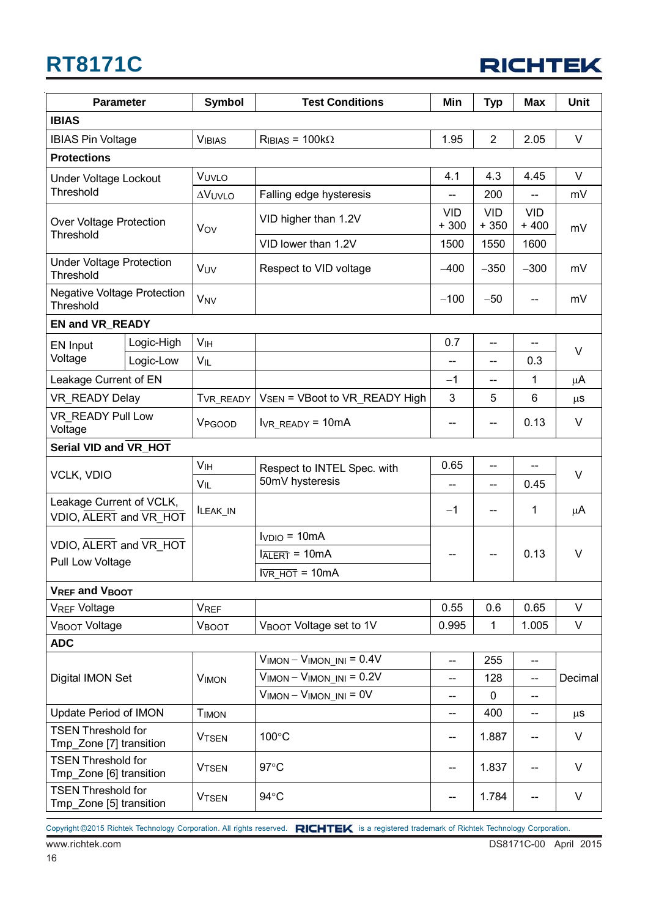| Parameter | | Symbol | Test Conditions | Min | Typ | Max | Unit |
|---|---|---|---|---|---|---|---|
| **IBIAS** | | | | | | | |
| IBIAS Pin Voltage | | $V_{IBIAS}$ | $R_{IBIAS}$ = 100kΩ | 1.95 | 2 | 2.05 | V |
| **Protections** | | | | | | | |
| Under Voltage Lockout Threshold | | $V_{UVLO}$ | | 4.1 | 4.3 | 4.45 | V |
| | | $\Delta V_{UVLO}$ | Falling edge hysteresis | -- | 200 | -- | mV |
| Over Voltage Protection Threshold | | $V_{OV}$ | VID higher than 1.2V | VID + 300 | VID + 350 | VID + 400 | mV |
| | | | VID lower than 1.2V | 1500 | 1550 | 1600 | |
| Under Voltage Protection Threshold | | $V_{UV}$ | Respect to VID voltage | −400 | −350 | −300 | mV |
| Negative Voltage Protection Threshold | | $V_{NV}$ | | −100 | −50 | -- | mV |
| **EN and VR_READY** | | | | | | | |
| EN Input Voltage | Logic-High | $V_{IH}$ | | 0.7 | -- | -- | V |
| | Logic-Low | $V_{IL}$ | | -- | -- | 0.3 | |
| Leakage Current of EN | | | | −1 | -- | 1 | μA |
| VR_READY Delay | | $T_{VR\_READY}$ | $V_{SEN}$ = VBoot to VR_READY High | 3 | 5 | 6 | μs |
| VR_READY Pull Low Voltage | | $V_{PGOOD}$ | $I_{VR\_READY}$ = 10mA | -- | -- | 0.13 | V |
| **Serial VID and $\overline{VR\_HOT}$** | | | | | | | |
| VCLK, VDIO | | $V_{IH}$ | Respect to INTEL Spec. with 50mV hysteresis | 0.65 | -- | -- | V |
| | | $V_{IL}$ | | -- | -- | 0.45 | |
| Leakage Current of VCLK, VDIO, ALERT and $\overline{VR\_HOT}$ | | $I_{LEAK\_IN}$ | | −1 | -- | 1 | μA |
| VDIO, ALERT and $\overline{VR\_HOT}$ Pull Low Voltage | | | $I_{VDIO}$ = 10mA | -- | -- | 0.13 | V |
| | | | $I_{\overline{ALERT}}$ = 10mA | | | | |
| | | | $I_{\overline{VR\_HOT}}$ = 10mA | | | | |
| **$V_{REF}$ and $V_{BOOT}$** | | | | | | | |
| $V_{REF}$ Voltage | | $V_{REF}$ | | 0.55 | 0.6 | 0.65 | V |
| $V_{BOOT}$ Voltage | | $V_{BOOT}$ | $V_{BOOT}$ Voltage set to 1V | 0.995 | 1 | 1.005 | V |
| **ADC** | | | | | | | |
| Digital IMON Set | | $V_{IMON}$ | $V_{IMON} - V_{IMON\_INI}$ = 0.4V | -- | 255 | -- | Decimal |
| | | | $V_{IMON} - V_{IMON\_INI}$ = 0.2V | -- | 128 | -- | |
| | | | $V_{IMON} - V_{IMON\_INI}$ = 0V | -- | 0 | -- | |
| Update Period of IMON | | $T_{IMON}$ | | -- | 400 | -- | μs |
| TSEN Threshold for Tmp_Zone [7] transition | | $V_{TSEN}$ | 100°C | -- | 1.887 | -- | V |
| TSEN Threshold for Tmp_Zone [6] transition | | $V_{TSEN}$ | 97°C | -- | 1.837 | -- | V |
| TSEN Threshold for Tmp_Zone [5] transition | | $V_{TSEN}$ | 94°C | -- | 1.784 | -- | V |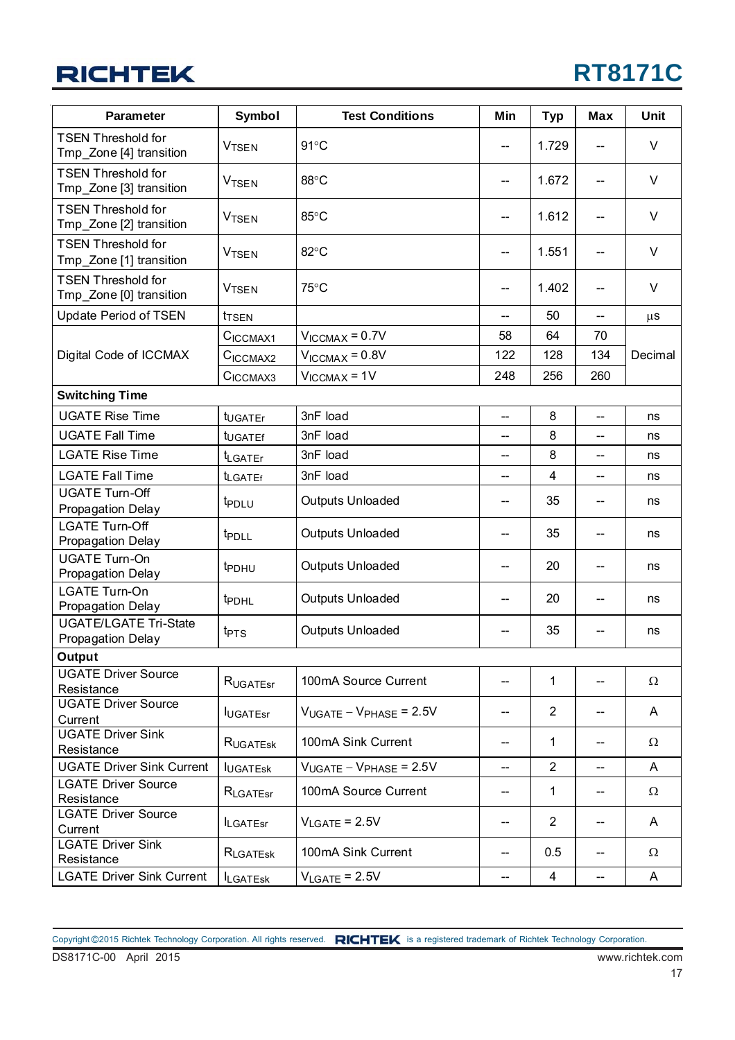| Parameter | Symbol | Test Conditions | Min | Typ | Max | Unit |
|---|---|---|---|---|---|---|
| TSEN Threshold for Tmp_Zone [4] transition | $V_{TSEN}$ | 91°C | -- | 1.729 | -- | V |
| TSEN Threshold for Tmp_Zone [3] transition | $V_{TSEN}$ | 88°C | -- | 1.672 | -- | V |
| TSEN Threshold for Tmp_Zone [2] transition | $V_{TSEN}$ | 85°C | -- | 1.612 | -- | V |
| TSEN Threshold for Tmp_Zone [1] transition | $V_{TSEN}$ | 82°C | -- | 1.551 | -- | V |
| TSEN Threshold for Tmp_Zone [0] transition | $V_{TSEN}$ | 75°C | -- | 1.402 | -- | V |
| Update Period of TSEN | $t_{TSEN}$ | | -- | 50 | -- | μs |
| Digital Code of ICCMAX | $C_{ICCMAX1}$ | $V_{ICCMAX}$ = 0.7V | 58 | 64 | 70 | Decimal |
| | $C_{ICCMAX2}$ | $V_{ICCMAX}$ = 0.8V | 122 | 128 | 134 | |
| | $C_{ICCMAX3}$ | $V_{ICCMAX}$ = 1V | 248 | 256 | 260 | |
| **Switching Time** | | | | | | |
| UGATE Rise Time | $t_{UGATEr}$ | 3nF load | -- | 8 | -- | ns |
| UGATE Fall Time | $t_{UGATEf}$ | 3nF load | -- | 8 | -- | ns |
| LGATE Rise Time | $t_{LGATEr}$ | 3nF load | -- | 8 | -- | ns |
| LGATE Fall Time | $t_{LGATEf}$ | 3nF load | -- | 4 | -- | ns |
| UGATE Turn-Off Propagation Delay | $t_{PDLU}$ | Outputs Unloaded | -- | 35 | -- | ns |
| LGATE Turn-Off Propagation Delay | $t_{PDLL}$ | Outputs Unloaded | -- | 35 | -- | ns |
| UGATE Turn-On Propagation Delay | $t_{PDHU}$ | Outputs Unloaded | -- | 20 | -- | ns |
| LGATE Turn-On Propagation Delay | $t_{PDHL}$ | Outputs Unloaded | -- | 20 | -- | ns |
| UGATE/LGATE Tri-State Propagation Delay | $t_{PTS}$ | Outputs Unloaded | -- | 35 | -- | ns |
| **Output** | | | | | | |
| UGATE Driver Source Resistance | $R_{UGATEsr}$ | 100mA Source Current | -- | 1 | -- | Ω |
| UGATE Driver Source Current | $I_{UGATEsr}$ | $V_{UGATE} - V_{PHASE}$ = 2.5V | -- | 2 | -- | A |
| UGATE Driver Sink Resistance | $R_{UGATEsk}$ | 100mA Sink Current | -- | 1 | -- | Ω |
| UGATE Driver Sink Current | $I_{UGATEsk}$ | $V_{UGATE} - V_{PHASE}$ = 2.5V | -- | 2 | -- | A |
| LGATE Driver Source Resistance | $R_{LGATEsr}$ | 100mA Source Current | -- | 1 | -- | Ω |
| LGATE Driver Source Current | $I_{LGATEsr}$ | $V_{LGATE}$ = 2.5V | -- | 2 | -- | A |
| LGATE Driver Sink Resistance | $R_{LGATEsk}$ | 100mA Sink Current | -- | 0.5 | -- | Ω |
| LGATE Driver Sink Current | $I_{LGATEsk}$ | $V_{LGATE}$ = 2.5V | -- | 4 | -- | A |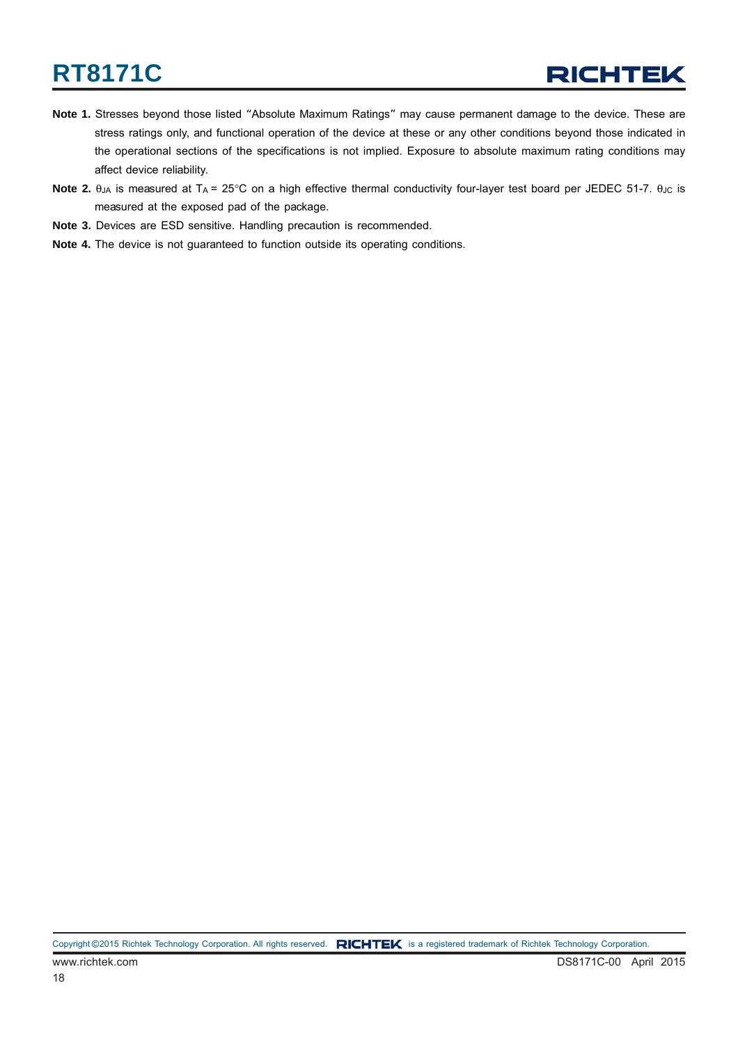**Note 1.** Stresses beyond those listed "Absolute Maximum Ratings" may cause permanent damage to the device. These are stress ratings only, and functional operation of the device at these or any other conditions beyond those indicated in the operational sections of the specifications is not implied. Exposure to absolute maximum rating conditions may affect device reliability.

**Note 2.** $\theta_{JA}$ is measured at $T_A$ = 25°C on a high effective thermal conductivity four-layer test board per JEDEC 51-7. $\theta_{JC}$ is measured at the exposed pad of the package.

**Note 3.** Devices are ESD sensitive. Handling precaution is recommended.

**Note 4.** The device is not guaranteed to function outside its operating conditions.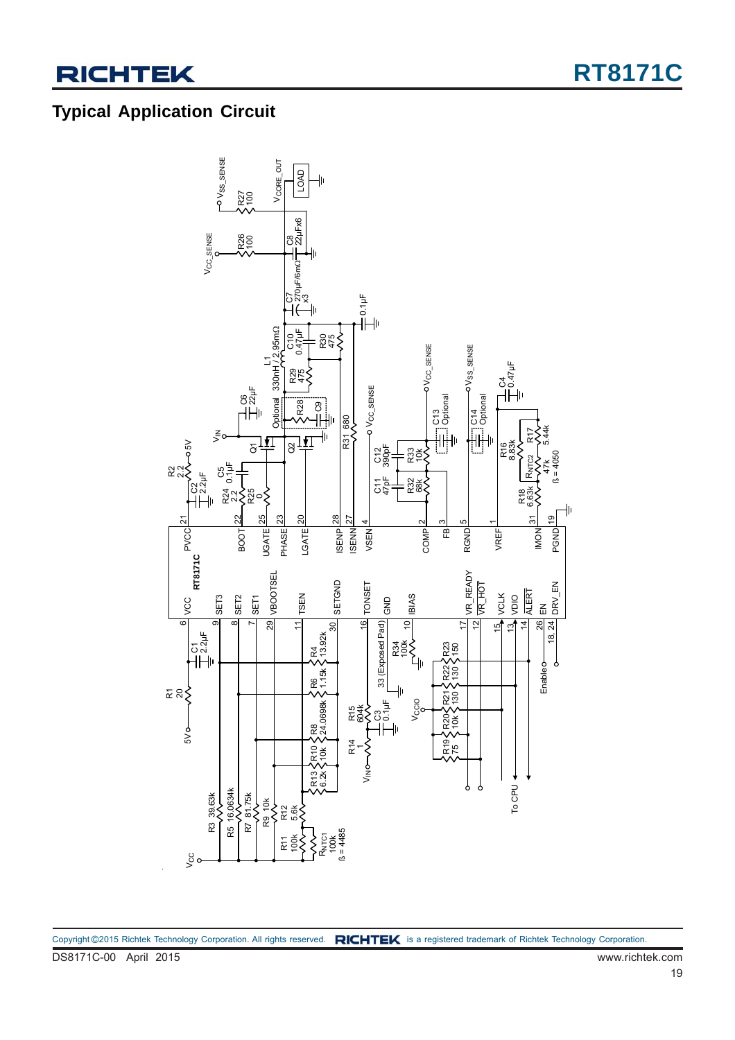## Typical Application Circuit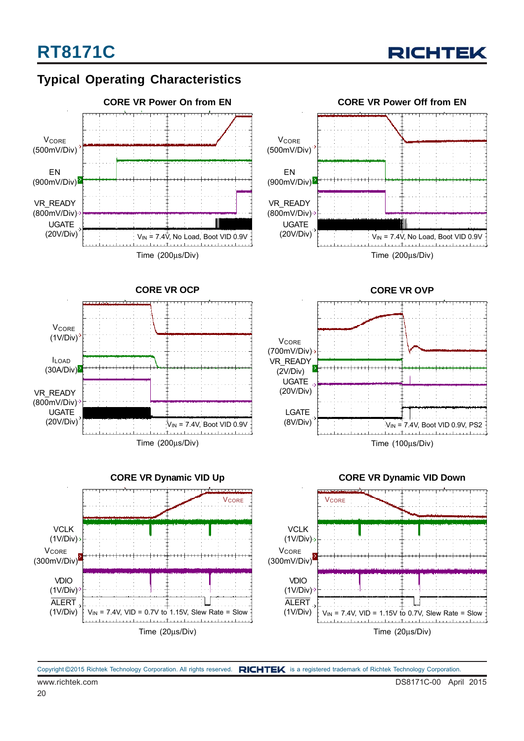## Typical Operating Characteristics

**CORE VR Power On from EN**

$V_{CORE}$ (500mV/Div)

EN (900mV/Div)

VR_READY (800mV/Div)

UGATE (20V/Div)

$V_{IN}$ = 7.4V, No Load, Boot VID 0.9V

Time (200μs/Div)

**CORE VR Power Off from EN**

$V_{CORE}$ (500mV/Div)

EN (900mV/Div)

VR_READY (800mV/Div)

UGATE (20V/Div)

$V_{IN}$ = 7.4V, No Load, Boot VID 0.9V

Time (200μs/Div)

**CORE VR OCP**

$V_{CORE}$ (1V/Div)

$I_{LOAD}$ (30A/Div)

VR_READY (800mV/Div)

UGATE (20V/Div)

$V_{IN}$ = 7.4V, Boot VID 0.9V

Time (200μs/Div)

**CORE VR OVP**

$V_{CORE}$ (700mV/Div)

VR_READY (2V/Div)

UGATE (20V/Div)

LGATE (8V/Div)

$V_{IN}$ = 7.4V, Boot VID 0.9V, PS2

Time (100μs/Div)

**CORE VR Dynamic VID Up**

$V_{CORE}$

VCLK (1V/Div)

$V_{CORE}$ (300mV/Div)

VDIO (1V/Div)

ALERT (1V/Div)

$V_{IN}$ = 7.4V, VID = 0.7V to 1.15V, Slew Rate = Slow

Time (20μs/Div)

**CORE VR Dynamic VID Down**

$V_{CORE}$

VCLK (1V/Div)

$V_{CORE}$ (300mV/Div)

VDIO (1V/Div)

ALERT (1V/Div)

$V_{IN}$ = 7.4V, VID = 1.15V to 0.7V, Slew Rate = Slow

Time (20μs/Div)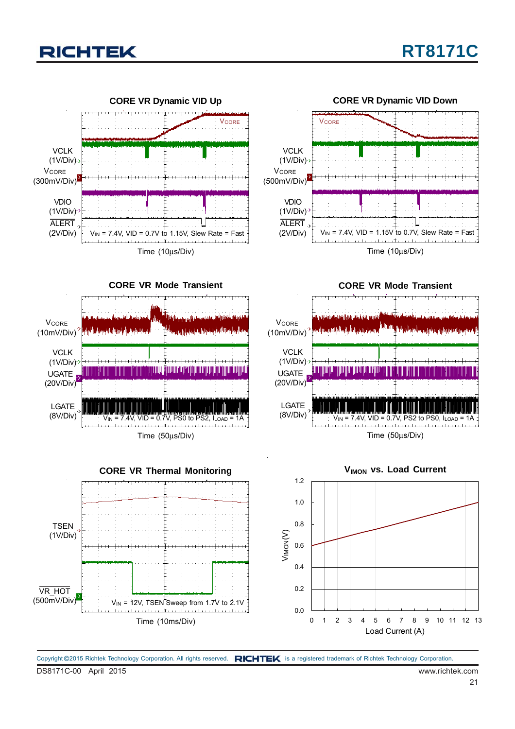**CORE VR Dynamic VID Up**

VCLK (1V/Div)

$V_{CORE}$ (300mV/Div)

VDIO (1V/Div)

$\overline{ALERT}$ (2V/Div)

$V_{IN}$ = 7.4V, VID = 0.7V to 1.15V, Slew Rate = Fast

Time (10μs/Div)

**CORE VR Dynamic VID Down**

VCLK (1V/Div)

$V_{CORE}$ (500mV/Div)

VDIO (1V/Div)

$\overline{ALERT}$ (2V/Div)

$V_{IN}$ = 7.4V, VID = 1.15V to 0.7V, Slew Rate = Fast

Time (10μs/Div)

**CORE VR Mode Transient**

$V_{CORE}$ (10mV/Div)

VCLK (1V/Div)

UGATE (20V/Div)

LGATE (8V/Div)

$V_{IN}$ = 7.4V, VID = 0.7V, PS0 to PS2, $I_{LOAD}$ = 1A

Time (50μs/Div)

**CORE VR Mode Transient**

$V_{CORE}$ (10mV/Div)

VCLK (1V/Div)

UGATE (20V/Div)

LGATE (8V/Div)

$V_{IN}$ = 7.4V, VID = 0.7V, PS2 to PS0, $I_{LOAD}$ = 1A

Time (50μs/Div)

**CORE VR Thermal Monitoring**

TSEN (1V/Div)

$\overline{VR\_HOT}$ (500mV/Div)

$V_{IN}$ = 12V, TSEN Sweep from 1.7V to 2.1V

Time (10ms/Div)

**$V_{IMON}$ vs. Load Current**

$V_{IMON}$ (V)

Load Current (A)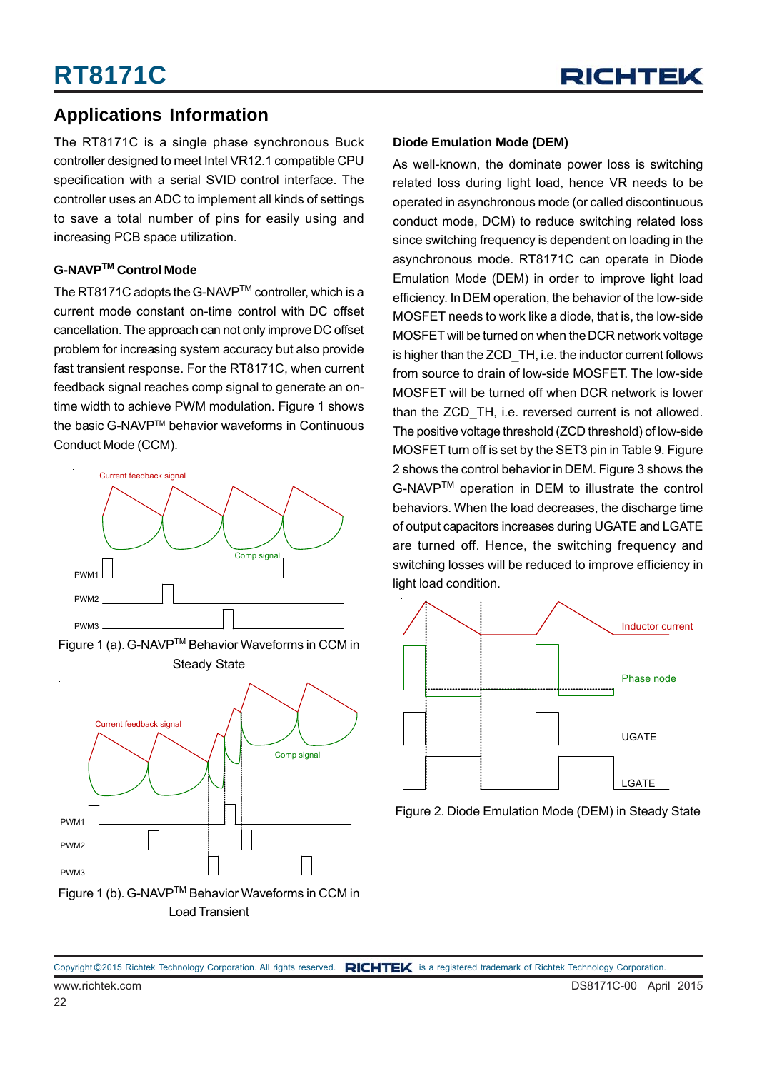## Applications Information

The RT8171C is a single phase synchronous Buck controller designed to meet Intel VR12.1 compatible CPU specification with a serial SVID control interface. The controller uses an ADC to implement all kinds of settings to save a total number of pins for easily using and increasing PCB space utilization.

### G-NAVP™ Control Mode

The RT8171C adopts the G-NAVP™ controller, which is a current mode constant on-time control with DC offset cancellation. The approach can not only improve DC offset problem for increasing system accuracy but also provide fast transient response. For the RT8171C, when current feedback signal reaches comp signal to generate an on-time width to achieve PWM modulation. Figure 1 shows the basic G-NAVP™ behavior waveforms in Continuous Conduct Mode (CCM).

Figure 1 (a). G-NAVP™ Behavior Waveforms in CCM in Steady State

Figure 1 (b). G-NAVP™ Behavior Waveforms in CCM in Load Transient

### Diode Emulation Mode (DEM)

As well-known, the dominate power loss is switching related loss during light load, hence VR needs to be operated in asynchronous mode (or called discontinuous conduct mode, DCM) to reduce switching related loss since switching frequency is dependent on loading in the asynchronous mode. RT8171C can operate in Diode Emulation Mode (DEM) in order to improve light load efficiency. In DEM operation, the behavior of the low-side MOSFET needs to work like a diode, that is, the low-side MOSFET will be turned on when the DCR network voltage is higher than the ZCD_TH, i.e. the inductor current follows from source to drain of low-side MOSFET. The low-side MOSFET will be turned off when DCR network is lower than the ZCD_TH, i.e. reversed current is not allowed. The positive voltage threshold (ZCD threshold) of low-side MOSFET turn off is set by the SET3 pin in Table 9. Figure 2 shows the control behavior in DEM. Figure 3 shows the G-NAVP™ operation in DEM to illustrate the control behaviors. When the load decreases, the discharge time of output capacitors increases during UGATE and LGATE are turned off. Hence, the switching frequency and switching losses will be reduced to improve efficiency in light load condition.

Figure 2. Diode Emulation Mode (DEM) in Steady State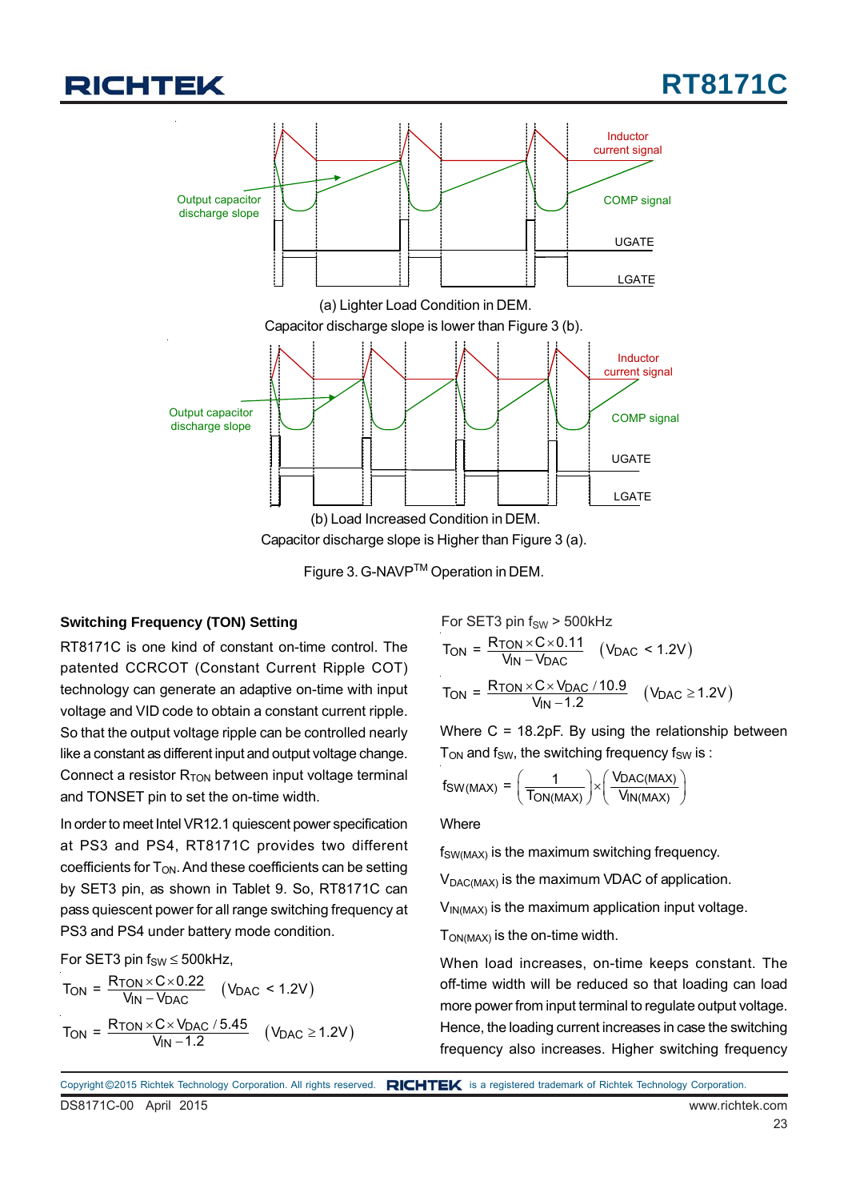(a) Lighter Load Condition in DEM.
Capacitor discharge slope is lower than Figure 3 (b).

(b) Load Increased Condition in DEM.
Capacitor discharge slope is Higher than Figure 3 (a).

Figure 3. G-NAVP[TM] Operation in DEM.

**Switching Frequency (TON) Setting**

RT8171C is one kind of constant on-time control. The patented CCRCOT (Constant Current Ripple COT) technology can generate an adaptive on-time with input voltage and VID code to obtain a constant current ripple. So that the output voltage ripple can be controlled nearly like a constant as different input and output voltage change. Connect a resistor $R_{TON}$ between input voltage terminal and TONSET pin to set the on-time width.

In order to meet Intel VR12.1 quiescent power specification at PS3 and PS4, RT8171C provides two different coefficients for $T_{ON}$. And these coefficients can be setting by SET3 pin, as shown in Tablet 9. So, RT8171C can pass quiescent power for all range switching frequency at PS3 and PS4 under battery mode condition.

For SET3 pin $f_{SW} \le 500kHz$,

$$T_{ON} = \frac{R_{TON} \times C \times 0.22}{V_{IN} - V_{DAC}} \quad (V_{DAC} < 1.2V)$$

$$T_{ON} = \frac{R_{TON} \times C \times V_{DAC} / 5.45}{V_{IN} - 1.2} \quad (V_{DAC} \ge 1.2V)$$

For SET3 pin $f_{SW} > 500kHz$

$$T_{ON} = \frac{R_{TON} \times C \times 0.11}{V_{IN} - V_{DAC}} \quad (V_{DAC} < 1.2V)$$

$$T_{ON} = \frac{R_{TON} \times C \times V_{DAC} / 10.9}{V_{IN} - 1.2} \quad (V_{DAC} \ge 1.2V)$$

Where C = 18.2pF. By using the relationship between $T_{ON}$ and $f_{SW}$, the switching frequency $f_{SW}$ is :

$$f_{SW(MAX)} = \left(\frac{1}{T_{ON(MAX)}}\right) \times \left(\frac{V_{DAC(MAX)}}{V_{IN(MAX)}}\right)$$

Where

$f_{SW(MAX)}$ is the maximum switching frequency.

$V_{DAC(MAX)}$ is the maximum VDAC of application.

$V_{IN(MAX)}$ is the maximum application input voltage.

$T_{ON(MAX)}$ is the on-time width.

When load increases, on-time keeps constant. The off-time width will be reduced so that loading can load more power from input terminal to regulate output voltage. Hence, the loading current increases in case the switching frequency also increases. Higher switching frequency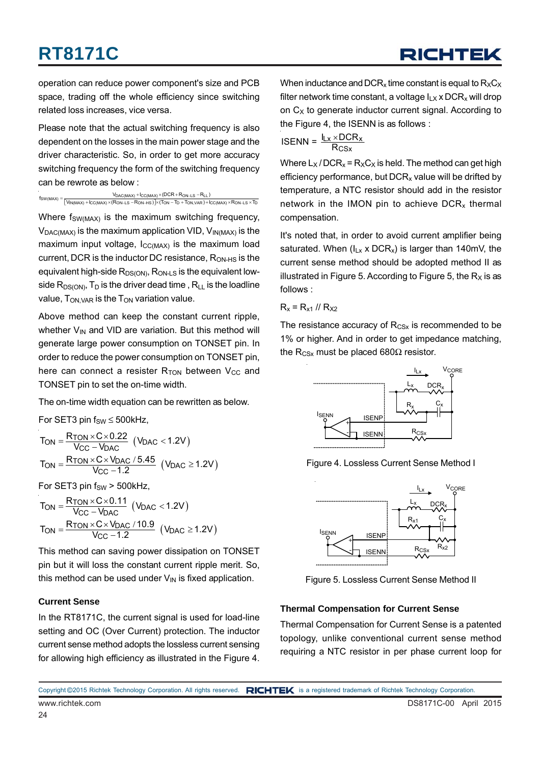operation can reduce power component's size and PCB space, trading off the whole efficiency since switching related loss increases, vice versa.

Please note that the actual switching frequency is also dependent on the losses in the main power stage and the driver characteristic. So, in order to get more accuracy switching frequency the form of the switching frequency can be rewrote as below :

$$f_{SW(MAX)} = \frac{V_{DAC(MAX)} + I_{CC(MAX)} \times (DCR + R_{ON\text{-}LS} - R_{LL})}{\left[V_{IN(MAX)} + I_{CC(MAX)} \times (R_{ON\text{-}LS} - R_{ON\text{-}HS})\right] \times (T_{ON} - T_D + T_{ON,VAR}) + I_{CC(MAX)} \times R_{ON\text{-}LS} \times T_D}$$

Where $f_{SW(MAX)}$ is the maximum switching frequency, $V_{DAC(MAX)}$ is the maximum application VID, $V_{IN(MAX)}$ is the maximum input voltage, $I_{CC(MAX)}$ is the maximum load current, DCR is the inductor DC resistance, $R_{ON\text{-}HS}$ is the equivalent high-side $R_{DS(ON)}$, $R_{ON\text{-}LS}$ is the equivalent low-side $R_{DS(ON)}$, $T_D$ is the driver dead time , $R_{LL}$ is the loadline value, $T_{ON,VAR}$ is the $T_{ON}$ variation value.

Above method can keep the constant current ripple, whether $V_{IN}$ and VID are variation. But this method will generate large power consumption on TONSET pin. In order to reduce the power consumption on TONSET pin, here can connect a resister $R_{TON}$ between $V_{CC}$ and TONSET pin to set the on-time width.

The on-time width equation can be rewritten as below.

For SET3 pin $f_{SW} \le 500\text{kHz}$,

$$T_{ON} = \frac{R_{TON} \times C \times 0.22}{V_{CC} - V_{DAC}} \quad (V_{DAC} < 1.2V)$$

$$T_{ON} = \frac{R_{TON} \times C \times V_{DAC} / 5.45}{V_{CC} - 1.2} \quad (V_{DAC} \ge 1.2V)$$

For SET3 pin $f_{SW} > 500\text{kHz}$,

$$T_{ON} = \frac{R_{TON} \times C \times 0.11}{V_{CC} - V_{DAC}} \quad (V_{DAC} < 1.2V)$$

$$T_{ON} = \frac{R_{TON} \times C \times V_{DAC} / 10.9}{V_{CC} - 1.2} \quad (V_{DAC} \ge 1.2V)$$

This method can saving power dissipation on TONSET pin but it will loss the constant current ripple merit. So, this method can be used under $V_{IN}$ is fixed application.

### Current Sense

In the RT8171C, the current signal is used for load-line setting and OC (Over Current) protection. The inductor current sense method adopts the lossless current sensing for allowing high efficiency as illustrated in the Figure 4.

When inductance and $DCR_x$ time constant is equal to $R_xC_x$ filter network time constant, a voltage $I_{Lx} \times DCR_x$ will drop on $C_x$ to generate inductor current signal. According to the Figure 4, the ISENN is as follows :

$$ISENN = \frac{I_{Lx} \times DCR_x}{R_{CSx}}$$

Where $L_x / DCR_x = R_xC_x$ is held. The method can get high efficiency performance, but $DCR_x$ value will be drifted by temperature, a NTC resistor should add in the resistor network in the IMON pin to achieve $DCR_x$ thermal compensation.

It's noted that, in order to avoid current amplifier being saturated. When ($I_{Lx} \times DCR_x$) is larger than 140mV, the current sense method should be adopted method II as illustrated in Figure 5. According to Figure 5, the $R_x$ is as follows :

$R_x = R_{x1} \mathbin{//} R_{x2}$

The resistance accuracy of $R_{CSx}$ is recommended to be 1% or higher. And in order to get impedance matching, the $R_{CSx}$ must be placed 680Ω resistor.

Figure 4. Lossless Current Sense Method I

Figure 5. Lossless Current Sense Method II

### Thermal Compensation for Current Sense

Thermal Compensation for Current Sense is a patented topology, unlike conventional current sense method requiring a NTC resistor in per phase current loop for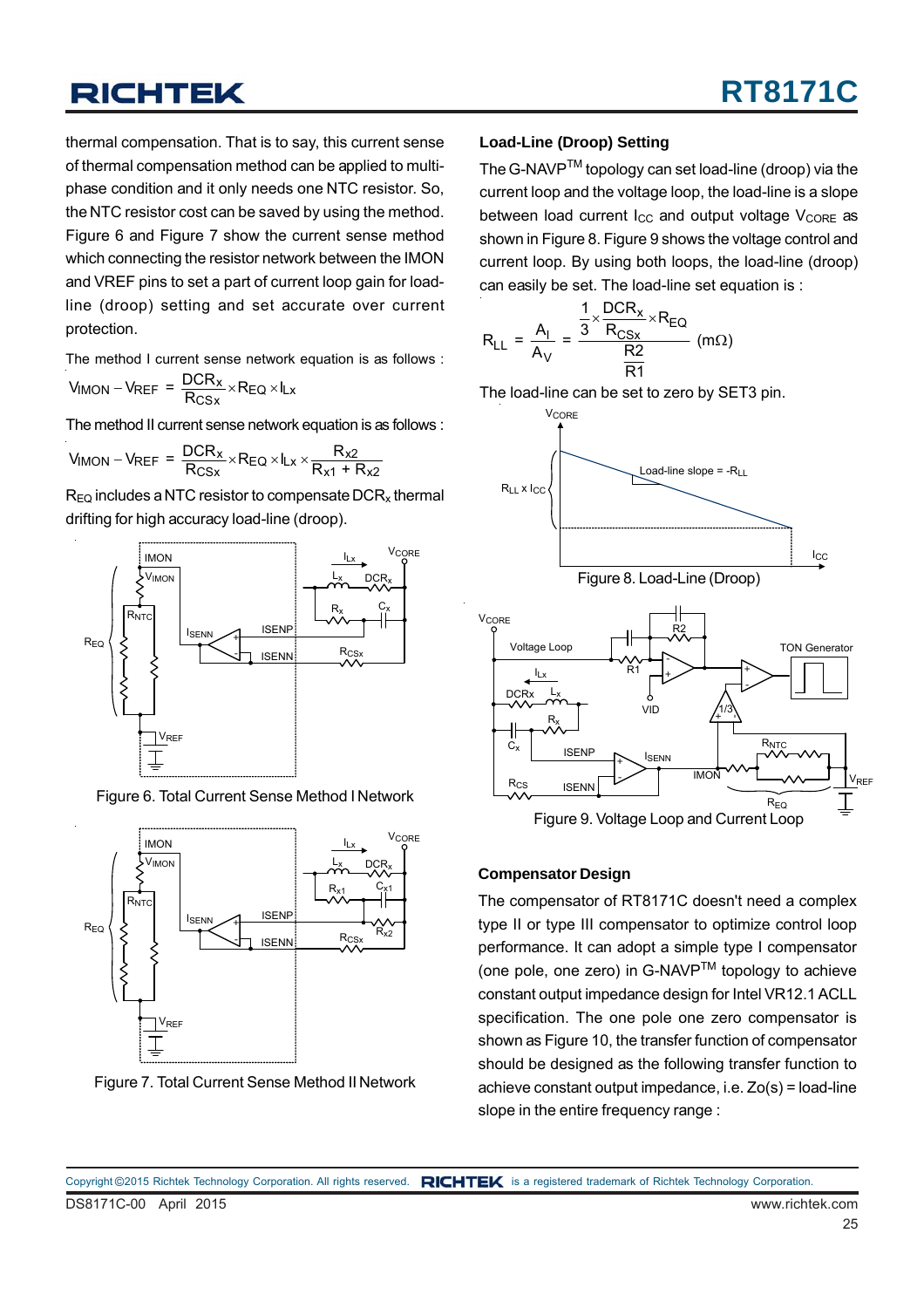thermal compensation. That is to say, this current sense of thermal compensation method can be applied to multi-phase condition and it only needs one NTC resistor. So, the NTC resistor cost can be saved by using the method. Figure 6 and Figure 7 show the current sense method which connecting the resistor network between the IMON and VREF pins to set a part of current loop gain for load-line (droop) setting and set accurate over current protection.

The method I current sense network equation is as follows :

$$V_{IMON} - V_{REF} = \frac{DCR_x}{R_{CSx}} \times R_{EQ} \times I_{Lx}$$

The method II current sense network equation is as follows :

$$V_{IMON} - V_{REF} = \frac{DCR_x}{R_{CSx}} \times R_{EQ} \times I_{Lx} \times \frac{R_{x2}}{R_{x1} + R_{x2}}$$

$R_{EQ}$ includes a NTC resistor to compensate $DCR_x$ thermal drifting for high accuracy load-line (droop).

Figure 6. Total Current Sense Method I Network

Figure 7. Total Current Sense Method II Network

### Load-Line (Droop) Setting

The G-NAVP[TM] topology can set load-line (droop) via the current loop and the voltage loop, the load-line is a slope between load current $I_{CC}$ and output voltage $V_{CORE}$ as shown in Figure 8. Figure 9 shows the voltage control and current loop. By using both loops, the load-line (droop) can easily be set. The load-line set equation is :

$$R_{LL} = \frac{A_I}{A_V} = \frac{\frac{1}{3} \times \frac{DCR_x}{R_{CSx}} \times R_{EQ}}{\frac{R2}{R1}} \quad (m\Omega)$$

The load-line can be set to zero by SET3 pin.

Figure 8. Load-Line (Droop)

Figure 9. Voltage Loop and Current Loop

### Compensator Design

The compensator of RT8171C doesn't need a complex type II or type III compensator to optimize control loop performance. It can adopt a simple type I compensator (one pole, one zero) in G-NAVP[TM] topology to achieve constant output impedance design for Intel VR12.1 ACLL specification. The one pole one zero compensator is shown as Figure 10, the transfer function of compensator should be designed as the following transfer function to achieve constant output impedance, i.e. Zo(s) = load-line slope in the entire frequency range :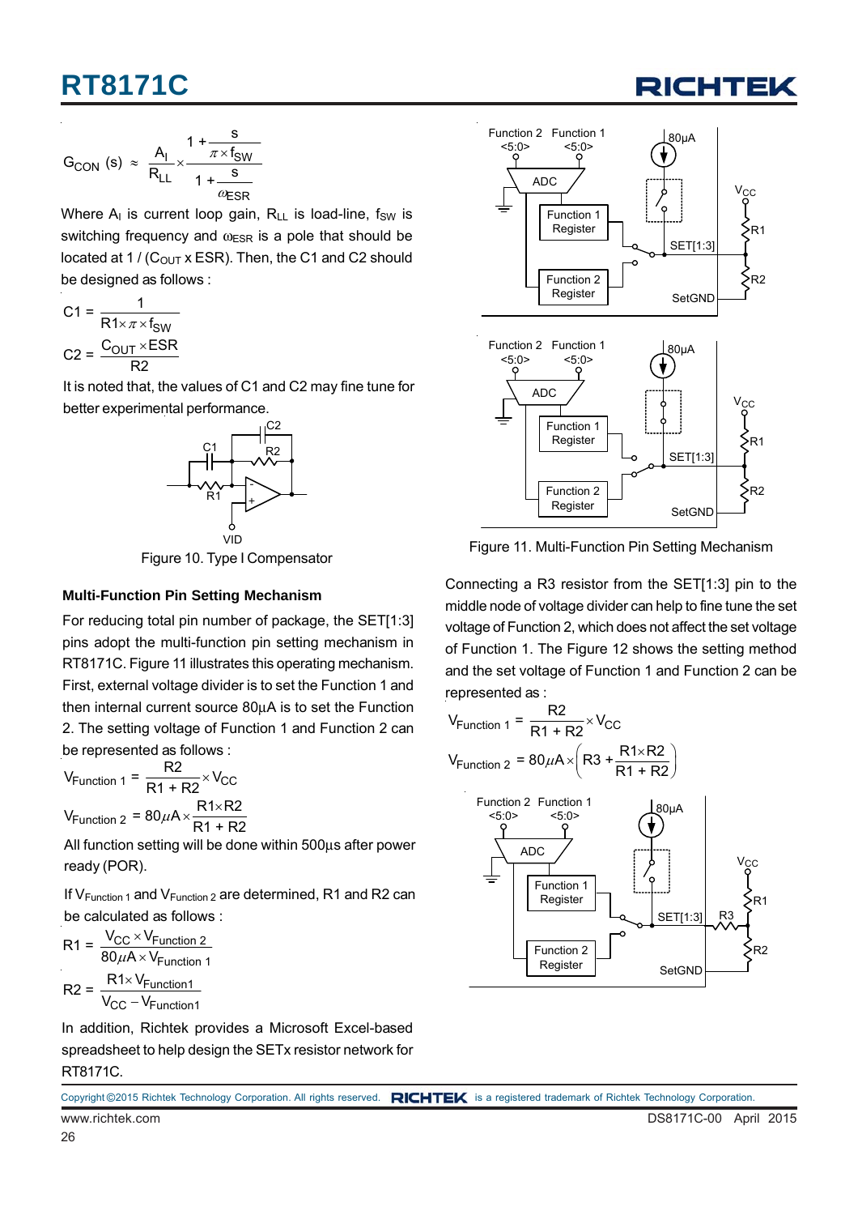$$G_{CON}(s) \approx \frac{A_I}{R_{LL}} \times \frac{1+\dfrac{s}{\pi \times f_{SW}}}{1+\dfrac{s}{\omega_{ESR}}}$$

Where $A_I$ is current loop gain, $R_{LL}$ is load-line, $f_{SW}$ is switching frequency and $\omega_{ESR}$ is a pole that should be located at 1 / ($C_{OUT}$ x ESR). Then, the C1 and C2 should be designed as follows :

$$C1 = \frac{1}{R1 \times \pi \times f_{SW}}$$

$$C2 = \frac{C_{OUT} \times ESR}{R2}$$

It is noted that, the values of C1 and C2 may fine tune for better experimental performance.

Figure 10. Type I Compensator

### Multi-Function Pin Setting Mechanism

For reducing total pin number of package, the SET[1:3] pins adopt the multi-function pin setting mechanism in RT8171C. Figure 11 illustrates this operating mechanism. First, external voltage divider is to set the Function 1 and then internal current source 80μA is to set the Function 2. The setting voltage of Function 1 and Function 2 can be represented as follows :

$$V_{Function\,1} = \frac{R2}{R1+R2} \times V_{CC}$$

$$V_{Function\,2} = 80\mu A \times \frac{R1 \times R2}{R1+R2}$$

All function setting will be done within 500μs after power ready (POR).

If $V_{Function\,1}$ and $V_{Function\,2}$ are determined, R1 and R2 can be calculated as follows :

$$R1 = \frac{V_{CC} \times V_{Function\,2}}{80\mu A \times V_{Function\,1}}$$

$$R2 = \frac{R1 \times V_{Function1}}{V_{CC} - V_{Function1}}$$

In addition, Richtek provides a Microsoft Excel-based spreadsheet to help design the SETx resistor network for RT8171C.

Figure 11. Multi-Function Pin Setting Mechanism

Connecting a R3 resistor from the SET[1:3] pin to the middle node of voltage divider can help to fine tune the set voltage of Function 2, which does not affect the set voltage of Function 1. The Figure 12 shows the setting method and the set voltage of Function 1 and Function 2 can be represented as :

$$V_{Function\,1} = \frac{R2}{R1+R2} \times V_{CC}$$

$$V_{Function\,2} = 80\mu A \times \left(R3 + \frac{R1 \times R2}{R1+R2}\right)$$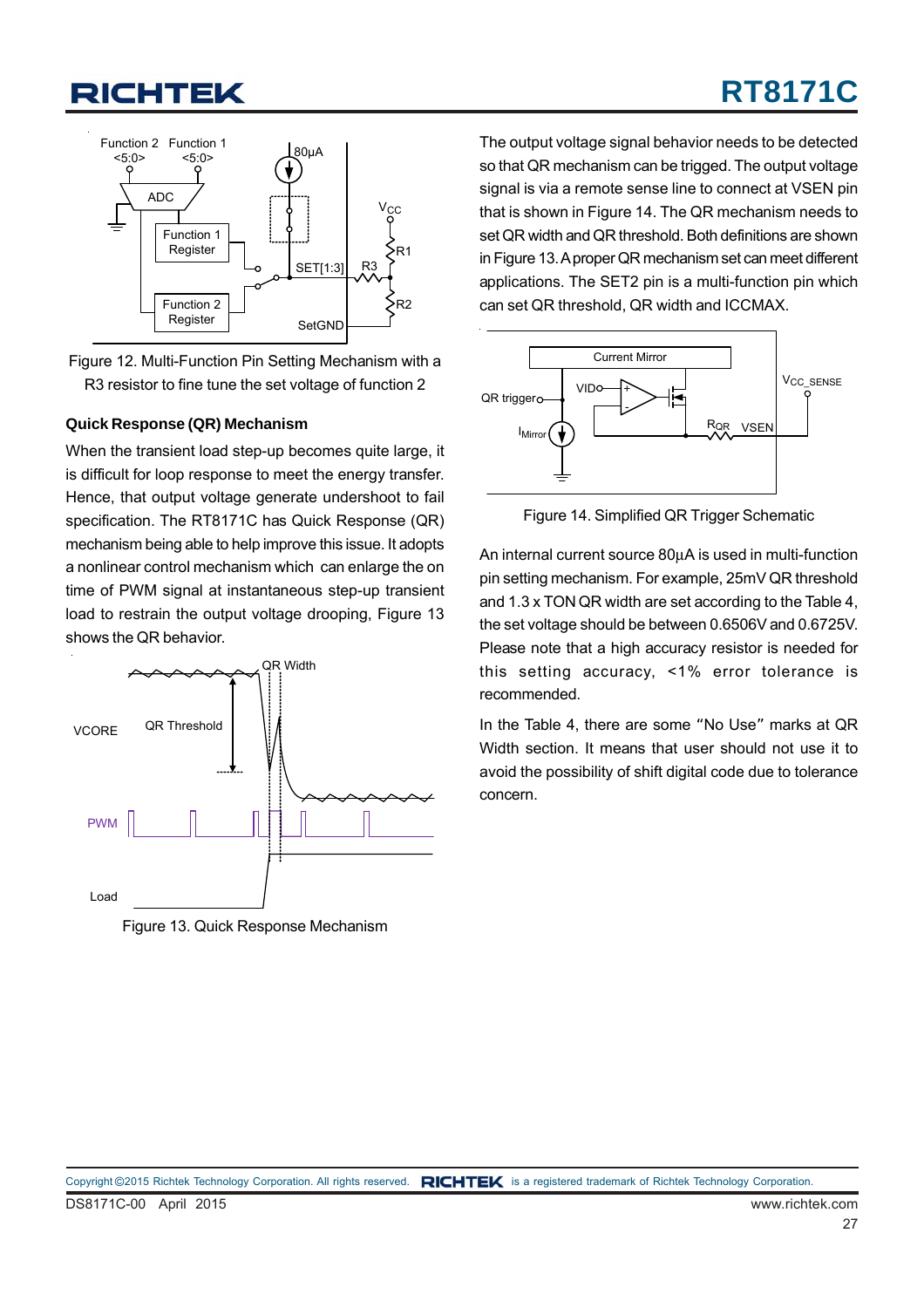Figure 12. Multi-Function Pin Setting Mechanism with a R3 resistor to fine tune the set voltage of function 2

### Quick Response (QR) Mechanism

When the transient load step-up becomes quite large, it is difficult for loop response to meet the energy transfer. Hence, that output voltage generate undershoot to fail specification. The RT8171C has Quick Response (QR) mechanism being able to help improve this issue. It adopts a nonlinear control mechanism which can enlarge the on time of PWM signal at instantaneous step-up transient load to restrain the output voltage drooping, Figure 13 shows the QR behavior.

Figure 13. Quick Response Mechanism

The output voltage signal behavior needs to be detected so that QR mechanism can be trigged. The output voltage signal is via a remote sense line to connect at VSEN pin that is shown in Figure 14. The QR mechanism needs to set QR width and QR threshold. Both definitions are shown in Figure 13. A proper QR mechanism set can meet different applications. The SET2 pin is a multi-function pin which can set QR threshold, QR width and ICCMAX.

Figure 14. Simplified QR Trigger Schematic

An internal current source 80μA is used in multi-function pin setting mechanism. For example, 25mV QR threshold and 1.3 x TON QR width are set according to the Table 4, the set voltage should be between 0.6506V and 0.6725V. Please note that a high accuracy resistor is needed for this setting accuracy, <1% error tolerance is recommended.

In the Table 4, there are some "No Use" marks at QR Width section. It means that user should not use it to avoid the possibility of shift digital code due to tolerance concern.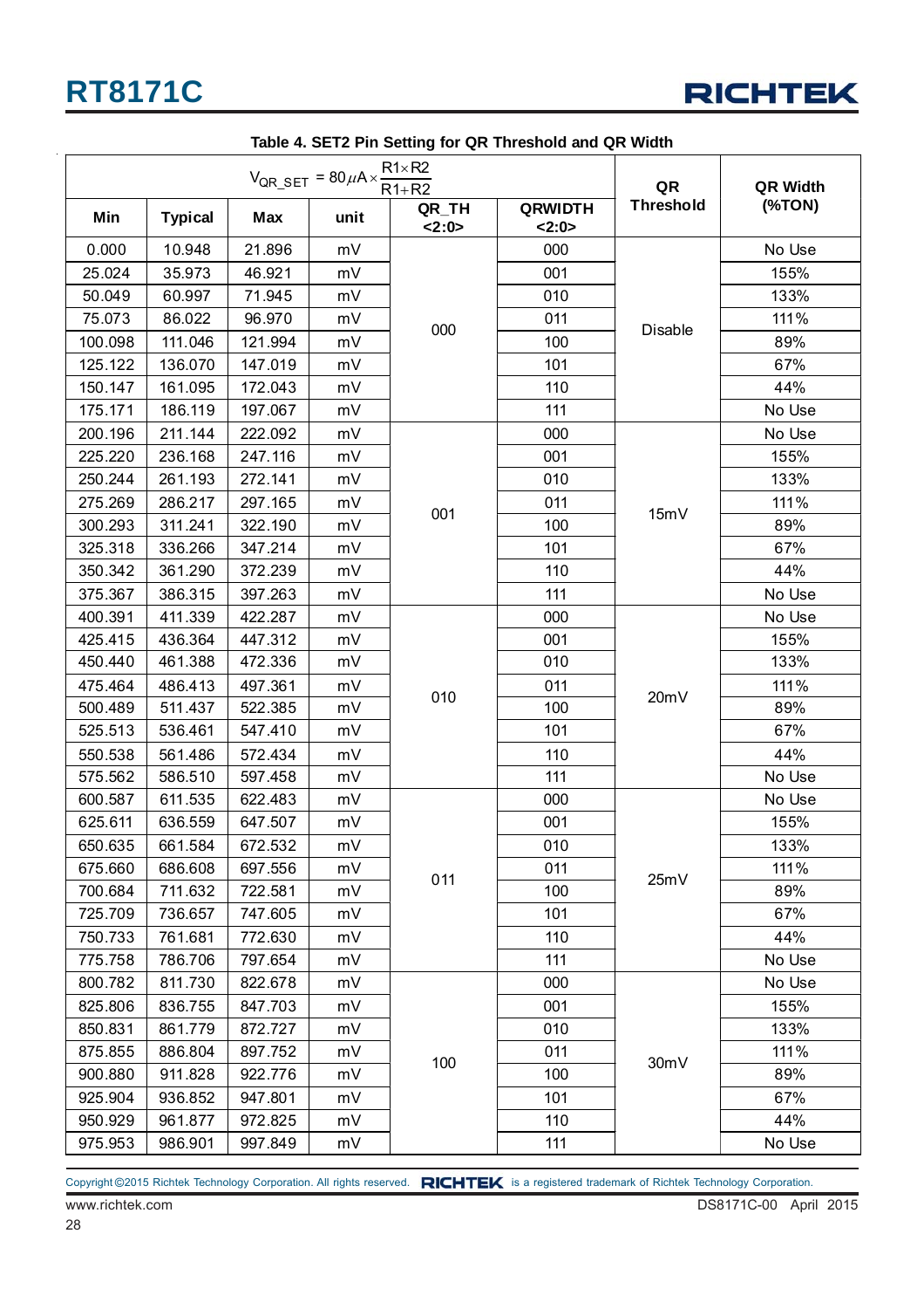**Table 4. SET2 Pin Setting for QR Threshold and QR Width**

| $V_{QR\_SET} = 80\mu A \times \frac{R1 \times R2}{R1+R2}$ | | | | | | QR Threshold | QR Width (%TON) |
|---|---|---|---|---|---|---|---|
| Min | Typical | Max | unit | QR_TH <2:0> | QRWIDTH <2:0> | | |
| 0.000 | 10.948 | 21.896 | mV | 000 | 000 | Disable | No Use |
| 25.024 | 35.973 | 46.921 | mV | | 001 | | 155% |
| 50.049 | 60.997 | 71.945 | mV | | 010 | | 133% |
| 75.073 | 86.022 | 96.970 | mV | | 011 | | 111% |
| 100.098 | 111.046 | 121.994 | mV | | 100 | | 89% |
| 125.122 | 136.070 | 147.019 | mV | | 101 | | 67% |
| 150.147 | 161.095 | 172.043 | mV | | 110 | | 44% |
| 175.171 | 186.119 | 197.067 | mV | | 111 | | No Use |
| 200.196 | 211.144 | 222.092 | mV | 001 | 000 | 15mV | No Use |
| 225.220 | 236.168 | 247.116 | mV | | 001 | | 155% |
| 250.244 | 261.193 | 272.141 | mV | | 010 | | 133% |
| 275.269 | 286.217 | 297.165 | mV | | 011 | | 111% |
| 300.293 | 311.241 | 322.190 | mV | | 100 | | 89% |
| 325.318 | 336.266 | 347.214 | mV | | 101 | | 67% |
| 350.342 | 361.290 | 372.239 | mV | | 110 | | 44% |
| 375.367 | 386.315 | 397.263 | mV | | 111 | | No Use |
| 400.391 | 411.339 | 422.287 | mV | 010 | 000 | 20mV | No Use |
| 425.415 | 436.364 | 447.312 | mV | | 001 | | 155% |
| 450.440 | 461.388 | 472.336 | mV | | 010 | | 133% |
| 475.464 | 486.413 | 497.361 | mV | | 011 | | 111% |
| 500.489 | 511.437 | 522.385 | mV | | 100 | | 89% |
| 525.513 | 536.461 | 547.410 | mV | | 101 | | 67% |
| 550.538 | 561.486 | 572.434 | mV | | 110 | | 44% |
| 575.562 | 586.510 | 597.458 | mV | | 111 | | No Use |
| 600.587 | 611.535 | 622.483 | mV | 011 | 000 | 25mV | No Use |
| 625.611 | 636.559 | 647.507 | mV | | 001 | | 155% |
| 650.635 | 661.584 | 672.532 | mV | | 010 | | 133% |
| 675.660 | 686.608 | 697.556 | mV | | 011 | | 111% |
| 700.684 | 711.632 | 722.581 | mV | | 100 | | 89% |
| 725.709 | 736.657 | 747.605 | mV | | 101 | | 67% |
| 750.733 | 761.681 | 772.630 | mV | | 110 | | 44% |
| 775.758 | 786.706 | 797.654 | mV | | 111 | | No Use |
| 800.782 | 811.730 | 822.678 | mV | 100 | 000 | 30mV | No Use |
| 825.806 | 836.755 | 847.703 | mV | | 001 | | 155% |
| 850.831 | 861.779 | 872.727 | mV | | 010 | | 133% |
| 875.855 | 886.804 | 897.752 | mV | | 011 | | 111% |
| 900.880 | 911.828 | 922.776 | mV | | 100 | | 89% |
| 925.904 | 936.852 | 947.801 | mV | | 101 | | 67% |
| 950.929 | 961.877 | 972.825 | mV | | 110 | | 44% |
| 975.953 | 986.901 | 997.849 | mV | | 111 | | No Use |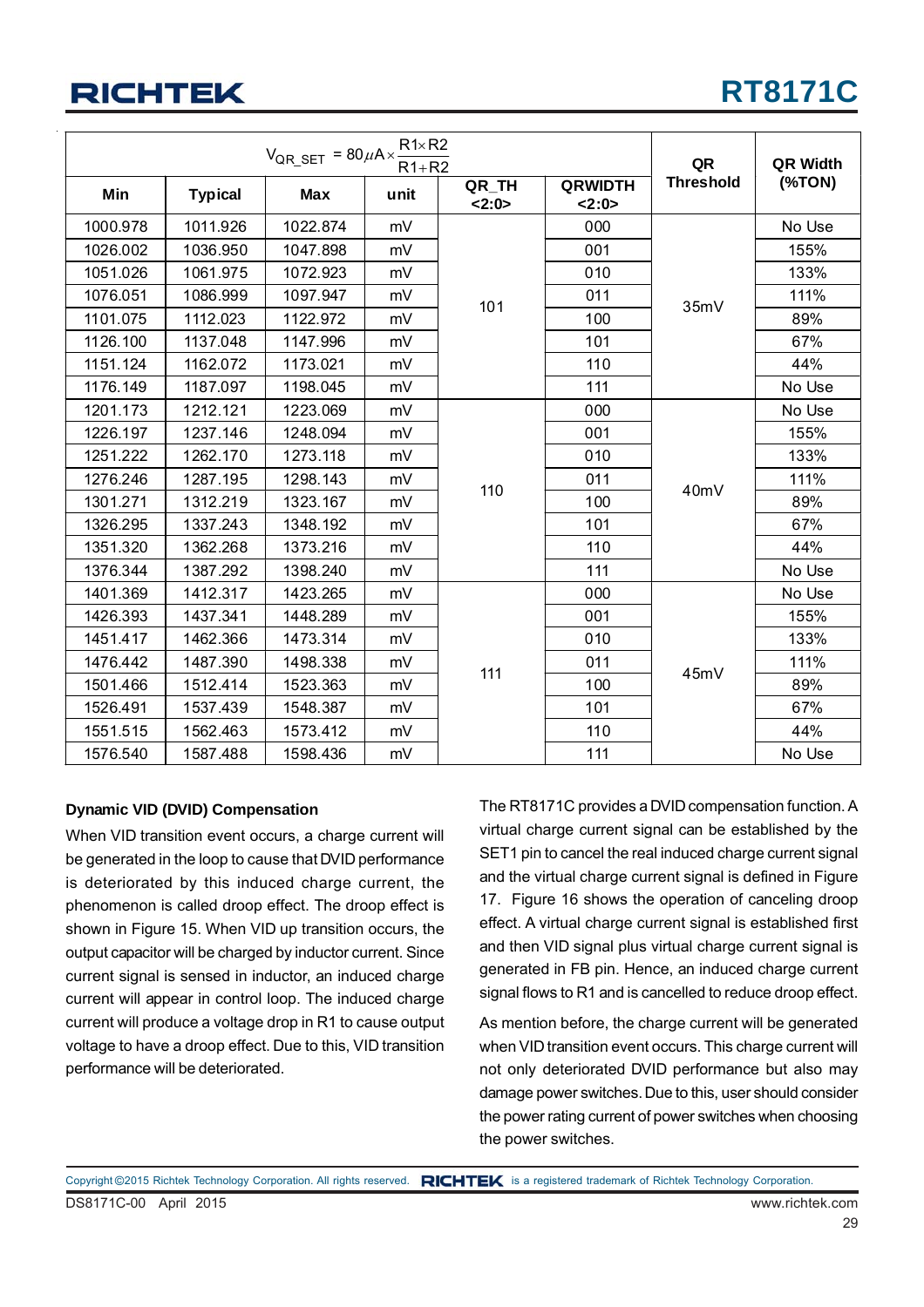| $V_{QR\_SET} = 80\mu A \times \frac{R1 \times R2}{R1+R2}$ | | | | | | QR Threshold | QR Width (%TON) |
|---|---|---|---|---|---|---|---|
| Min | Typical | Max | unit | QR_TH <2:0> | QRWIDTH <2:0> | | |
| 1000.978 | 1011.926 | 1022.874 | mV | 101 | 000 | 35mV | No Use |
| 1026.002 | 1036.950 | 1047.898 | mV | | 001 | | 155% |
| 1051.026 | 1061.975 | 1072.923 | mV | | 010 | | 133% |
| 1076.051 | 1086.999 | 1097.947 | mV | | 011 | | 111% |
| 1101.075 | 1112.023 | 1122.972 | mV | | 100 | | 89% |
| 1126.100 | 1137.048 | 1147.996 | mV | | 101 | | 67% |
| 1151.124 | 1162.072 | 1173.021 | mV | | 110 | | 44% |
| 1176.149 | 1187.097 | 1198.045 | mV | | 111 | | No Use |
| 1201.173 | 1212.121 | 1223.069 | mV | 110 | 000 | 40mV | No Use |
| 1226.197 | 1237.146 | 1248.094 | mV | | 001 | | 155% |
| 1251.222 | 1262.170 | 1273.118 | mV | | 010 | | 133% |
| 1276.246 | 1287.195 | 1298.143 | mV | | 011 | | 111% |
| 1301.271 | 1312.219 | 1323.167 | mV | | 100 | | 89% |
| 1326.295 | 1337.243 | 1348.192 | mV | | 101 | | 67% |
| 1351.320 | 1362.268 | 1373.216 | mV | | 110 | | 44% |
| 1376.344 | 1387.292 | 1398.240 | mV | | 111 | | No Use |
| 1401.369 | 1412.317 | 1423.265 | mV | 111 | 000 | 45mV | No Use |
| 1426.393 | 1437.341 | 1448.289 | mV | | 001 | | 155% |
| 1451.417 | 1462.366 | 1473.314 | mV | | 010 | | 133% |
| 1476.442 | 1487.390 | 1498.338 | mV | | 011 | | 111% |
| 1501.466 | 1512.414 | 1523.363 | mV | | 100 | | 89% |
| 1526.491 | 1537.439 | 1548.387 | mV | | 101 | | 67% |
| 1551.515 | 1562.463 | 1573.412 | mV | | 110 | | 44% |
| 1576.540 | 1587.488 | 1598.436 | mV | | 111 | | No Use |

**Dynamic VID (DVID) Compensation**

When VID transition event occurs, a charge current will be generated in the loop to cause that DVID performance is deteriorated by this induced charge current, the phenomenon is called droop effect. The droop effect is shown in Figure 15. When VID up transition occurs, the output capacitor will be charged by inductor current. Since current signal is sensed in inductor, an induced charge current will appear in control loop. The induced charge current will produce a voltage drop in R1 to cause output voltage to have a droop effect. Due to this, VID transition performance will be deteriorated.

The RT8171C provides a DVID compensation function. A virtual charge current signal can be established by the SET1 pin to cancel the real induced charge current signal and the virtual charge current signal is defined in Figure 17. Figure 16 shows the operation of canceling droop effect. A virtual charge current signal is established first and then VID signal plus virtual charge current signal is generated in FB pin. Hence, an induced charge current signal flows to R1 and is cancelled to reduce droop effect.

As mention before, the charge current will be generated when VID transition event occurs. This charge current will not only deteriorated DVID performance but also may damage power switches. Due to this, user should consider the power rating current of power switches when choosing the power switches.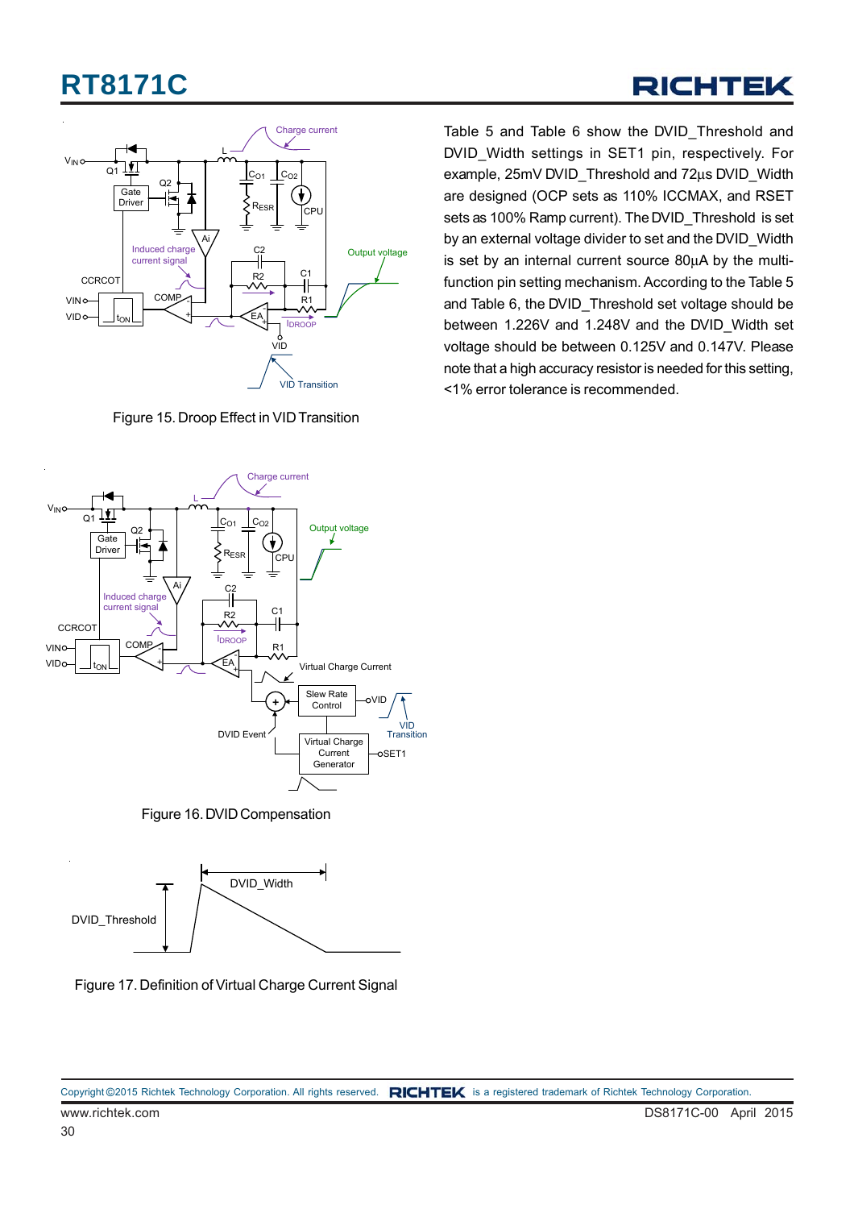Figure 15. Droop Effect in VID Transition

Table 5 and Table 6 show the DVID_Threshold and DVID_Width settings in SET1 pin, respectively. For example, 25mV DVID_Threshold and 72μs DVID_Width are designed (OCP sets as 110% ICCMAX, and RSET sets as 100% Ramp current). The DVID_Threshold is set by an external voltage divider to set and the DVID_Width is set by an internal current source 80μA by the multi-function pin setting mechanism. According to the Table 5 and Table 6, the DVID_Threshold set voltage should be between 1.226V and 1.248V and the DVID_Width set voltage should be between 0.125V and 0.147V. Please note that a high accuracy resistor is needed for this setting, <1% error tolerance is recommended.

Figure 16. DVID Compensation

Figure 17. Definition of Virtual Charge Current Signal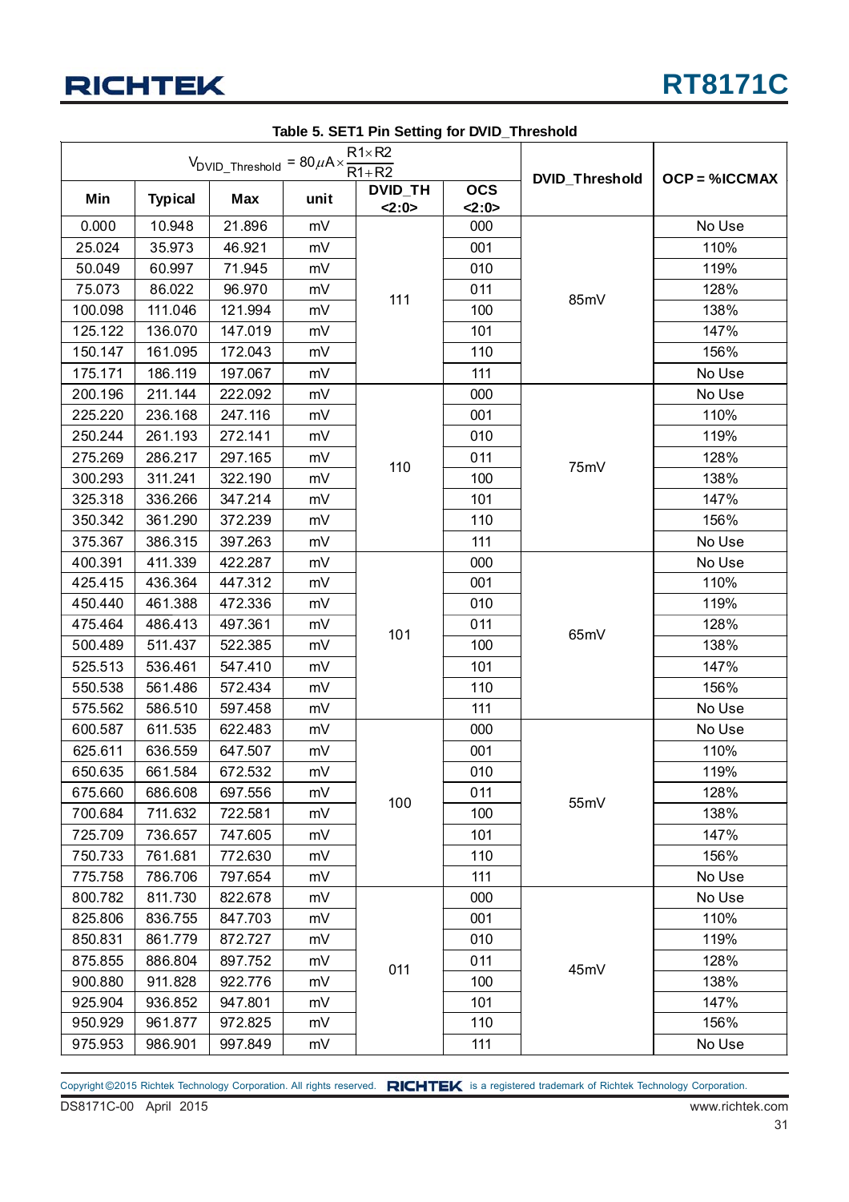**Table 5. SET1 Pin Setting for DVID_Threshold**

| $V_{DVID\_Threshold} = 80\mu A \times \frac{R1 \times R2}{R1 + R2}$ | | | | | | DVID_Threshold | OCP = %ICCMAX |
|---|---|---|---|---|---|---|---|
| Min | Typical | Max | unit | DVID_TH <2:0> | OCS <2:0> | | |
| 0.000 | 10.948 | 21.896 | mV | 111 | 000 | 85mV | No Use |
| 25.024 | 35.973 | 46.921 | mV | | 001 | | 110% |
| 50.049 | 60.997 | 71.945 | mV | | 010 | | 119% |
| 75.073 | 86.022 | 96.970 | mV | | 011 | | 128% |
| 100.098 | 111.046 | 121.994 | mV | | 100 | | 138% |
| 125.122 | 136.070 | 147.019 | mV | | 101 | | 147% |
| 150.147 | 161.095 | 172.043 | mV | | 110 | | 156% |
| 175.171 | 186.119 | 197.067 | mV | | 111 | | No Use |
| 200.196 | 211.144 | 222.092 | mV | 110 | 000 | 75mV | No Use |
| 225.220 | 236.168 | 247.116 | mV | | 001 | | 110% |
| 250.244 | 261.193 | 272.141 | mV | | 010 | | 119% |
| 275.269 | 286.217 | 297.165 | mV | | 011 | | 128% |
| 300.293 | 311.241 | 322.190 | mV | | 100 | | 138% |
| 325.318 | 336.266 | 347.214 | mV | | 101 | | 147% |
| 350.342 | 361.290 | 372.239 | mV | | 110 | | 156% |
| 375.367 | 386.315 | 397.263 | mV | | 111 | | No Use |
| 400.391 | 411.339 | 422.287 | mV | 101 | 000 | 65mV | No Use |
| 425.415 | 436.364 | 447.312 | mV | | 001 | | 110% |
| 450.440 | 461.388 | 472.336 | mV | | 010 | | 119% |
| 475.464 | 486.413 | 497.361 | mV | | 011 | | 128% |
| 500.489 | 511.437 | 522.385 | mV | | 100 | | 138% |
| 525.513 | 536.461 | 547.410 | mV | | 101 | | 147% |
| 550.538 | 561.486 | 572.434 | mV | | 110 | | 156% |
| 575.562 | 586.510 | 597.458 | mV | | 111 | | No Use |
| 600.587 | 611.535 | 622.483 | mV | 100 | 000 | 55mV | No Use |
| 625.611 | 636.559 | 647.507 | mV | | 001 | | 110% |
| 650.635 | 661.584 | 672.532 | mV | | 010 | | 119% |
| 675.660 | 686.608 | 697.556 | mV | | 011 | | 128% |
| 700.684 | 711.632 | 722.581 | mV | | 100 | | 138% |
| 725.709 | 736.657 | 747.605 | mV | | 101 | | 147% |
| 750.733 | 761.681 | 772.630 | mV | | 110 | | 156% |
| 775.758 | 786.706 | 797.654 | mV | | 111 | | No Use |
| 800.782 | 811.730 | 822.678 | mV | 011 | 000 | 45mV | No Use |
| 825.806 | 836.755 | 847.703 | mV | | 001 | | 110% |
| 850.831 | 861.779 | 872.727 | mV | | 010 | | 119% |
| 875.855 | 886.804 | 897.752 | mV | | 011 | | 128% |
| 900.880 | 911.828 | 922.776 | mV | | 100 | | 138% |
| 925.904 | 936.852 | 947.801 | mV | | 101 | | 147% |
| 950.929 | 961.877 | 972.825 | mV | | 110 | | 156% |
| 975.953 | 986.901 | 997.849 | mV | | 111 | | No Use |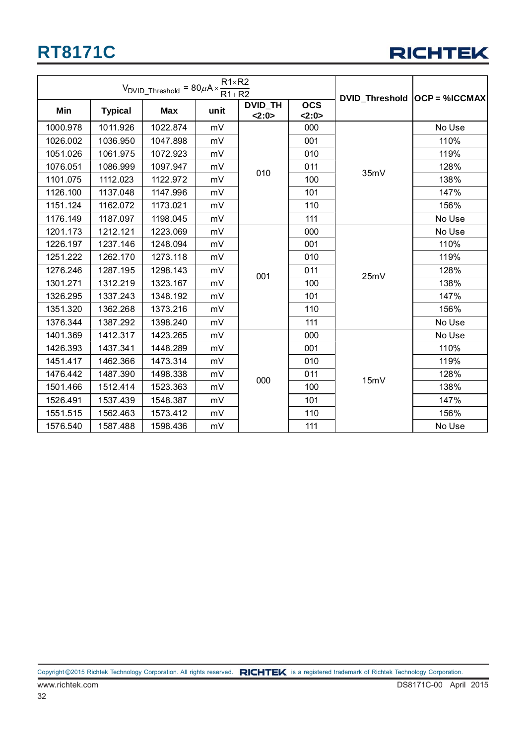| $V_{DVID\_Threshold} = 80\mu A \times \frac{R1 \times R2}{R1 + R2}$ | | | | | | DVID_Threshold | OCP = %ICCMAX |
|---|---|---|---|---|---|---|---|
| **Min** | **Typical** | **Max** | **unit** | **DVID_TH <2:0>** | **OCS <2:0>** | | |
| 1000.978 | 1011.926 | 1022.874 | mV | 010 | 000 | 35mV | No Use |
| 1026.002 | 1036.950 | 1047.898 | mV | | 001 | | 110% |
| 1051.026 | 1061.975 | 1072.923 | mV | | 010 | | 119% |
| 1076.051 | 1086.999 | 1097.947 | mV | | 011 | | 128% |
| 1101.075 | 1112.023 | 1122.972 | mV | | 100 | | 138% |
| 1126.100 | 1137.048 | 1147.996 | mV | | 101 | | 147% |
| 1151.124 | 1162.072 | 1173.021 | mV | | 110 | | 156% |
| 1176.149 | 1187.097 | 1198.045 | mV | | 111 | | No Use |
| 1201.173 | 1212.121 | 1223.069 | mV | 001 | 000 | 25mV | No Use |
| 1226.197 | 1237.146 | 1248.094 | mV | | 001 | | 110% |
| 1251.222 | 1262.170 | 1273.118 | mV | | 010 | | 119% |
| 1276.246 | 1287.195 | 1298.143 | mV | | 011 | | 128% |
| 1301.271 | 1312.219 | 1323.167 | mV | | 100 | | 138% |
| 1326.295 | 1337.243 | 1348.192 | mV | | 101 | | 147% |
| 1351.320 | 1362.268 | 1373.216 | mV | | 110 | | 156% |
| 1376.344 | 1387.292 | 1398.240 | mV | | 111 | | No Use |
| 1401.369 | 1412.317 | 1423.265 | mV | 000 | 000 | 15mV | No Use |
| 1426.393 | 1437.341 | 1448.289 | mV | | 001 | | 110% |
| 1451.417 | 1462.366 | 1473.314 | mV | | 010 | | 119% |
| 1476.442 | 1487.390 | 1498.338 | mV | | 011 | | 128% |
| 1501.466 | 1512.414 | 1523.363 | mV | | 100 | | 138% |
| 1526.491 | 1537.439 | 1548.387 | mV | | 101 | | 147% |
| 1551.515 | 1562.463 | 1573.412 | mV | | 110 | | 156% |
| 1576.540 | 1587.488 | 1598.436 | mV | | 111 | | No Use |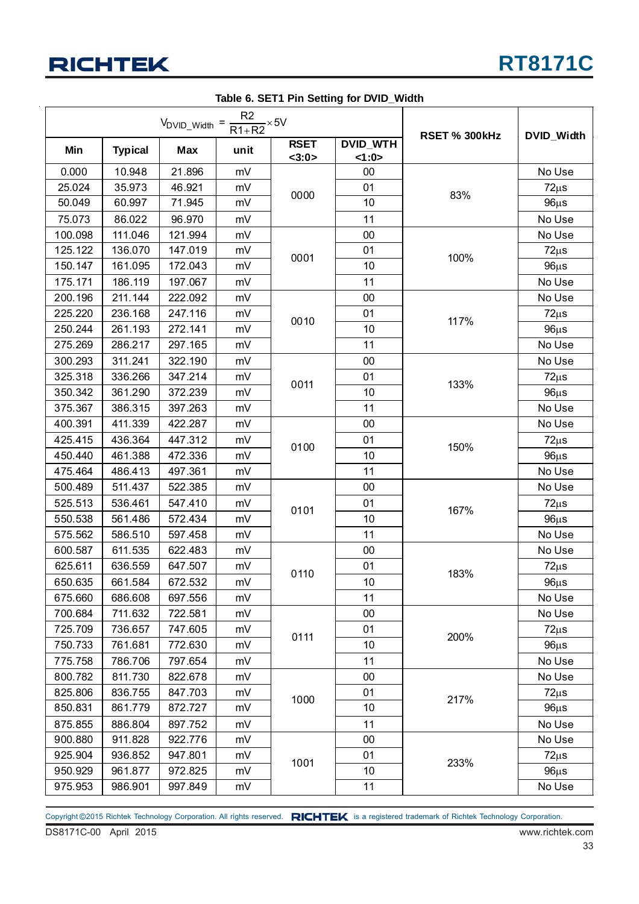Table 6. SET1 Pin Setting for DVID_Width

| $V_{DVID\_Width} = \frac{R2}{R1+R2} \times 5V$ | | | | | | RSET % 300kHz | DVID_Width |
|---|---|---|---|---|---|---|---|
| Min | Typical | Max | unit | RSET <3:0> | DVID_WTH <1:0> | | |
| 0.000 | 10.948 | 21.896 | mV | 0000 | 00 | 83% | No Use |
| 25.024 | 35.973 | 46.921 | mV | | 01 | | 72μs |
| 50.049 | 60.997 | 71.945 | mV | | 10 | | 96μs |
| 75.073 | 86.022 | 96.970 | mV | | 11 | | No Use |
| 100.098 | 111.046 | 121.994 | mV | 0001 | 00 | 100% | No Use |
| 125.122 | 136.070 | 147.019 | mV | | 01 | | 72μs |
| 150.147 | 161.095 | 172.043 | mV | | 10 | | 96μs |
| 175.171 | 186.119 | 197.067 | mV | | 11 | | No Use |
| 200.196 | 211.144 | 222.092 | mV | 0010 | 00 | 117% | No Use |
| 225.220 | 236.168 | 247.116 | mV | | 01 | | 72μs |
| 250.244 | 261.193 | 272.141 | mV | | 10 | | 96μs |
| 275.269 | 286.217 | 297.165 | mV | | 11 | | No Use |
| 300.293 | 311.241 | 322.190 | mV | 0011 | 00 | 133% | No Use |
| 325.318 | 336.266 | 347.214 | mV | | 01 | | 72μs |
| 350.342 | 361.290 | 372.239 | mV | | 10 | | 96μs |
| 375.367 | 386.315 | 397.263 | mV | | 11 | | No Use |
| 400.391 | 411.339 | 422.287 | mV | 0100 | 00 | 150% | No Use |
| 425.415 | 436.364 | 447.312 | mV | | 01 | | 72μs |
| 450.440 | 461.388 | 472.336 | mV | | 10 | | 96μs |
| 475.464 | 486.413 | 497.361 | mV | | 11 | | No Use |
| 500.489 | 511.437 | 522.385 | mV | 0101 | 00 | 167% | No Use |
| 525.513 | 536.461 | 547.410 | mV | | 01 | | 72μs |
| 550.538 | 561.486 | 572.434 | mV | | 10 | | 96μs |
| 575.562 | 586.510 | 597.458 | mV | | 11 | | No Use |
| 600.587 | 611.535 | 622.483 | mV | 0110 | 00 | 183% | No Use |
| 625.611 | 636.559 | 647.507 | mV | | 01 | | 72μs |
| 650.635 | 661.584 | 672.532 | mV | | 10 | | 96μs |
| 675.660 | 686.608 | 697.556 | mV | | 11 | | No Use |
| 700.684 | 711.632 | 722.581 | mV | 0111 | 00 | 200% | No Use |
| 725.709 | 736.657 | 747.605 | mV | | 01 | | 72μs |
| 750.733 | 761.681 | 772.630 | mV | | 10 | | 96μs |
| 775.758 | 786.706 | 797.654 | mV | | 11 | | No Use |
| 800.782 | 811.730 | 822.678 | mV | 1000 | 00 | 217% | No Use |
| 825.806 | 836.755 | 847.703 | mV | | 01 | | 72μs |
| 850.831 | 861.779 | 872.727 | mV | | 10 | | 96μs |
| 875.855 | 886.804 | 897.752 | mV | | 11 | | No Use |
| 900.880 | 911.828 | 922.776 | mV | 1001 | 00 | 233% | No Use |
| 925.904 | 936.852 | 947.801 | mV | | 01 | | 72μs |
| 950.929 | 961.877 | 972.825 | mV | | 10 | | 96μs |
| 975.953 | 986.901 | 997.849 | mV | | 11 | | No Use |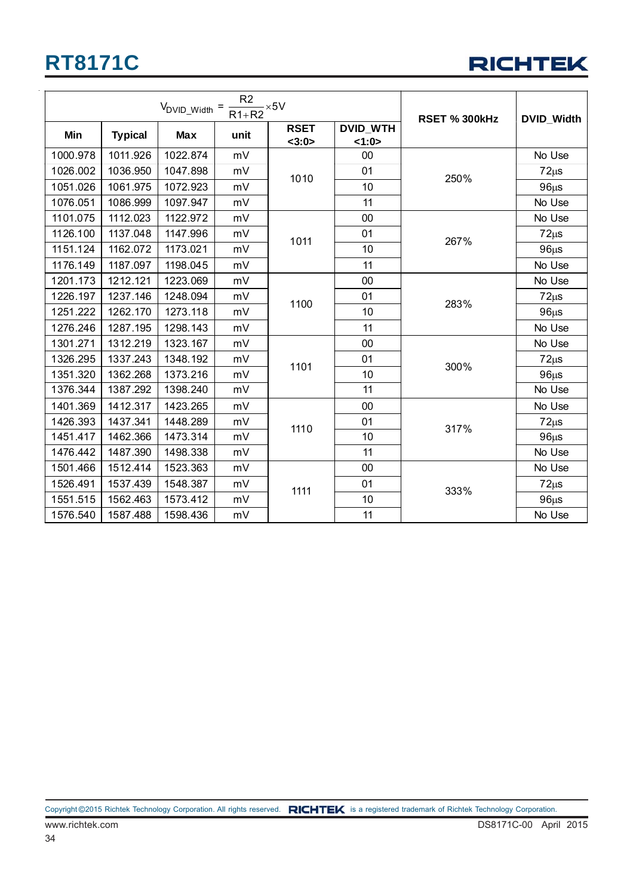| $V_{DVID\_Width} = \frac{R2}{R1+R2} \times 5V$ | | | | | | RSET % 300kHz | DVID_Width |
|---|---|---|---|---|---|---|---|
| Min | Typical | Max | unit | RSET <3:0> | DVID_WTH <1:0> | | |
| 1000.978 | 1011.926 | 1022.874 | mV | 1010 | 00 | 250% | No Use |
| 1026.002 | 1036.950 | 1047.898 | mV | | 01 | | 72μs |
| 1051.026 | 1061.975 | 1072.923 | mV | | 10 | | 96μs |
| 1076.051 | 1086.999 | 1097.947 | mV | | 11 | | No Use |
| 1101.075 | 1112.023 | 1122.972 | mV | 1011 | 00 | 267% | No Use |
| 1126.100 | 1137.048 | 1147.996 | mV | | 01 | | 72μs |
| 1151.124 | 1162.072 | 1173.021 | mV | | 10 | | 96μs |
| 1176.149 | 1187.097 | 1198.045 | mV | | 11 | | No Use |
| 1201.173 | 1212.121 | 1223.069 | mV | 1100 | 00 | 283% | No Use |
| 1226.197 | 1237.146 | 1248.094 | mV | | 01 | | 72μs |
| 1251.222 | 1262.170 | 1273.118 | mV | | 10 | | 96μs |
| 1276.246 | 1287.195 | 1298.143 | mV | | 11 | | No Use |
| 1301.271 | 1312.219 | 1323.167 | mV | 1101 | 00 | 300% | No Use |
| 1326.295 | 1337.243 | 1348.192 | mV | | 01 | | 72μs |
| 1351.320 | 1362.268 | 1373.216 | mV | | 10 | | 96μs |
| 1376.344 | 1387.292 | 1398.240 | mV | | 11 | | No Use |
| 1401.369 | 1412.317 | 1423.265 | mV | 1110 | 00 | 317% | No Use |
| 1426.393 | 1437.341 | 1448.289 | mV | | 01 | | 72μs |
| 1451.417 | 1462.366 | 1473.314 | mV | | 10 | | 96μs |
| 1476.442 | 1487.390 | 1498.338 | mV | | 11 | | No Use |
| 1501.466 | 1512.414 | 1523.363 | mV | 1111 | 00 | 333% | No Use |
| 1526.491 | 1537.439 | 1548.387 | mV | | 01 | | 72μs |
| 1551.515 | 1562.463 | 1573.412 | mV | | 10 | | 96μs |
| 1576.540 | 1587.488 | 1598.436 | mV | | 11 | | No Use |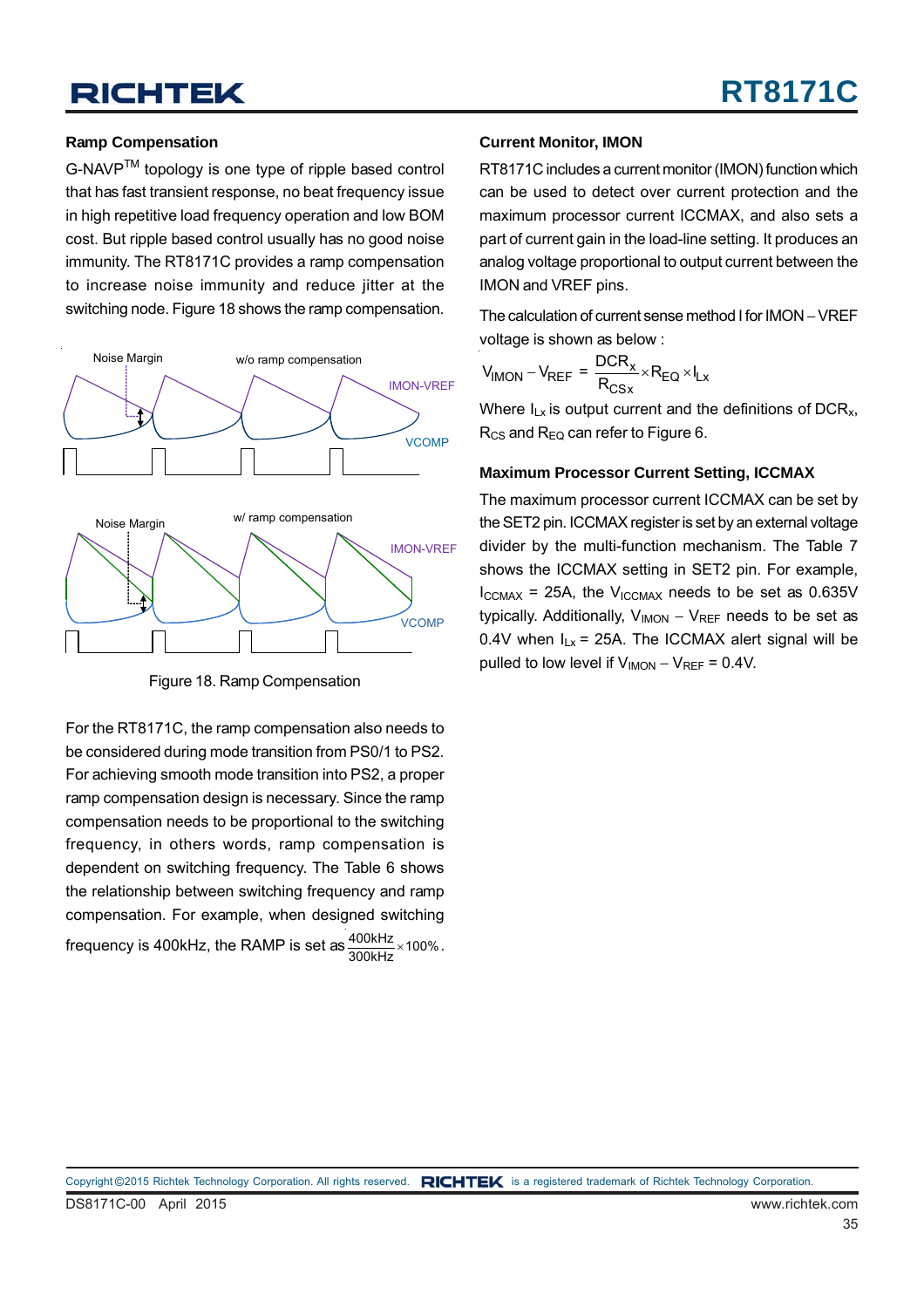### Ramp Compensation

G-NAVP[TM] topology is one type of ripple based control that has fast transient response, no beat frequency issue in high repetitive load frequency operation and low BOM cost. But ripple based control usually has no good noise immunity. The RT8171C provides a ramp compensation to increase noise immunity and reduce jitter at the switching node. Figure 18 shows the ramp compensation.

Figure 18. Ramp Compensation

For the RT8171C, the ramp compensation also needs to be considered during mode transition from PS0/1 to PS2. For achieving smooth mode transition into PS2, a proper ramp compensation design is necessary. Since the ramp compensation needs to be proportional to the switching frequency, in others words, ramp compensation is dependent on switching frequency. The Table 6 shows the relationship between switching frequency and ramp compensation. For example, when designed switching frequency is 400kHz, the RAMP is set as $\frac{400\text{kHz}}{300\text{kHz}} \times 100\%$.

### Current Monitor, IMON

RT8171C includes a current monitor (IMON) function which can be used to detect over current protection and the maximum processor current ICCMAX, and also sets a part of current gain in the load-line setting. It produces an analog voltage proportional to output current between the IMON and VREF pins.

The calculation of current sense method I for IMON – VREF voltage is shown as below :

$$V_{IMON} - V_{REF} = \frac{DCR_x}{R_{CSx}} \times R_{EQ} \times I_{Lx}$$

Where $I_{Lx}$ is output current and the definitions of $DCR_x$, $R_{CS}$ and $R_{EQ}$ can refer to Figure 6.

### Maximum Processor Current Setting, ICCMAX

The maximum processor current ICCMAX can be set by the SET2 pin. ICCMAX register is set by an external voltage divider by the multi-function mechanism. The Table 7 shows the ICCMAX setting in SET2 pin. For example, $I_{CCMAX}$ = 25A, the $V_{ICCMAX}$ needs to be set as 0.635V typically. Additionally, $V_{IMON} - V_{REF}$ needs to be set as 0.4V when $I_{Lx}$ = 25A. The ICCMAX alert signal will be pulled to low level if $V_{IMON} - V_{REF}$ = 0.4V.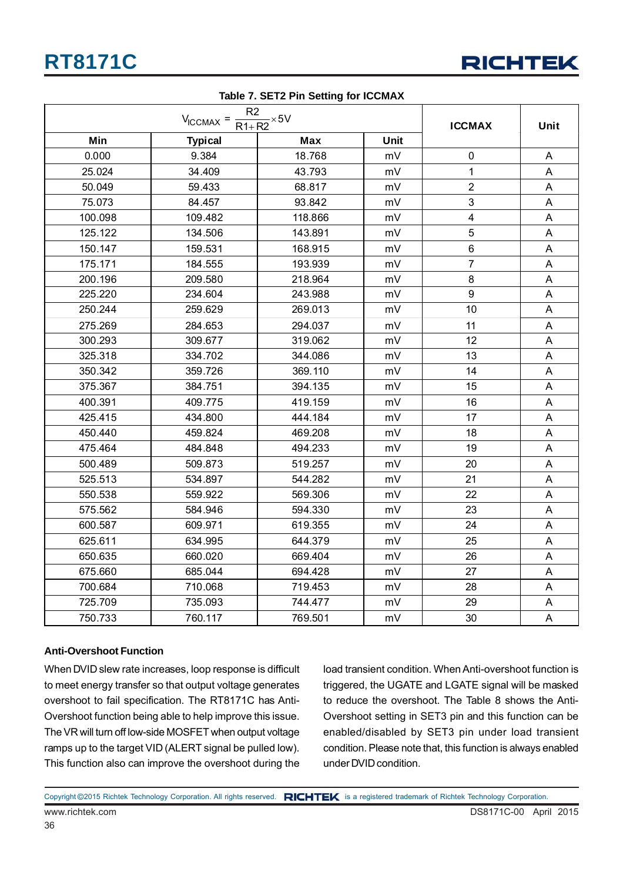## Table 7. SET2 Pin Setting for ICCMAX

| $V_{ICCMAX} = \frac{R2}{R1+R2} \times 5V$ | | | | ICCMAX | Unit |
|---|---|---|---|---|---|
| Min | Typical | Max | Unit | | |
| 0.000 | 9.384 | 18.768 | mV | 0 | A |
| 25.024 | 34.409 | 43.793 | mV | 1 | A |
| 50.049 | 59.433 | 68.817 | mV | 2 | A |
| 75.073 | 84.457 | 93.842 | mV | 3 | A |
| 100.098 | 109.482 | 118.866 | mV | 4 | A |
| 125.122 | 134.506 | 143.891 | mV | 5 | A |
| 150.147 | 159.531 | 168.915 | mV | 6 | A |
| 175.171 | 184.555 | 193.939 | mV | 7 | A |
| 200.196 | 209.580 | 218.964 | mV | 8 | A |
| 225.220 | 234.604 | 243.988 | mV | 9 | A |
| 250.244 | 259.629 | 269.013 | mV | 10 | A |
| 275.269 | 284.653 | 294.037 | mV | 11 | A |
| 300.293 | 309.677 | 319.062 | mV | 12 | A |
| 325.318 | 334.702 | 344.086 | mV | 13 | A |
| 350.342 | 359.726 | 369.110 | mV | 14 | A |
| 375.367 | 384.751 | 394.135 | mV | 15 | A |
| 400.391 | 409.775 | 419.159 | mV | 16 | A |
| 425.415 | 434.800 | 444.184 | mV | 17 | A |
| 450.440 | 459.824 | 469.208 | mV | 18 | A |
| 475.464 | 484.848 | 494.233 | mV | 19 | A |
| 500.489 | 509.873 | 519.257 | mV | 20 | A |
| 525.513 | 534.897 | 544.282 | mV | 21 | A |
| 550.538 | 559.922 | 569.306 | mV | 22 | A |
| 575.562 | 584.946 | 594.330 | mV | 23 | A |
| 600.587 | 609.971 | 619.355 | mV | 24 | A |
| 625.611 | 634.995 | 644.379 | mV | 25 | A |
| 650.635 | 660.020 | 669.404 | mV | 26 | A |
| 675.660 | 685.044 | 694.428 | mV | 27 | A |
| 700.684 | 710.068 | 719.453 | mV | 28 | A |
| 725.709 | 735.093 | 744.477 | mV | 29 | A |
| 750.733 | 760.117 | 769.501 | mV | 30 | A |

### Anti-Overshoot Function

When DVID slew rate increases, loop response is difficult to meet energy transfer so that output voltage generates overshoot to fail specification. The RT8171C has Anti-Overshoot function being able to help improve this issue. The VR will turn off low-side MOSFET when output voltage ramps up to the target VID (ALERT signal be pulled low). This function also can improve the overshoot during the load transient condition. When Anti-overshoot function is triggered, the UGATE and LGATE signal will be masked to reduce the overshoot. The Table 8 shows the Anti-Overshoot setting in SET3 pin and this function can be enabled/disabled by SET3 pin under load transient condition. Please note that, this function is always enabled under DVID condition.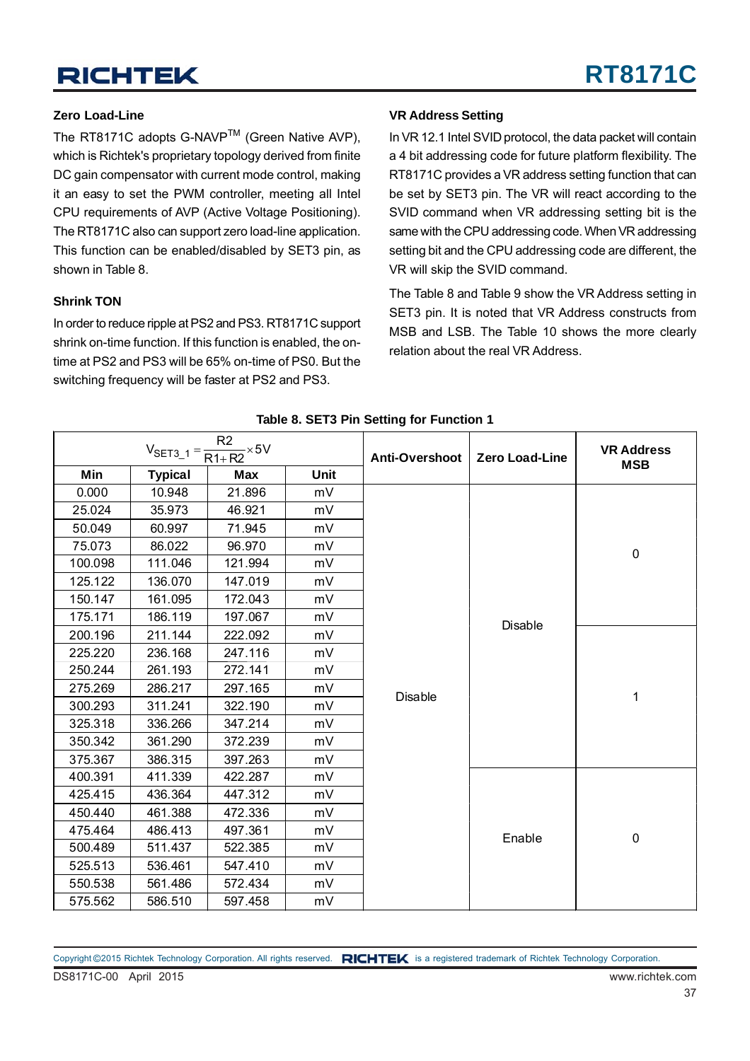### Zero Load-Line

The RT8171C adopts G-NAVP[TM] (Green Native AVP), which is Richtek's proprietary topology derived from finite DC gain compensator with current mode control, making it an easy to set the PWM controller, meeting all Intel CPU requirements of AVP (Active Voltage Positioning). The RT8171C also can support zero load-line application. This function can be enabled/disabled by SET3 pin, as shown in Table 8.

### Shrink TON

In order to reduce ripple at PS2 and PS3. RT8171C support shrink on-time function. If this function is enabled, the on-time at PS2 and PS3 will be 65% on-time of PS0. But the switching frequency will be faster at PS2 and PS3.

### VR Address Setting

In VR 12.1 Intel SVID protocol, the data packet will contain a 4 bit addressing code for future platform flexibility. The RT8171C provides a VR address setting function that can be set by SET3 pin. The VR will react according to the SVID command when VR addressing setting bit is the same with the CPU addressing code. When VR addressing setting bit and the CPU addressing code are different, the VR will skip the SVID command.

The Table 8 and Table 9 show the VR Address setting in SET3 pin. It is noted that VR Address constructs from MSB and LSB. The Table 10 shows the more clearly relation about the real VR Address.

**Table 8. SET3 Pin Setting for Function 1**

| $V_{SET3\_1} = \frac{R2}{R1+R2} \times 5V$ | | | | Anti-Overshoot | Zero Load-Line | VR Address MSB |
|---|---|---|---|---|---|---|
| **Min** | **Typical** | **Max** | **Unit** | | | |
| 0.000 | 10.948 | 21.896 | mV | Disable | Disable | 0 |
| 25.024 | 35.973 | 46.921 | mV | Disable | Disable | 0 |
| 50.049 | 60.997 | 71.945 | mV | Disable | Disable | 0 |
| 75.073 | 86.022 | 96.970 | mV | Disable | Disable | 0 |
| 100.098 | 111.046 | 121.994 | mV | Disable | Disable | 0 |
| 125.122 | 136.070 | 147.019 | mV | Disable | Disable | 0 |
| 150.147 | 161.095 | 172.043 | mV | Disable | Disable | 0 |
| 175.171 | 186.119 | 197.067 | mV | Disable | Disable | 0 |
| 200.196 | 211.144 | 222.092 | mV | Disable | Disable | 1 |
| 225.220 | 236.168 | 247.116 | mV | Disable | Disable | 1 |
| 250.244 | 261.193 | 272.141 | mV | Disable | Disable | 1 |
| 275.269 | 286.217 | 297.165 | mV | Disable | Disable | 1 |
| 300.293 | 311.241 | 322.190 | mV | Disable | Disable | 1 |
| 325.318 | 336.266 | 347.214 | mV | Disable | Disable | 1 |
| 350.342 | 361.290 | 372.239 | mV | Disable | Disable | 1 |
| 375.367 | 386.315 | 397.263 | mV | Disable | Disable | 1 |
| 400.391 | 411.339 | 422.287 | mV | Disable | Enable | 0 |
| 425.415 | 436.364 | 447.312 | mV | Disable | Enable | 0 |
| 450.440 | 461.388 | 472.336 | mV | Disable | Enable | 0 |
| 475.464 | 486.413 | 497.361 | mV | Disable | Enable | 0 |
| 500.489 | 511.437 | 522.385 | mV | Disable | Enable | 0 |
| 525.513 | 536.461 | 547.410 | mV | Disable | Enable | 0 |
| 550.538 | 561.486 | 572.434 | mV | Disable | Enable | 0 |
| 575.562 | 586.510 | 597.458 | mV | Disable | Enable | 0 |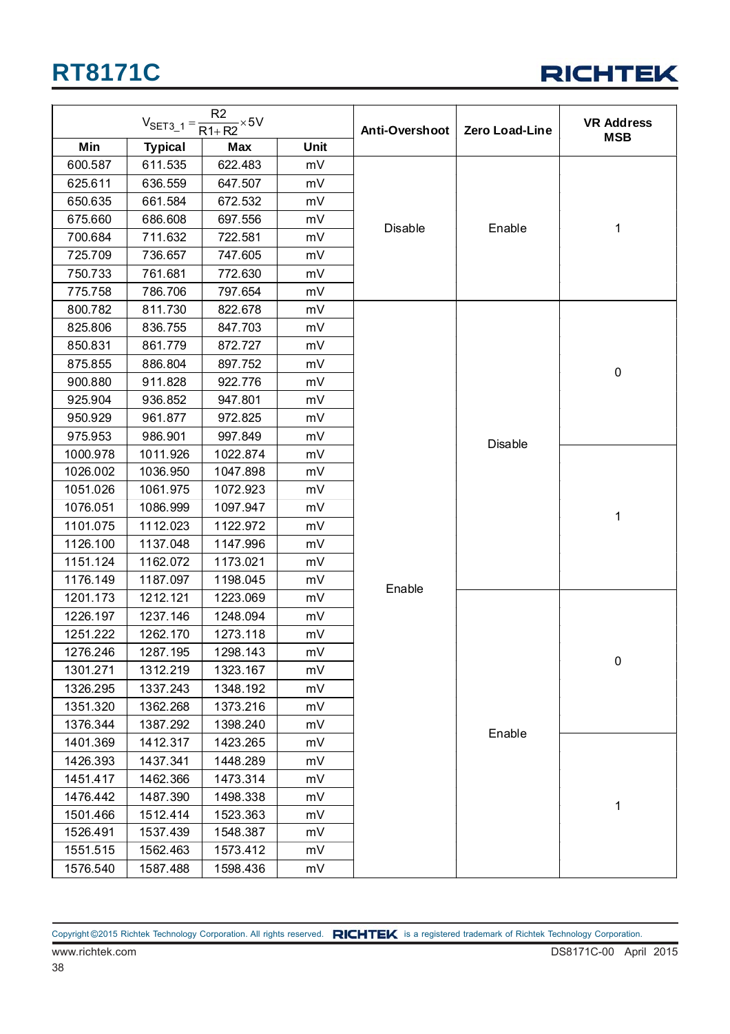| $V_{SET3\_1} = \frac{R2}{R1+R2} \times 5V$ | | | | Anti-Overshoot | Zero Load-Line | VR Address MSB |
|---|---|---|---|---|---|---|
| **Min** | **Typical** | **Max** | **Unit** | | | |
| 600.587 | 611.535 | 622.483 | mV | Disable | Enable | 1 |
| 625.611 | 636.559 | 647.507 | mV | | | |
| 650.635 | 661.584 | 672.532 | mV | | | |
| 675.660 | 686.608 | 697.556 | mV | | | |
| 700.684 | 711.632 | 722.581 | mV | | | |
| 725.709 | 736.657 | 747.605 | mV | | | |
| 750.733 | 761.681 | 772.630 | mV | | | |
| 775.758 | 786.706 | 797.654 | mV | | | |
| 800.782 | 811.730 | 822.678 | mV | Enable | Disable | 0 |
| 825.806 | 836.755 | 847.703 | mV | | | |
| 850.831 | 861.779 | 872.727 | mV | | | |
| 875.855 | 886.804 | 897.752 | mV | | | |
| 900.880 | 911.828 | 922.776 | mV | | | |
| 925.904 | 936.852 | 947.801 | mV | | | |
| 950.929 | 961.877 | 972.825 | mV | | | |
| 975.953 | 986.901 | 997.849 | mV | | | |
| 1000.978 | 1011.926 | 1022.874 | mV | | | 1 |
| 1026.002 | 1036.950 | 1047.898 | mV | | | |
| 1051.026 | 1061.975 | 1072.923 | mV | | | |
| 1076.051 | 1086.999 | 1097.947 | mV | | | |
| 1101.075 | 1112.023 | 1122.972 | mV | | | |
| 1126.100 | 1137.048 | 1147.996 | mV | | | |
| 1151.124 | 1162.072 | 1173.021 | mV | | | |
| 1176.149 | 1187.097 | 1198.045 | mV | | | |
| 1201.173 | 1212.121 | 1223.069 | mV | | Enable | 0 |
| 1226.197 | 1237.146 | 1248.094 | mV | | | |
| 1251.222 | 1262.170 | 1273.118 | mV | | | |
| 1276.246 | 1287.195 | 1298.143 | mV | | | |
| 1301.271 | 1312.219 | 1323.167 | mV | | | |
| 1326.295 | 1337.243 | 1348.192 | mV | | | |
| 1351.320 | 1362.268 | 1373.216 | mV | | | |
| 1376.344 | 1387.292 | 1398.240 | mV | | | |
| 1401.369 | 1412.317 | 1423.265 | mV | | | 1 |
| 1426.393 | 1437.341 | 1448.289 | mV | | | |
| 1451.417 | 1462.366 | 1473.314 | mV | | | |
| 1476.442 | 1487.390 | 1498.338 | mV | | | |
| 1501.466 | 1512.414 | 1523.363 | mV | | | |
| 1526.491 | 1537.439 | 1548.387 | mV | | | |
| 1551.515 | 1562.463 | 1573.412 | mV | | | |
| 1576.540 | 1587.488 | 1598.436 | mV | | | |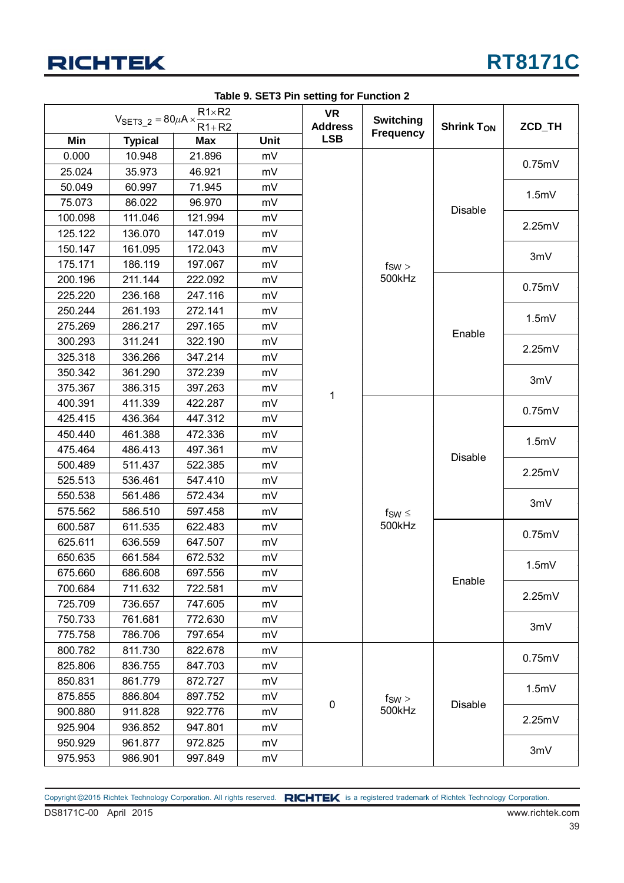## Table 9. SET3 Pin setting for Function 2

| $V_{SET3\_2} = 80\mu A \times \frac{R1 \times R2}{R1 + R2}$ | | | | VR Address LSB | Switching Frequency | Shrink $T_{ON}$ | ZCD_TH |
|---|---|---|---|---|---|---|---|
| Min | Typical | Max | Unit | | | | |
| 0.000 | 10.948 | 21.896 | mV | 1 | $f_{SW}$ > 500kHz | Disable | 0.75mV |
| 25.024 | 35.973 | 46.921 | mV | 1 | $f_{SW}$ > 500kHz | Disable | 0.75mV |
| 50.049 | 60.997 | 71.945 | mV | 1 | $f_{SW}$ > 500kHz | Disable | 1.5mV |
| 75.073 | 86.022 | 96.970 | mV | 1 | $f_{SW}$ > 500kHz | Disable | 1.5mV |
| 100.098 | 111.046 | 121.994 | mV | 1 | $f_{SW}$ > 500kHz | Disable | 2.25mV |
| 125.122 | 136.070 | 147.019 | mV | 1 | $f_{SW}$ > 500kHz | Disable | 2.25mV |
| 150.147 | 161.095 | 172.043 | mV | 1 | $f_{SW}$ > 500kHz | Disable | 3mV |
| 175.171 | 186.119 | 197.067 | mV | 1 | $f_{SW}$ > 500kHz | Disable | 3mV |
| 200.196 | 211.144 | 222.092 | mV | 1 | $f_{SW}$ > 500kHz | Enable | 0.75mV |
| 225.220 | 236.168 | 247.116 | mV | 1 | $f_{SW}$ > 500kHz | Enable | 0.75mV |
| 250.244 | 261.193 | 272.141 | mV | 1 | $f_{SW}$ > 500kHz | Enable | 1.5mV |
| 275.269 | 286.217 | 297.165 | mV | 1 | $f_{SW}$ > 500kHz | Enable | 1.5mV |
| 300.293 | 311.241 | 322.190 | mV | 1 | $f_{SW}$ > 500kHz | Enable | 2.25mV |
| 325.318 | 336.266 | 347.214 | mV | 1 | $f_{SW}$ > 500kHz | Enable | 2.25mV |
| 350.342 | 361.290 | 372.239 | mV | 1 | $f_{SW}$ > 500kHz | Enable | 3mV |
| 375.367 | 386.315 | 397.263 | mV | 1 | $f_{SW}$ > 500kHz | Enable | 3mV |
| 400.391 | 411.339 | 422.287 | mV | 1 | $f_{SW}$ ≤ 500kHz | Disable | 0.75mV |
| 425.415 | 436.364 | 447.312 | mV | 1 | $f_{SW}$ ≤ 500kHz | Disable | 0.75mV |
| 450.440 | 461.388 | 472.336 | mV | 1 | $f_{SW}$ ≤ 500kHz | Disable | 1.5mV |
| 475.464 | 486.413 | 497.361 | mV | 1 | $f_{SW}$ ≤ 500kHz | Disable | 1.5mV |
| 500.489 | 511.437 | 522.385 | mV | 1 | $f_{SW}$ ≤ 500kHz | Disable | 2.25mV |
| 525.513 | 536.461 | 547.410 | mV | 1 | $f_{SW}$ ≤ 500kHz | Disable | 2.25mV |
| 550.538 | 561.486 | 572.434 | mV | 1 | $f_{SW}$ ≤ 500kHz | Disable | 3mV |
| 575.562 | 586.510 | 597.458 | mV | 1 | $f_{SW}$ ≤ 500kHz | Disable | 3mV |
| 600.587 | 611.535 | 622.483 | mV | 1 | $f_{SW}$ ≤ 500kHz | Enable | 0.75mV |
| 625.611 | 636.559 | 647.507 | mV | 1 | $f_{SW}$ ≤ 500kHz | Enable | 0.75mV |
| 650.635 | 661.584 | 672.532 | mV | 1 | $f_{SW}$ ≤ 500kHz | Enable | 1.5mV |
| 675.660 | 686.608 | 697.556 | mV | 1 | $f_{SW}$ ≤ 500kHz | Enable | 1.5mV |
| 700.684 | 711.632 | 722.581 | mV | 1 | $f_{SW}$ ≤ 500kHz | Enable | 2.25mV |
| 725.709 | 736.657 | 747.605 | mV | 1 | $f_{SW}$ ≤ 500kHz | Enable | 2.25mV |
| 750.733 | 761.681 | 772.630 | mV | 1 | $f_{SW}$ ≤ 500kHz | Enable | 3mV |
| 775.758 | 786.706 | 797.654 | mV | 1 | $f_{SW}$ ≤ 500kHz | Enable | 3mV |
| 800.782 | 811.730 | 822.678 | mV | 0 | $f_{SW}$ > 500kHz | Disable | 0.75mV |
| 825.806 | 836.755 | 847.703 | mV | 0 | $f_{SW}$ > 500kHz | Disable | 0.75mV |
| 850.831 | 861.779 | 872.727 | mV | 0 | $f_{SW}$ > 500kHz | Disable | 1.5mV |
| 875.855 | 886.804 | 897.752 | mV | 0 | $f_{SW}$ > 500kHz | Disable | 1.5mV |
| 900.880 | 911.828 | 922.776 | mV | 0 | $f_{SW}$ > 500kHz | Disable | 2.25mV |
| 925.904 | 936.852 | 947.801 | mV | 0 | $f_{SW}$ > 500kHz | Disable | 2.25mV |
| 950.929 | 961.877 | 972.825 | mV | 0 | $f_{SW}$ > 500kHz | Disable | 3mV |
| 975.953 | 986.901 | 997.849 | mV | 0 | $f_{SW}$ > 500kHz | Disable | 3mV |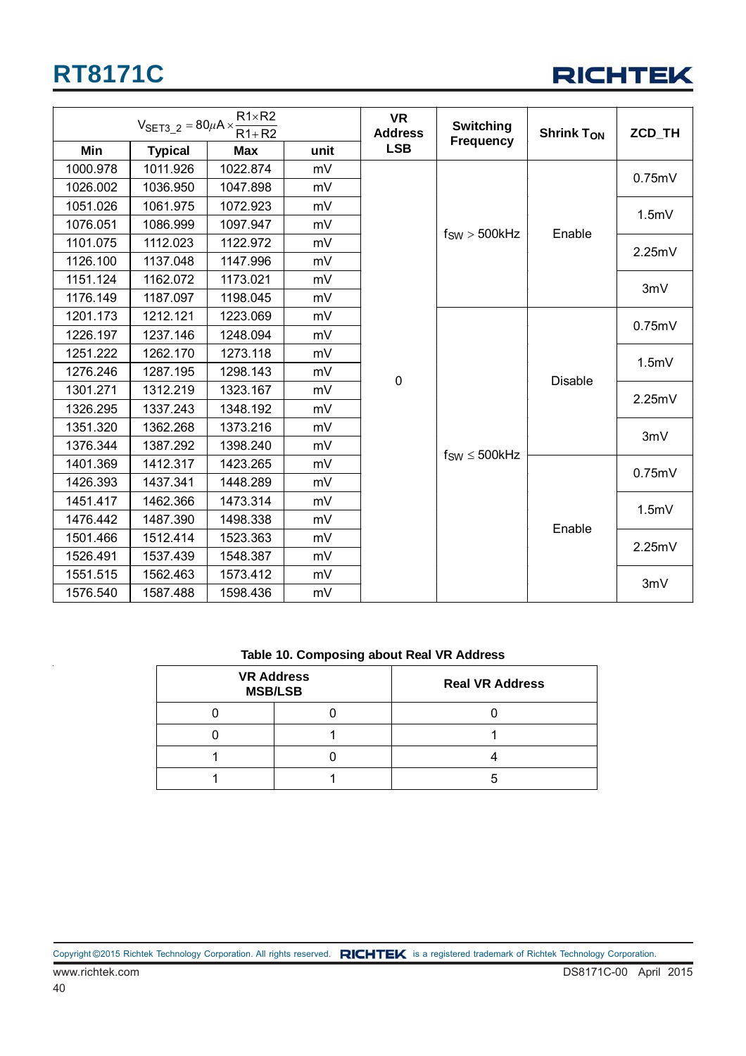| $V_{SET3\_2} = 80\mu A \times \frac{R1 \times R2}{R1 + R2}$ | | | | VR Address LSB | Switching Frequency | Shrink $T_{ON}$ | ZCD_TH |
|---|---|---|---|---|---|---|---|
| Min | Typical | Max | unit | | | | |
| 1000.978 | 1011.926 | 1022.874 | mV | 0 | $f_{SW} > 500kHz$ | Enable | 0.75mV |
| 1026.002 | 1036.950 | 1047.898 | mV | | | | |
| 1051.026 | 1061.975 | 1072.923 | mV | | | | 1.5mV |
| 1076.051 | 1086.999 | 1097.947 | mV | | | | |
| 1101.075 | 1112.023 | 1122.972 | mV | | | | 2.25mV |
| 1126.100 | 1137.048 | 1147.996 | mV | | | | |
| 1151.124 | 1162.072 | 1173.021 | mV | | | | 3mV |
| 1176.149 | 1187.097 | 1198.045 | mV | | | | |
| 1201.173 | 1212.121 | 1223.069 | mV | | $f_{SW} \leq 500kHz$ | Disable | 0.75mV |
| 1226.197 | 1237.146 | 1248.094 | mV | | | | |
| 1251.222 | 1262.170 | 1273.118 | mV | | | | 1.5mV |
| 1276.246 | 1287.195 | 1298.143 | mV | | | | |
| 1301.271 | 1312.219 | 1323.167 | mV | | | | 2.25mV |
| 1326.295 | 1337.243 | 1348.192 | mV | | | | |
| 1351.320 | 1362.268 | 1373.216 | mV | | | | 3mV |
| 1376.344 | 1387.292 | 1398.240 | mV | | | | |
| 1401.369 | 1412.317 | 1423.265 | mV | | | Enable | 0.75mV |
| 1426.393 | 1437.341 | 1448.289 | mV | | | | |
| 1451.417 | 1462.366 | 1473.314 | mV | | | | 1.5mV |
| 1476.442 | 1487.390 | 1498.338 | mV | | | | |
| 1501.466 | 1512.414 | 1523.363 | mV | | | | 2.25mV |
| 1526.491 | 1537.439 | 1548.387 | mV | | | | |
| 1551.515 | 1562.463 | 1573.412 | mV | | | | 3mV |
| 1576.540 | 1587.488 | 1598.436 | mV | | | | |

**Table 10. Composing about Real VR Address**

| VR Address MSB/LSB | | Real VR Address |
|---|---|---|
| 0 | 0 | 0 |
| 0 | 1 | 1 |
| 1 | 0 | 4 |
| 1 | 1 | 5 |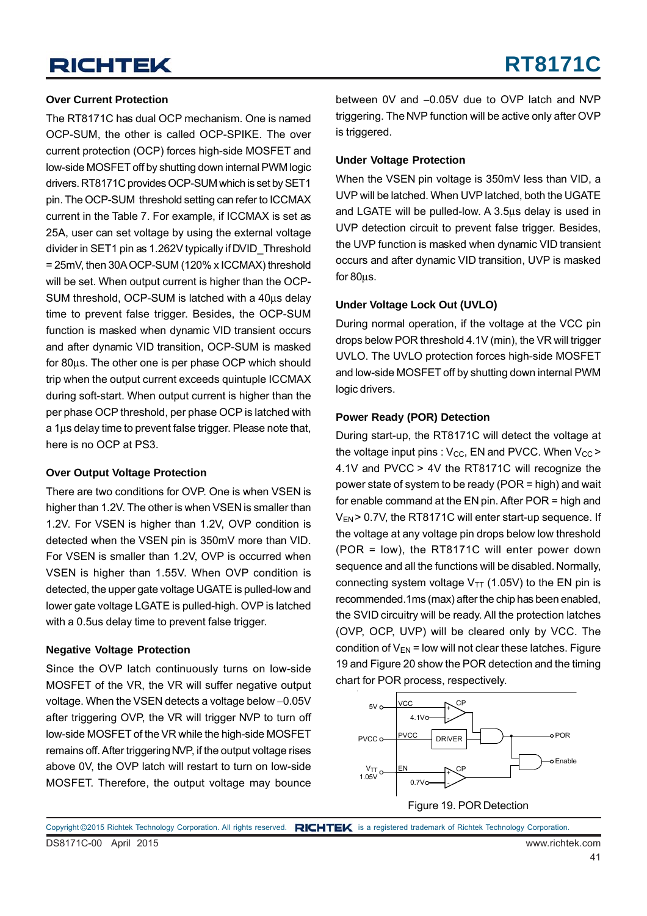### Over Current Protection

The RT8171C has dual OCP mechanism. One is named OCP-SUM, the other is called OCP-SPIKE. The over current protection (OCP) forces high-side MOSFET and low-side MOSFET off by shutting down internal PWM logic drivers. RT8171C provides OCP-SUM which is set by SET1 pin. The OCP-SUM threshold setting can refer to ICCMAX current in the Table 7. For example, if ICCMAX is set as 25A, user can set voltage by using the external voltage divider in SET1 pin as 1.262V typically if DVID_Threshold = 25mV, then 30A OCP-SUM (120% x ICCMAX) threshold will be set. When output current is higher than the OCP-SUM threshold, OCP-SUM is latched with a 40μs delay time to prevent false trigger. Besides, the OCP-SUM function is masked when dynamic VID transient occurs and after dynamic VID transition, OCP-SUM is masked for 80μs. The other one is per phase OCP which should trip when the output current exceeds quintuple ICCMAX during soft-start. When output current is higher than the per phase OCP threshold, per phase OCP is latched with a 1μs delay time to prevent false trigger. Please note that, here is no OCP at PS3.

### Over Output Voltage Protection

There are two conditions for OVP. One is when VSEN is higher than 1.2V. The other is when VSEN is smaller than 1.2V. For VSEN is higher than 1.2V, OVP condition is detected when the VSEN pin is 350mV more than VID. For VSEN is smaller than 1.2V, OVP is occurred when VSEN is higher than 1.55V. When OVP condition is detected, the upper gate voltage UGATE is pulled-low and lower gate voltage LGATE is pulled-high. OVP is latched with a 0.5us delay time to prevent false trigger.

### Negative Voltage Protection

Since the OVP latch continuously turns on low-side MOSFET of the VR, the VR will suffer negative output voltage. When the VSEN detects a voltage below −0.05V after triggering OVP, the VR will trigger NVP to turn off low-side MOSFET of the VR while the high-side MOSFET remains off. After triggering NVP, if the output voltage rises above 0V, the OVP latch will restart to turn on low-side MOSFET. Therefore, the output voltage may bounce between 0V and −0.05V due to OVP latch and NVP triggering. The NVP function will be active only after OVP is triggered.

### Under Voltage Protection

When the VSEN pin voltage is 350mV less than VID, a UVP will be latched. When UVP latched, both the UGATE and LGATE will be pulled-low. A 3.5μs delay is used in UVP detection circuit to prevent false trigger. Besides, the UVP function is masked when dynamic VID transient occurs and after dynamic VID transition, UVP is masked for 80μs.

### Under Voltage Lock Out (UVLO)

During normal operation, if the voltage at the VCC pin drops below POR threshold 4.1V (min), the VR will trigger UVLO. The UVLO protection forces high-side MOSFET and low-side MOSFET off by shutting down internal PWM logic drivers.

### Power Ready (POR) Detection

During start-up, the RT8171C will detect the voltage at the voltage input pins : $V_{CC}$, EN and PVCC. When $V_{CC}$ > 4.1V and PVCC > 4V the RT8171C will recognize the power state of system to be ready (POR = high) and wait for enable command at the EN pin. After POR = high and $V_{EN}$ > 0.7V, the RT8171C will enter start-up sequence. If the voltage at any voltage pin drops below low threshold (POR = low), the RT8171C will enter power down sequence and all the functions will be disabled. Normally, connecting system voltage $V_{TT}$ (1.05V) to the EN pin is recommended. 1ms (max) after the chip has been enabled, the SVID circuitry will be ready. All the protection latches (OVP, OCP, UVP) will be cleared only by VCC. The condition of $V_{EN}$ = low will not clear these latches. Figure 19 and Figure 20 show the POR detection and the timing chart for POR process, respectively.

Figure 19. POR Detection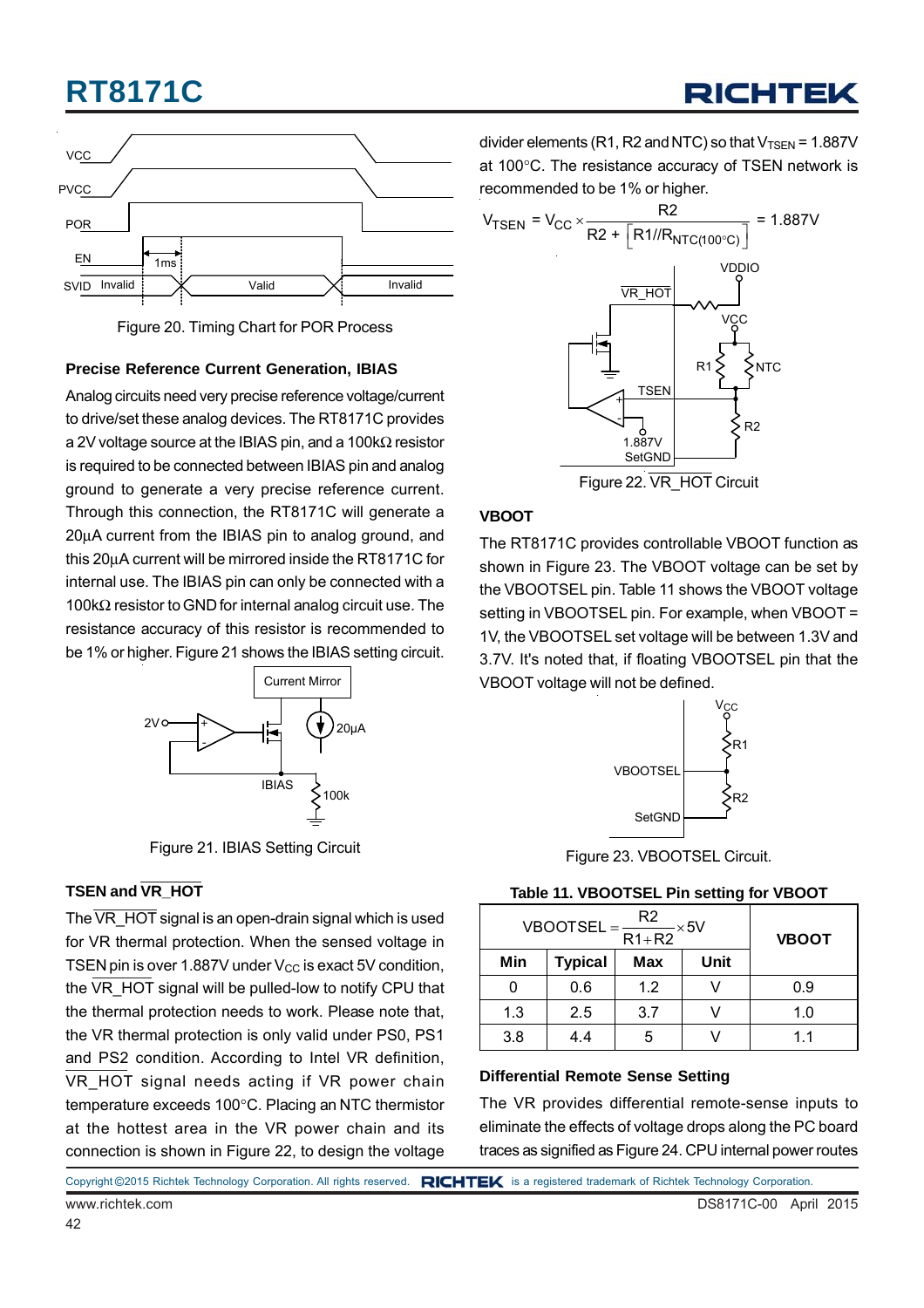Figure 20. Timing Chart for POR Process

### Precise Reference Current Generation, IBIAS

Analog circuits need very precise reference voltage/current to drive/set these analog devices. The RT8171C provides a 2V voltage source at the IBIAS pin, and a 100kΩ resistor is required to be connected between IBIAS pin and analog ground to generate a very precise reference current. Through this connection, the RT8171C will generate a 20μA current from the IBIAS pin to analog ground, and this 20μA current will be mirrored inside the RT8171C for internal use. The IBIAS pin can only be connected with a 100kΩ resistor to GND for internal analog circuit use. The resistance accuracy of this resistor is recommended to be 1% or higher. Figure 21 shows the IBIAS setting circuit.

Figure 21. IBIAS Setting Circuit

### TSEN and $\overline{\text{VR\_HOT}}$

The $\overline{\text{VR\_HOT}}$ signal is an open-drain signal which is used for VR thermal protection. When the sensed voltage in TSEN pin is over 1.887V under $V_{CC}$ is exact 5V condition, the $\overline{\text{VR\_HOT}}$ signal will be pulled-low to notify CPU that the thermal protection needs to work. Please note that, the VR thermal protection is only valid under PS0, PS1 and PS2 condition. According to Intel VR definition, $\overline{\text{VR\_HOT}}$ signal needs acting if VR power chain temperature exceeds 100°C. Placing an NTC thermistor at the hottest area in the VR power chain and its connection is shown in Figure 22, to design the voltage divider elements (R1, R2 and NTC) so that $V_{TSEN}$ = 1.887V at 100°C. The resistance accuracy of TSEN network is recommended to be 1% or higher.

$$V_{TSEN} = V_{CC} \times \frac{R2}{R2 + \left[R1 // R_{NTC(100°C)}\right]} = 1.887V$$

Figure 22. $\overline{\text{VR\_HOT}}$ Circuit

### VBOOT

The RT8171C provides controllable VBOOT function as shown in Figure 23. The VBOOT voltage can be set by the VBOOTSEL pin. Table 11 shows the VBOOT voltage setting in VBOOTSEL pin. For example, when VBOOT = 1V, the VBOOTSEL set voltage will be between 1.3V and 3.7V. It's noted that, if floating VBOOTSEL pin that the VBOOT voltage will not be defined.

Figure 23. VBOOTSEL Circuit.

**Table 11. VBOOTSEL Pin setting for VBOOT**

| $\text{VBOOTSEL} = \frac{R2}{R1+R2} \times 5V$ | | | | VBOOT |
|---|---|---|---|---|
| **Min** | **Typical** | **Max** | **Unit** | |
| 0 | 0.6 | 1.2 | V | 0.9 |
| 1.3 | 2.5 | 3.7 | V | 1.0 |
| 3.8 | 4.4 | 5 | V | 1.1 |

### Differential Remote Sense Setting

The VR provides differential remote-sense inputs to eliminate the effects of voltage drops along the PC board traces as signified as Figure 24. CPU internal power routes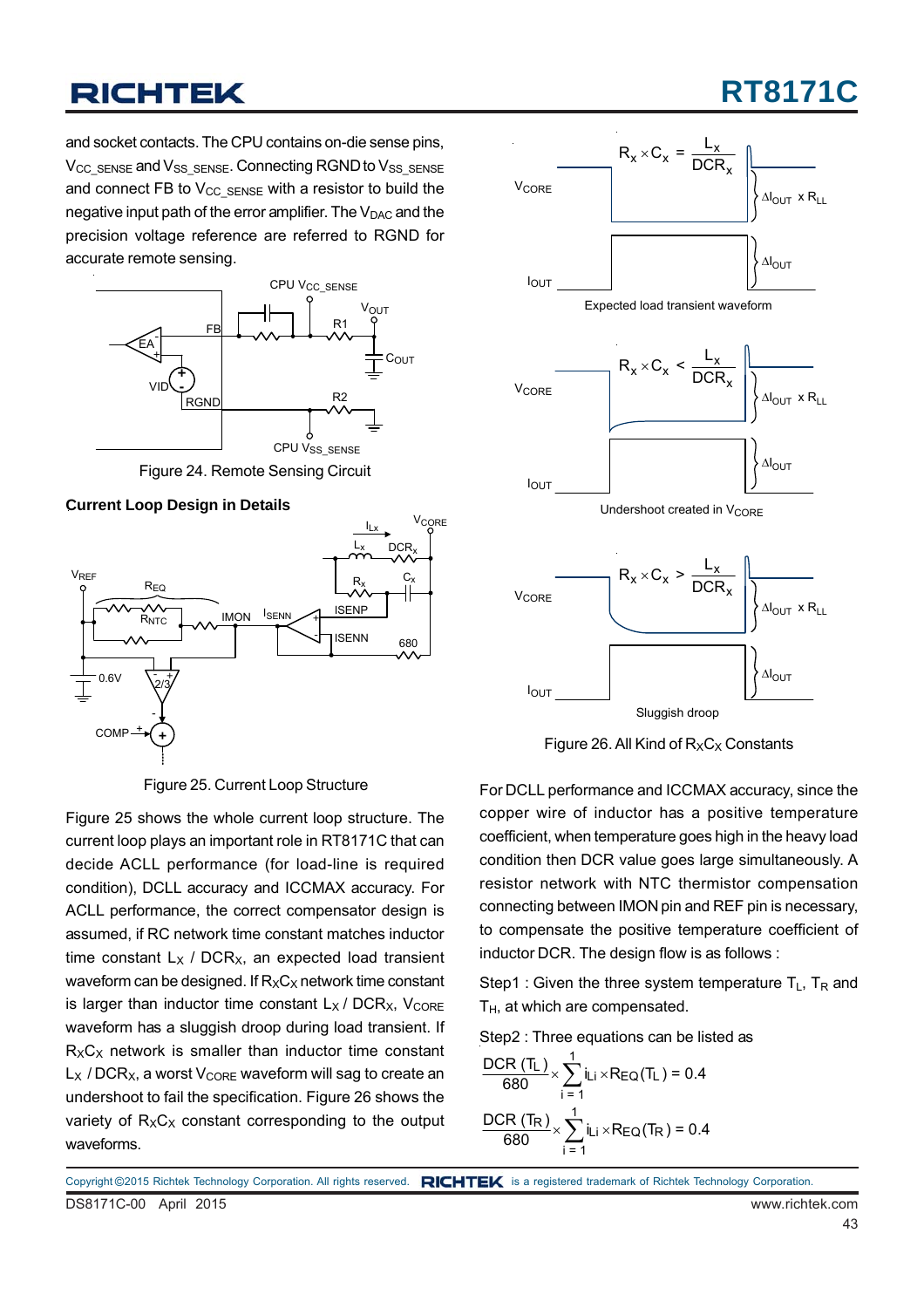and socket contacts. The CPU contains on-die sense pins, $V_{CC\_SENSE}$ and $V_{SS\_SENSE}$. Connecting RGND to $V_{SS\_SENSE}$ and connect FB to $V_{CC\_SENSE}$ with a resistor to build the negative input path of the error amplifier. The $V_{DAC}$ and the precision voltage reference are referred to RGND for accurate remote sensing.

Figure 24. Remote Sensing Circuit

### Current Loop Design in Details

Figure 25. Current Loop Structure

Figure 25 shows the whole current loop structure. The current loop plays an important role in RT8171C that can decide ACLL performance (for load-line is required condition), DCLL accuracy and ICCMAX accuracy. For ACLL performance, the correct compensator design is assumed, if RC network time constant matches inductor time constant $L_X$ / $DCR_X$, an expected load transient waveform can be designed. If $R_XC_X$ network time constant is larger than inductor time constant $L_X$ / $DCR_X$, $V_{CORE}$ waveform has a sluggish droop during load transient. If $R_XC_X$ network is smaller than inductor time constant $L_X$ / $DCR_X$, a worst $V_{CORE}$ waveform will sag to create an undershoot to fail the specification. Figure 26 shows the variety of $R_XC_X$ constant corresponding to the output waveforms.

Expected load transient waveform

Undershoot created in $V_{CORE}$

Sluggish droop

Figure 26. All Kind of $R_XC_X$ Constants

For DCLL performance and ICCMAX accuracy, since the copper wire of inductor has a positive temperature coefficient, when temperature goes high in the heavy load condition then DCR value goes large simultaneously. A resistor network with NTC thermistor compensation connecting between IMON pin and REF pin is necessary, to compensate the positive temperature coefficient of inductor DCR. The design flow is as follows :

Step1 : Given the three system temperature $T_L$, $T_R$ and $T_H$, at which are compensated.

Step2 : Three equations can be listed as

$$\frac{DCR\,(T_L)}{680} \times \sum_{i=1}^{1} i_{Li} \times R_{EQ}(T_L) = 0.4$$

$$\frac{DCR\,(T_R)}{680} \times \sum_{i=1}^{1} i_{Li} \times R_{EQ}(T_R) = 0.4$$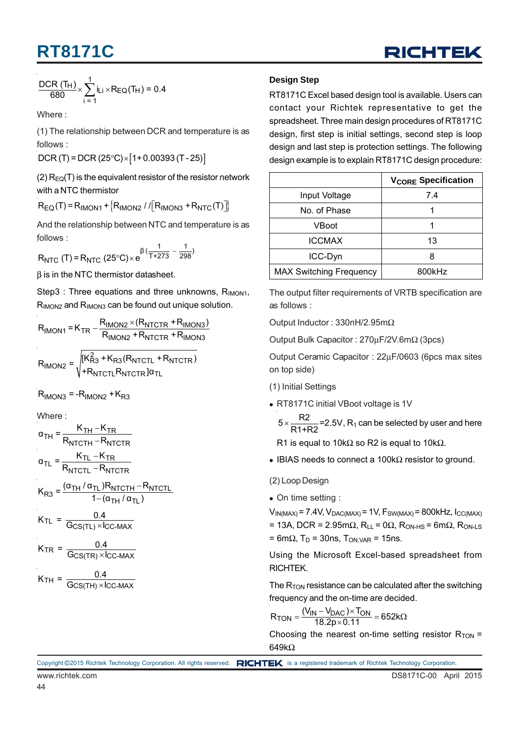$$\frac{DCR\ (T_H)}{680} \times \sum_{i=1}^{1} i_{Li} \times R_{EQ}(T_H) = 0.4$$

Where :

(1) The relationship between DCR and temperature is as follows :

$$DCR\ (T) = DCR\ (25°C) \times [1 + 0.00393\ (T - 25)]$$

(2) $R_{EQ}(T)$ is the equivalent resistor of the resistor network with a NTC thermistor

$$R_{EQ}(T) = R_{IMON1} + \{R_{IMON2} // [R_{IMON3} + R_{NTC}(T)]\}$$

And the relationship between NTC and temperature is as follows :

$$R_{NTC}\ (T) = R_{NTC}\ (25°C) \times e^{\beta\left(\frac{1}{T+273} - \frac{1}{298}\right)}$$

$\beta$ is in the NTC thermistor datasheet.

Step3 : Three equations and three unknowns, $R_{IMON1}$, $R_{IMON2}$ and $R_{IMON3}$ can be found out unique solution.

$$R_{IMON1} = K_{TR} - \frac{R_{IMON2} \times (R_{NTCTR} + R_{IMON3})}{R_{IMON2} + R_{NTCTR} + R_{IMON3}}$$

$$R_{IMON2} = \sqrt{[K_{R3}^2 + K_{R3}(R_{NTCTL} + R_{NTCTR}) + R_{NTCTL}R_{NTCTR}]\alpha_{TL}}$$

$$R_{IMON3} = -R_{IMON2} + K_{R3}$$

Where :

$$\alpha_{TH} = \frac{K_{TH} - K_{TR}}{R_{NTCTH} - R_{NTCTR}}$$

$$\alpha_{TL} = \frac{K_{TL} - K_{TR}}{R_{NTCTL} - R_{NTCTR}}$$

$$K_{R3} = \frac{(\alpha_{TH} / \alpha_{TL})R_{NTCTH} - R_{NTCTL}}{1 - (\alpha_{TH} / \alpha_{TL})}$$

$$K_{TL} = \frac{0.4}{G_{CS(TL)} \times I_{CC\text{-}MAX}}$$

$$K_{TR} = \frac{0.4}{G_{CS(TR)} \times I_{CC\text{-}MAX}}$$

$$K_{TH} = \frac{0.4}{G_{CS(TH)} \times I_{CC\text{-}MAX}}$$

**Design Step**

RT8171C Excel based design tool is available. Users can contact your Richtek representative to get the spreadsheet. Three main design procedures of RT8171C design, first step is initial settings, second step is loop design and last step is protection settings. The following design example is to explain RT8171C design procedure:

| | $V_{CORE}$ Specification |
|---|---|
| Input Voltage | 7.4 |
| No. of Phase | 1 |
| VBoot | 1 |
| ICCMAX | 13 |
| ICC-Dyn | 8 |
| MAX Switching Frequency | 800kHz |

The output filter requirements of VRTB specification are as follows :

Output Inductor : 330nH/2.95mΩ

Output Bulk Capacitor : 270μF/2V.6mΩ (3pcs)

Output Ceramic Capacitor : 22μF/0603 (6pcs max sites on top side)

(1) Initial Settings

- RT8171C initial VBoot voltage is 1V

  $5 \times \frac{R2}{R1+R2}$ =2.5V, $R_1$ can be selected by user and here R1 is equal to 10kΩ so R2 is equal to 10kΩ.

- IBIAS needs to connect a 100kΩ resistor to ground.

(2) Loop Design

- On time setting :

$V_{IN(MAX)}$ = 7.4V, $V_{DAC(MAX)}$ = 1V, $F_{SW(MAX)}$ = 800kHz, $I_{CC(MAX)}$ = 13A, DCR = 2.95mΩ, $R_{LL}$ = 0Ω, $R_{ON\text{-}HS}$ = 6mΩ, $R_{ON\text{-}LS}$ = 6mΩ, $T_D$ = 30ns, $T_{ON,VAR}$ = 15ns.

Using the Microsoft Excel-based spreadsheet from RICHTEK.

The $R_{TON}$ resistance can be calculated after the switching frequency and the on-time are decided.

$$R_{TON} = \frac{(V_{IN} - V_{DAC}) \times T_{ON}}{18.2p \times 0.11} = 652k\Omega$$

Choosing the nearest on-time setting resistor $R_{TON}$ = 649kΩ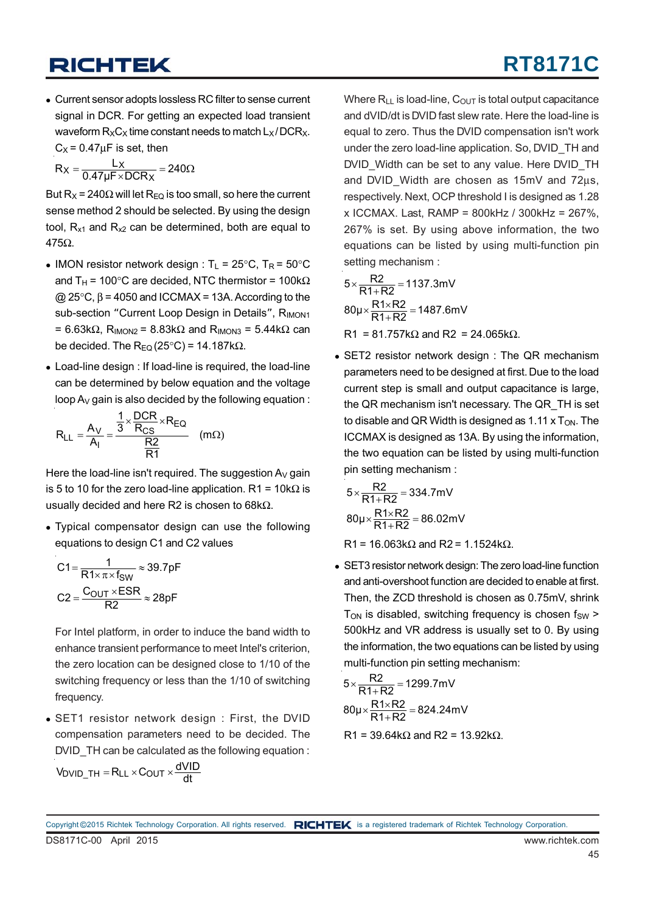- Current sensor adopts lossless RC filter to sense current signal in DCR. For getting an expected load transient waveform $R_XC_X$ time constant needs to match $L_X$ / $DCR_X$. $C_X$ = 0.47μF is set, then

$$R_X = \frac{L_X}{0.47\mu F \times DCR_X} = 240\Omega$$

But $R_X$ = 240Ω will let $R_{EQ}$ is too small, so here the current sense method 2 should be selected. By using the design tool, $R_{x1}$ and $R_{x2}$ can be determined, both are equal to 475Ω.

- IMON resistor network design : $T_L$ = 25°C, $T_R$ = 50°C and $T_H$ = 100°C are decided, NTC thermistor = 100kΩ @ 25°C, β = 4050 and ICCMAX = 13A. According to the sub-section "Current Loop Design in Details", $R_{IMON1}$ = 6.63kΩ, $R_{IMON2}$ = 8.83kΩ and $R_{IMON3}$ = 5.44kΩ can be decided. The $R_{EQ}$ (25°C) = 14.187kΩ.

- Load-line design : If load-line is required, the load-line can be determined by below equation and the voltage loop $A_V$ gain is also decided by the following equation :

$$R_{LL} = \frac{A_V}{A_I} = \frac{\frac{1}{3} \times \frac{DCR}{R_{CS}} \times R_{EQ}}{\frac{R2}{R1}} \quad (m\Omega)$$

Here the load-line isn't required. The suggestion $A_V$ gain is 5 to 10 for the zero load-line application. R1 = 10kΩ is usually decided and here R2 is chosen to 68kΩ.

- Typical compensator design can use the following equations to design C1 and C2 values

$$C1 = \frac{1}{R1 \times \pi \times f_{SW}} \approx 39.7pF$$

$$C2 = \frac{C_{OUT} \times ESR}{R2} \approx 28pF$$

For Intel platform, in order to induce the band width to enhance transient performance to meet Intel's criterion, the zero location can be designed close to 1/10 of the switching frequency or less than the 1/10 of switching frequency.

- SET1 resistor network design : First, the DVID compensation parameters need to be decided. The DVID_TH can be calculated as the following equation :

$$V_{DVID\_TH} = R_{LL} \times C_{OUT} \times \frac{dVID}{dt}$$

Where $R_{LL}$ is load-line, $C_{OUT}$ is total output capacitance and dVID/dt is DVID fast slew rate. Here the load-line is equal to zero. Thus the DVID compensation isn't work under the zero load-line application. So, DVID_TH and DVID_Width can be set to any value. Here DVID_TH and DVID_Width are chosen as 15mV and 72μs, respectively. Next, OCP threshold I is designed as 1.28 x ICCMAX. Last, RAMP = 800kHz / 300kHz = 267%, 267% is set. By using above information, the two equations can be listed by using multi-function pin setting mechanism :

$$5 \times \frac{R2}{R1 + R2} = 1137.3mV$$

$$80\mu \times \frac{R1 \times R2}{R1 + R2} = 1487.6mV$$

R1 = 81.757kΩ and R2 = 24.065kΩ.

- SET2 resistor network design : The QR mechanism parameters need to be designed at first. Due to the load current step is small and output capacitance is large, the QR mechanism isn't necessary. The QR_TH is set to disable and QR Width is designed as 1.11 x $T_{ON}$. The ICCMAX is designed as 13A. By using the information, the two equation can be listed by using multi-function pin setting mechanism :

$$5 \times \frac{R2}{R1 + R2} = 334.7mV$$

$$80\mu \times \frac{R1 \times R2}{R1 + R2} = 86.02mV$$

R1 = 16.063kΩ and R2 = 1.1524kΩ.

- SET3 resistor network design: The zero load-line function and anti-overshoot function are decided to enable at first. Then, the ZCD threshold is chosen as 0.75mV, shrink $T_{ON}$ is disabled, switching frequency is chosen $f_{SW}$ > 500kHz and VR address is usually set to 0. By using the information, the two equations can be listed by using multi-function pin setting mechanism:

$$5 \times \frac{R2}{R1 + R2} = 1299.7mV$$

$$80\mu \times \frac{R1 \times R2}{R1 + R2} = 824.24mV$$

R1 = 39.64kΩ and R2 = 13.92kΩ.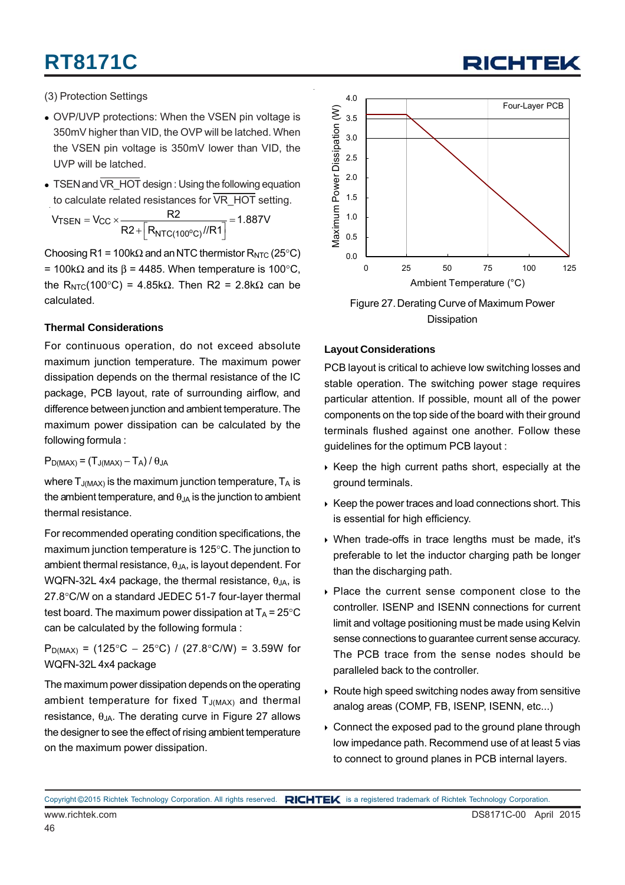(3) Protection Settings

- OVP/UVP protections: When the VSEN pin voltage is 350mV higher than VID, the OVP will be latched. When the VSEN pin voltage is 350mV lower than VID, the UVP will be latched.
- TSEN and $\overline{VR\_HOT}$ design : Using the following equation to calculate related resistances for $\overline{VR\_HOT}$ setting.

$$V_{TSEN} = V_{CC} \times \frac{R2}{R2 + \left[R_{NTC(100^{\circ}C)} // R1\right]} = 1.887V$$

Choosing R1 = 100kΩ and an NTC thermistor $R_{NTC}$ (25°C) = 100kΩ and its β = 4485. When temperature is 100°C, the $R_{NTC}$(100°C) = 4.85kΩ. Then R2 = 2.8kΩ can be calculated.

### Thermal Considerations

For continuous operation, do not exceed absolute maximum junction temperature. The maximum power dissipation depends on the thermal resistance of the IC package, PCB layout, rate of surrounding airflow, and difference between junction and ambient temperature. The maximum power dissipation can be calculated by the following formula :

$$P_{D(MAX)} = (T_{J(MAX)} - T_A) / \theta_{JA}$$

where $T_{J(MAX)}$ is the maximum junction temperature, $T_A$ is the ambient temperature, and $\theta_{JA}$ is the junction to ambient thermal resistance.

For recommended operating condition specifications, the maximum junction temperature is 125°C. The junction to ambient thermal resistance, $\theta_{JA}$, is layout dependent. For WQFN-32L 4x4 package, the thermal resistance, $\theta_{JA}$, is 27.8°C/W on a standard JEDEC 51-7 four-layer thermal test board. The maximum power dissipation at $T_A$ = 25°C can be calculated by the following formula :

$P_{D(MAX)}$ = (125°C − 25°C) / (27.8°C/W) = 3.59W for WQFN-32L 4x4 package

The maximum power dissipation depends on the operating ambient temperature for fixed $T_{J(MAX)}$ and thermal resistance, $\theta_{JA}$. The derating curve in Figure 27 allows the designer to see the effect of rising ambient temperature on the maximum power dissipation.

Figure 27. Derating Curve of Maximum Power Dissipation

### Layout Considerations

PCB layout is critical to achieve low switching losses and stable operation. The switching power stage requires particular attention. If possible, mount all of the power components on the top side of the board with their ground terminals flushed against one another. Follow these guidelines for the optimum PCB layout :

- Keep the high current paths short, especially at the ground terminals.
- Keep the power traces and load connections short. This is essential for high efficiency.
- When trade-offs in trace lengths must be made, it's preferable to let the inductor charging path be longer than the discharging path.
- Place the current sense component close to the controller. ISENP and ISENN connections for current limit and voltage positioning must be made using Kelvin sense connections to guarantee current sense accuracy. The PCB trace from the sense nodes should be paralleled back to the controller.
- Route high speed switching nodes away from sensitive analog areas (COMP, FB, ISENP, ISENN, etc...)
- Connect the exposed pad to the ground plane through low impedance path. Recommend use of at least 5 vias to connect to ground planes in PCB internal layers.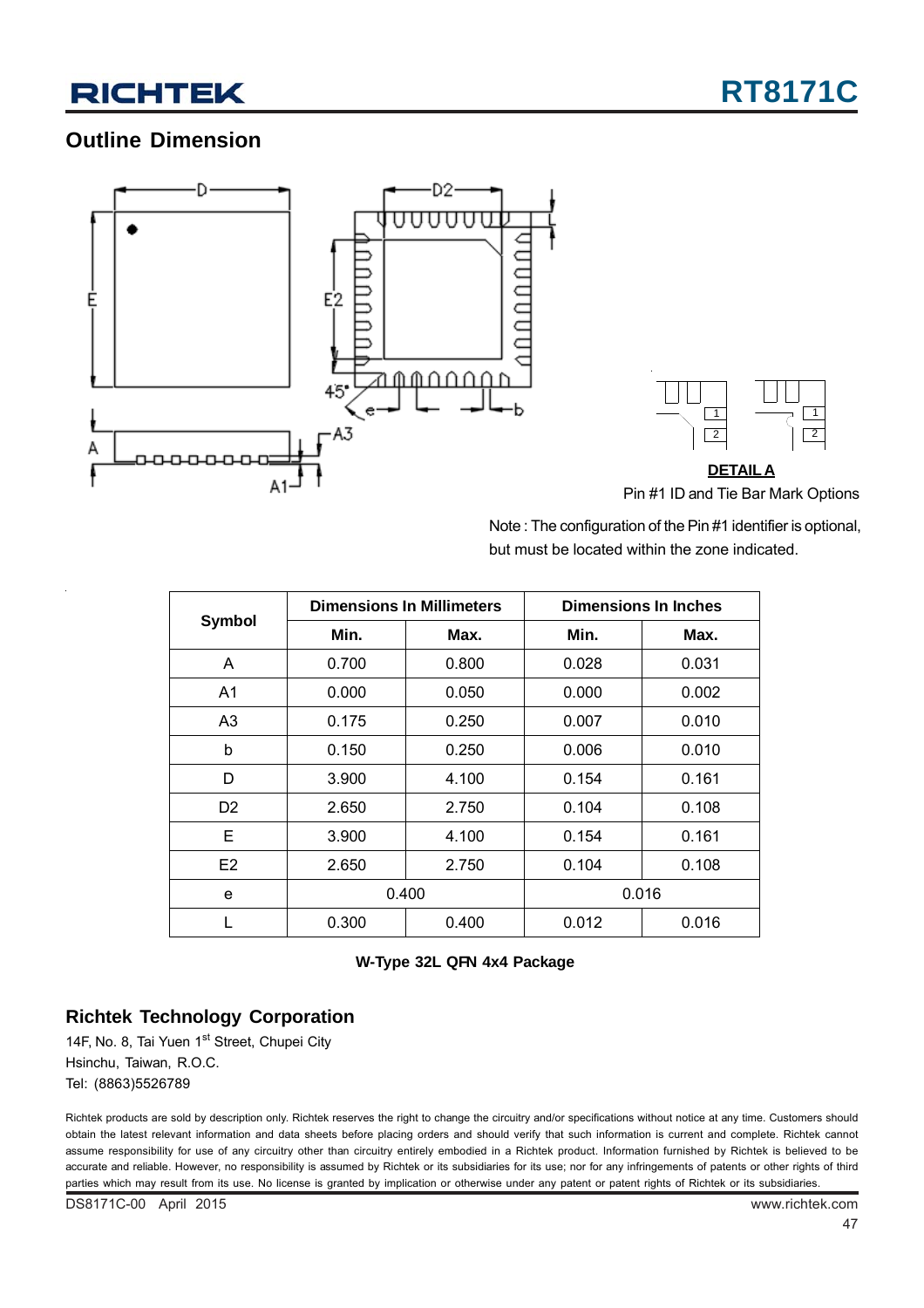## Outline Dimension

DETAIL A

Pin #1 ID and Tie Bar Mark Options

Note : The configuration of the Pin #1 identifier is optional, but must be located within the zone indicated.

| Symbol | Dimensions In Millimeters | | Dimensions In Inches | |
|---|---|---|---|---|
| | Min. | Max. | Min. | Max. |
| A | 0.700 | 0.800 | 0.028 | 0.031 |
| A1 | 0.000 | 0.050 | 0.000 | 0.002 |
| A3 | 0.175 | 0.250 | 0.007 | 0.010 |
| b | 0.150 | 0.250 | 0.006 | 0.010 |
| D | 3.900 | 4.100 | 0.154 | 0.161 |
| D2 | 2.650 | 2.750 | 0.104 | 0.108 |
| E | 3.900 | 4.100 | 0.154 | 0.161 |
| E2 | 2.650 | 2.750 | 0.104 | 0.108 |
| e | 0.400 | | 0.016 | |
| L | 0.300 | 0.400 | 0.012 | 0.016 |

**W-Type 32L QFN 4x4 Package**

## Richtek Technology Corporation

14F, No. 8, Tai Yuen 1st Street, Chupei City
Hsinchu, Taiwan, R.O.C.
Tel: (8863)5526789

Richtek products are sold by description only. Richtek reserves the right to change the circuitry and/or specifications without notice at any time. Customers should obtain the latest relevant information and data sheets before placing orders and should verify that such information is current and complete. Richtek cannot assume responsibility for use of any circuitry other than circuitry entirely embodied in a Richtek product. Information furnished by Richtek is believed to be accurate and reliable. However, no responsibility is assumed by Richtek or its subsidiaries for its use; nor for any infringements of patents or other rights of third parties which may result from its use. No license is granted by implication or otherwise under any patent or patent rights of Richtek or its subsidiaries.